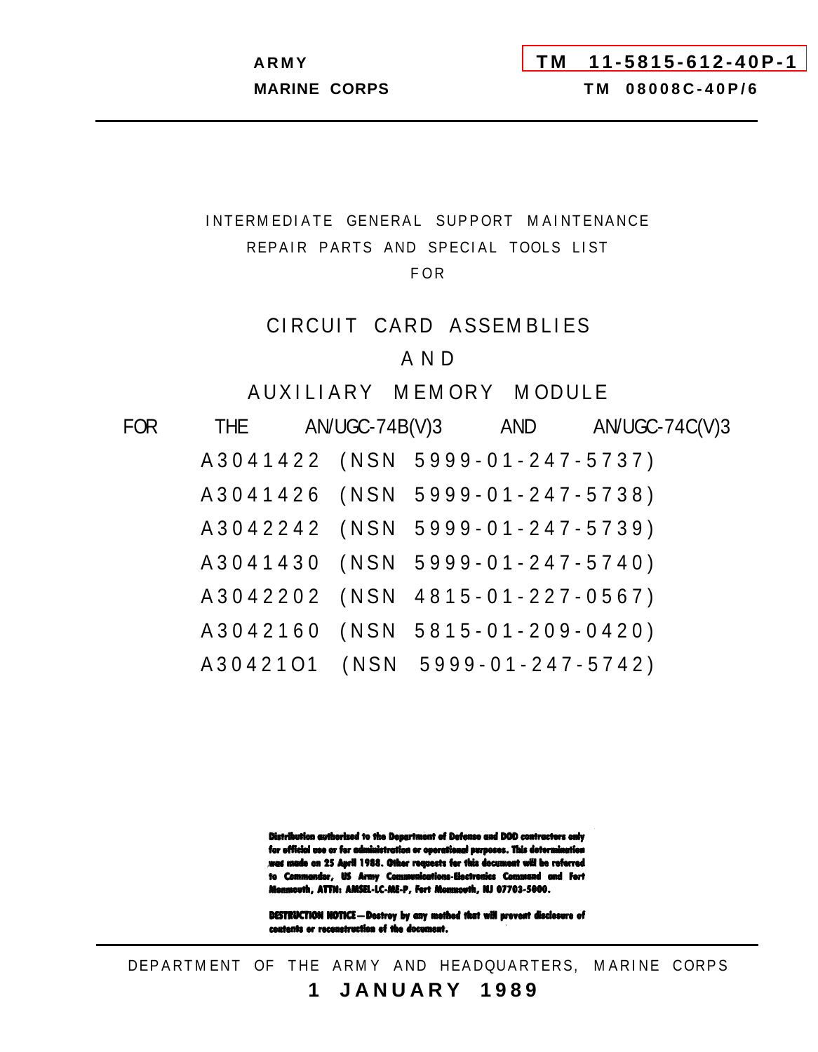ARMY **TM 11-5815-612-40P-1**

MARINE CORPS **TM 08008C-40P/6**

---

INTERMEDIATE GENERAL SUPPORT MAINTENANCE

REPAIR PARTS AND SPECIAL TOOLS LIST

FOR

# CIRCUIT CARD ASSEMBLIES

# AND

# AUXILIARY MEMORY MODULE

FOR THE AN/UGC-74B(V)3 AND AN/UGC-74C(V)3

A3041422 (NSN 5999-01-247-5737)

A3041426 (NSN 5999-01-247-5738)

A3042242 (NSN 5999-01-247-5739)

A3041430 (NSN 5999-01-247-5740)

A3042202 (NSN 4815-01-227-0567)

A3042160 (NSN 5815-01-209-0420)

A30421O1 (NSN 5999-01-247-5742)

**Distribution authorized to the Department of Defense and DOD contractors only for official use or for administration or operational purposes. This determination was made on 25 April 1988. Other requests for this document will be referred to Commander, US Army Communications-Electronics Command and Fort Monmouth, ATTN: AMSEL-LC-ME-P, Fort Monmouth, NJ 07703-5000.**

**DESTRUCTION NOTICE—Destroy by any method that will prevent disclosure of contents or reconstruction of the document.**

---

DEPARTMENT OF THE ARMY AND HEADQUARTERS, MARINE CORPS

**1 JANUARY 1989**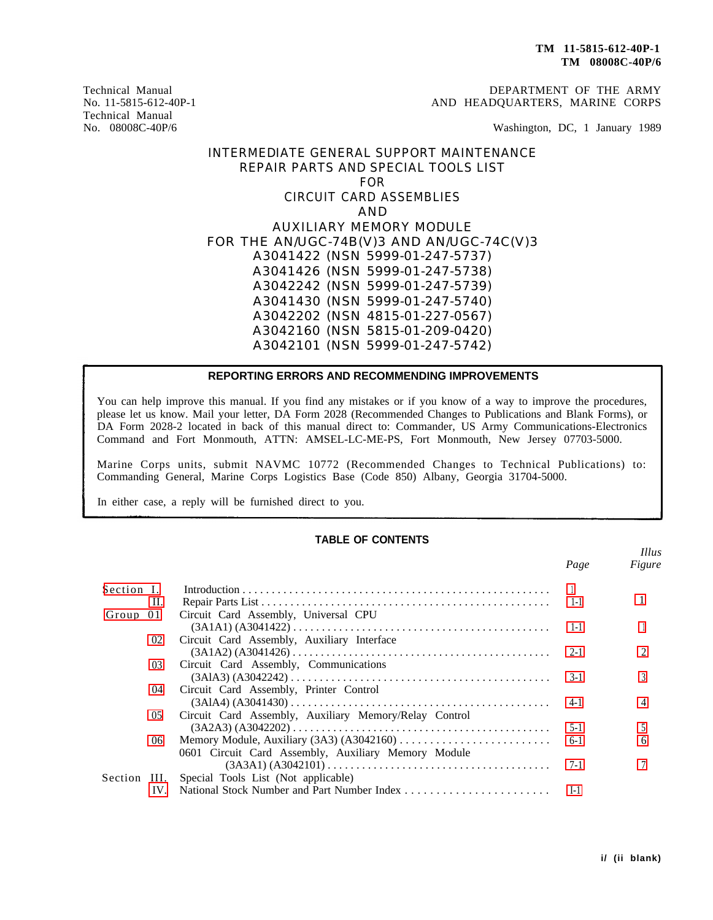TM 11-5815-612-40P-1
TM 08008C-40P/6

Technical Manual
No. 11-5815-612-40P-1
Technical Manual
No. 08008C-40P/6

DEPARTMENT OF THE ARMY
AND HEADQUARTERS, MARINE CORPS

Washington, DC, 1 January 1989

# INTERMEDIATE GENERAL SUPPORT MAINTENANCE REPAIR PARTS AND SPECIAL TOOLS LIST FOR CIRCUIT CARD ASSEMBLIES AND AUXILIARY MEMORY MODULE FOR THE AN/UGC-74B(V)3 AND AN/UGC-74C(V)3

A3041422 (NSN 5999-01-247-5737)
A3041426 (NSN 5999-01-247-5738)
A3042242 (NSN 5999-01-247-5739)
A3041430 (NSN 5999-01-247-5740)
A3042202 (NSN 4815-01-227-0567)
A3042160 (NSN 5815-01-209-0420)
A3042101 (NSN 5999-01-247-5742)

## REPORTING ERRORS AND RECOMMENDING IMPROVEMENTS

You can help improve this manual. If you find any mistakes or if you know of a way to improve the procedures, please let us know. Mail your letter, DA Form 2028 (Recommended Changes to Publications and Blank Forms), or DA Form 2028-2 located in back of this manual direct to: Commander, US Army Communications-Electronics Command and Fort Monmouth, ATTN: AMSEL-LC-ME-PS, Fort Monmouth, New Jersey 07703-5000.

Marine Corps units, submit NAVMC 10772 (Recommended Changes to Technical Publications) to: Commanding General, Marine Corps Logistics Base (Code 850) Albany, Georgia 31704-5000.

In either case, a reply will be furnished direct to you.

## TABLE OF CONTENTS

| | | | Page | Illus Figure |
|---|---|---|---|---|
| Section | I. | Introduction | 1 | |
| | II. | Repair Parts List | 1-1 | 1 |
| Group | 01 | Circuit Card Assembly, Universal CPU (3A1A1) (A3041422) | 1-1 | 1 |
| | 02 | Circuit Card Assembly, Auxiliary Interface (3A1A2) (A3041426) | 2-1 | 2 |
| | 03 | Circuit Card Assembly, Communications (3A1A3) (A3042242) | 3-1 | 3 |
| | 04 | Circuit Card Assembly, Printer Control (3A1A4) (A3041430) | 4-1 | 4 |
| | 05 | Circuit Card Assembly, Auxiliary Memory/Relay Control (3A2A3) (A3042202) | 5-1 | 5 |
| | 06 | Memory Module, Auxiliary (3A3) (A3042160) | 6-1 | 6 |
| | | 0601 Circuit Card Assembly, Auxiliary Memory Module (3A3A1) (A3042101) | 7-1 | 7 |
| Section | III. | Special Tools List (Not applicable) | | |
| | IV. | National Stock Number and Part Number Index | I-1 | |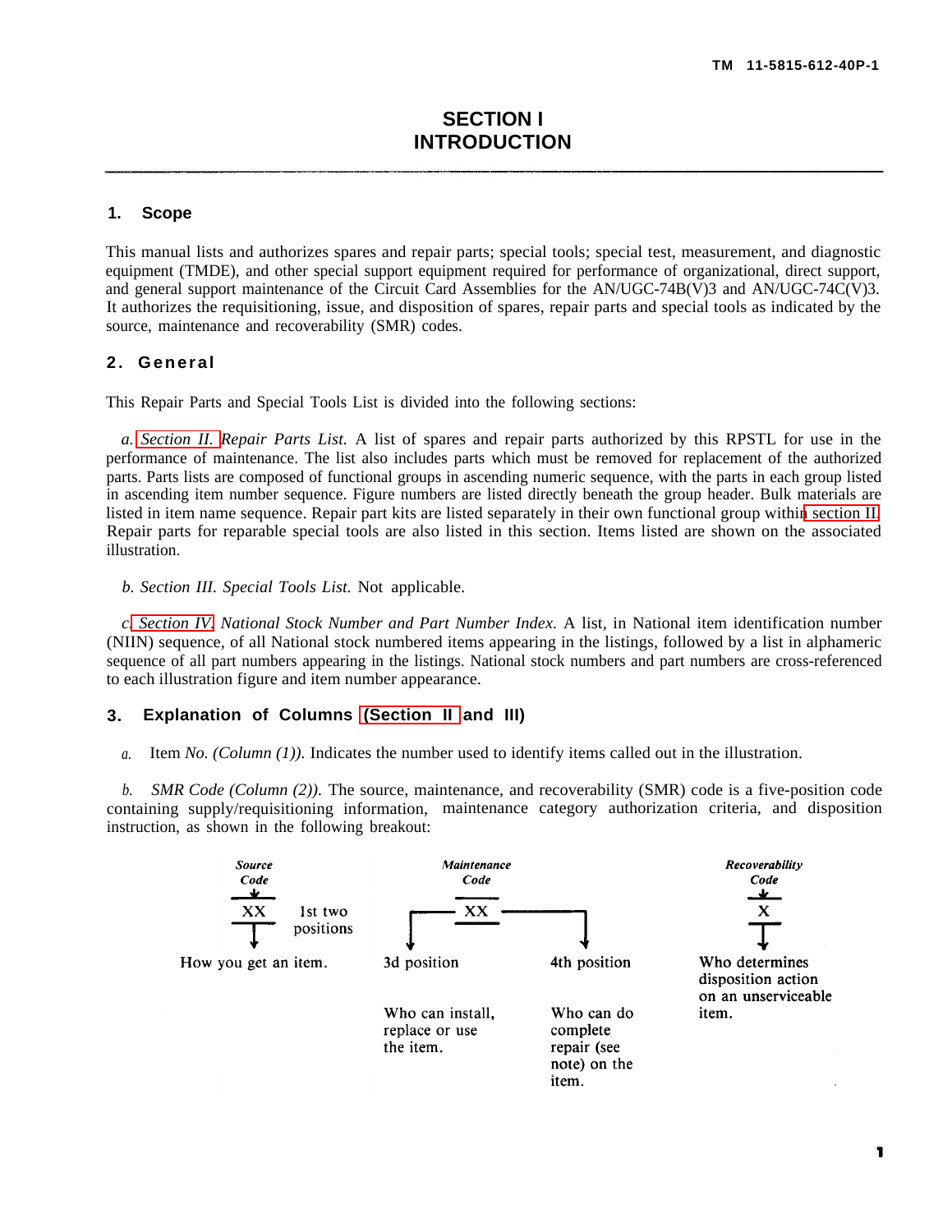# SECTION I
# INTRODUCTION

## 1. Scope

This manual lists and authorizes spares and repair parts; special tools; special test, measurement, and diagnostic equipment (TMDE), and other special support equipment required for performance of organizational, direct support, and general support maintenance of the Circuit Card Assemblies for the AN/UGC-74B(V)3 and AN/UGC-74C(V)3. It authorizes the requisitioning, issue, and disposition of spares, repair parts and special tools as indicated by the source, maintenance and recoverability (SMR) codes.

## 2. General

This Repair Parts and Special Tools List is divided into the following sections:

*a. Section II. Repair Parts List.* A list of spares and repair parts authorized by this RPSTL for use in the performance of maintenance. The list also includes parts which must be removed for replacement of the authorized parts. Parts lists are composed of functional groups in ascending numeric sequence, with the parts in each group listed in ascending item number sequence. Figure numbers are listed directly beneath the group header. Bulk materials are listed in item name sequence. Repair part kits are listed separately in their own functional group within section II. Repair parts for reparable special tools are also listed in this section. Items listed are shown on the associated illustration.

*b. Section III. Special Tools List.* Not applicable.

*c. Section IV. National Stock Number and Part Number Index.* A list, in National item identification number (NIIN) sequence, of all National stock numbered items appearing in the listings, followed by a list in alphameric sequence of all part numbers appearing in the listings. National stock numbers and part numbers are cross-referenced to each illustration figure and item number appearance.

## 3. Explanation of Columns (Section II and III)

*a.* Item *No. (Column (1)).* Indicates the number used to identify items called out in the illustration.

*b. SMR Code (Column (2)).* The source, maintenance, and recoverability (SMR) code is a five-position code containing supply/requisitioning information, maintenance category authorization criteria, and disposition instruction, as shown in the following breakout:

| *Source Code* | | *Maintenance Code* | | *Recoverability Code* |
|---|---|---|---|---|
| XX | | XX | | X |
| 1st two positions | | 3d position | 4th position | |
| How you get an item. | | Who can install, replace or use the item. | Who can do complete repair (see note) on the item. | Who determines disposition action on an unserviceable item. |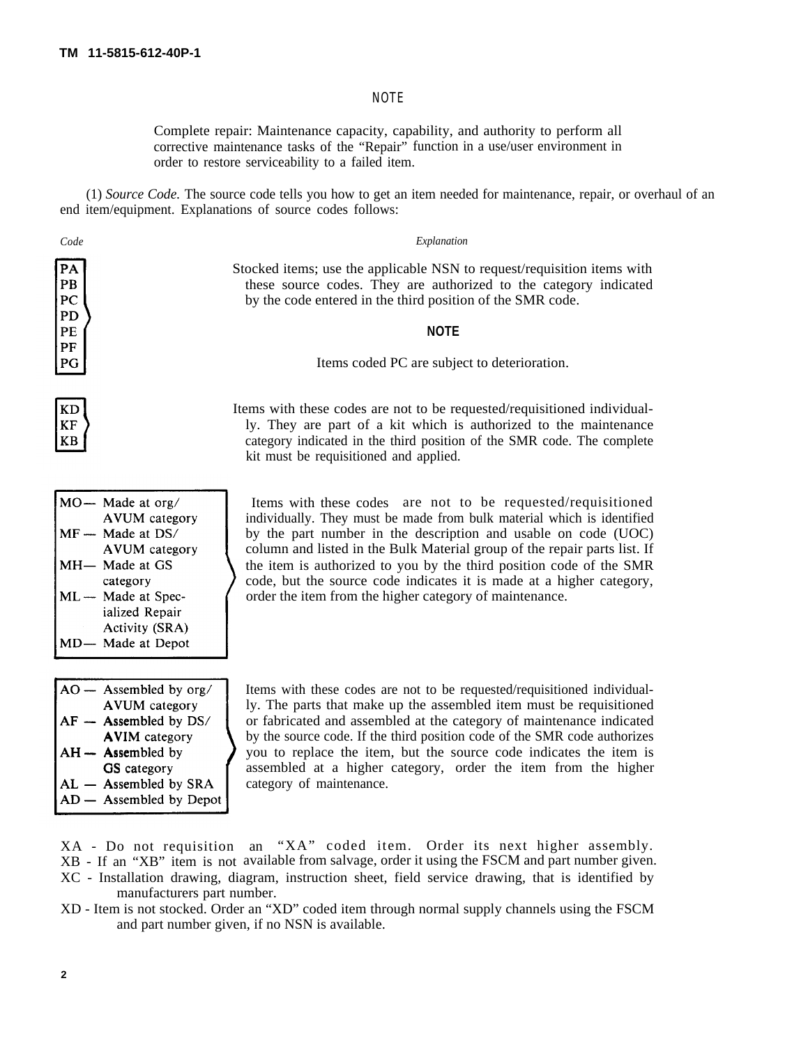NOTE

Complete repair: Maintenance capacity, capability, and authority to perform all corrective maintenance tasks of the "Repair" function in a use/user environment in order to restore serviceability to a failed item.

(1) *Source Code.* The source code tells you how to get an item needed for maintenance, repair, or overhaul of an end item/equipment. Explanations of source codes follows:

| *Code* | *Explanation* |
|---|---|
| PA<br>PB<br>PC<br>PD<br>PE<br>PF<br>PG | Stocked items; use the applicable NSN to request/requisition items with these source codes. They are authorized to the category indicated by the code entered in the third position of the SMR code.<br><br>**NOTE**<br><br>Items coded PC are subject to deterioration. |
| KD<br>KF<br>KB | Items with these codes are not to be requested/requisitioned individually. They are part of a kit which is authorized to the maintenance category indicated in the third position of the SMR code. The complete kit must be requisitioned and applied. |
| MO— Made at org/ AVUM category<br>MF — Made at DS/ AVUM category<br>MH— Made at GS category<br>ML — Made at Specialized Repair Activity (SRA)<br>MD— Made at Depot | Items with these codes are not to be requested/requisitioned individually. They must be made from bulk material which is identified by the part number in the description and usable on code (UOC) column and listed in the Bulk Material group of the repair parts list. If the item is authorized to you by the third position code of the SMR code, but the source code indicates it is made at a higher category, order the item from the higher category of maintenance. |
| AO — Assembled by org/ AVUM category<br>AF — Assembled by DS/ AVIM category<br>AH — Assembled by GS category<br>AL — Assembled by SRA<br>AD — Assembled by Depot | Items with these codes are not to be requested/requisitioned individually. The parts that make up the assembled item must be requisitioned or fabricated and assembled at the category of maintenance indicated by the source code. If the third position code of the SMR code authorizes you to replace the item, but the source code indicates the item is assembled at a higher category, order the item from the higher category of maintenance. |

XA - Do not requisition an "XA" coded item. Order its next higher assembly.

XB - If an "XB" item is not available from salvage, order it using the FSCM and part number given.

XC - Installation drawing, diagram, instruction sheet, field service drawing, that is identified by manufacturers part number.

XD - Item is not stocked. Order an "XD" coded item through normal supply channels using the FSCM and part number given, if no NSN is available.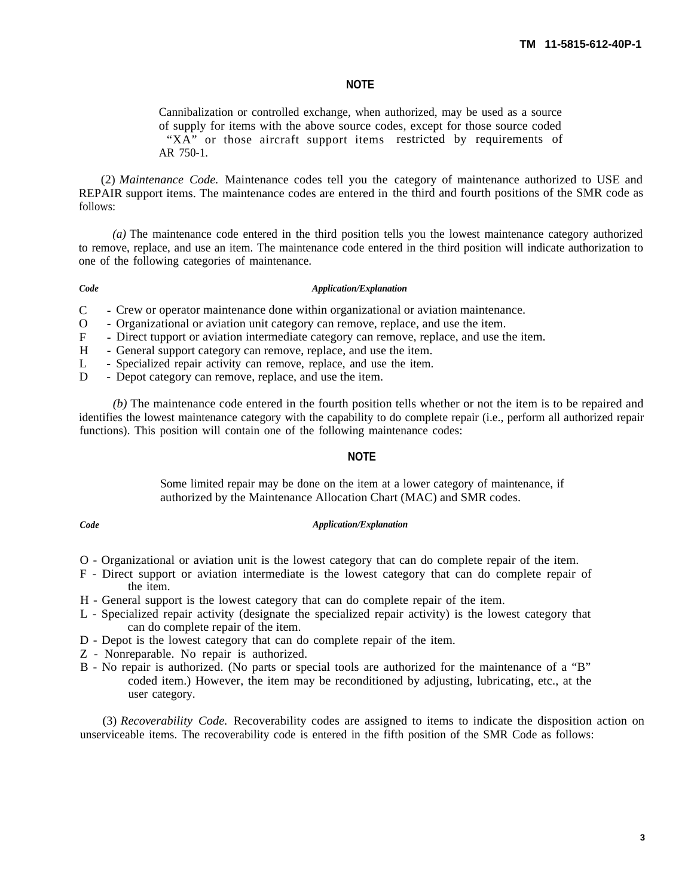**NOTE**

Cannibalization or controlled exchange, when authorized, may be used as a source of supply for items with the above source codes, except for those source coded "XA" or those aircraft support items restricted by requirements of AR 750-1.

(2) *Maintenance Code.* Maintenance codes tell you the category of maintenance authorized to USE and REPAIR support items. The maintenance codes are entered in the third and fourth positions of the SMR code as follows:

*(a)* The maintenance code entered in the third position tells you the lowest maintenance category authorized to remove, replace, and use an item. The maintenance code entered in the third position will indicate authorization to one of the following categories of maintenance.

| *Code* | *Application/Explanation* |
|---|---|
| C | - Crew or operator maintenance done within organizational or aviation maintenance. |
| O | - Organizational or aviation unit category can remove, replace, and use the item. |
| F | - Direct support or aviation intermediate category can remove, replace, and use the item. |
| H | - General support category can remove, replace, and use the item. |
| L | - Specialized repair activity can remove, replace, and use the item. |
| D | - Depot category can remove, replace, and use the item. |

*(b)* The maintenance code entered in the fourth position tells whether or not the item is to be repaired and identifies the lowest maintenance category with the capability to do complete repair (i.e., perform all authorized repair functions). This position will contain one of the following maintenance codes:

**NOTE**

Some limited repair may be done on the item at a lower category of maintenance, if authorized by the Maintenance Allocation Chart (MAC) and SMR codes.

| *Code* | *Application/Explanation* |
|---|---|
| O | - Organizational or aviation unit is the lowest category that can do complete repair of the item. |
| F | - Direct support or aviation intermediate is the lowest category that can do complete repair of the item. |
| H | - General support is the lowest category that can do complete repair of the item. |
| L | - Specialized repair activity (designate the specialized repair activity) is the lowest category that can do complete repair of the item. |
| D | - Depot is the lowest category that can do complete repair of the item. |
| Z | - Nonreparable. No repair is authorized. |
| B | - No repair is authorized. (No parts or special tools are authorized for the maintenance of a "B" coded item.) However, the item may be reconditioned by adjusting, lubricating, etc., at the user category. |

(3) *Recoverability Code.* Recoverability codes are assigned to items to indicate the disposition action on unserviceable items. The recoverability code is entered in the fifth position of the SMR Code as follows: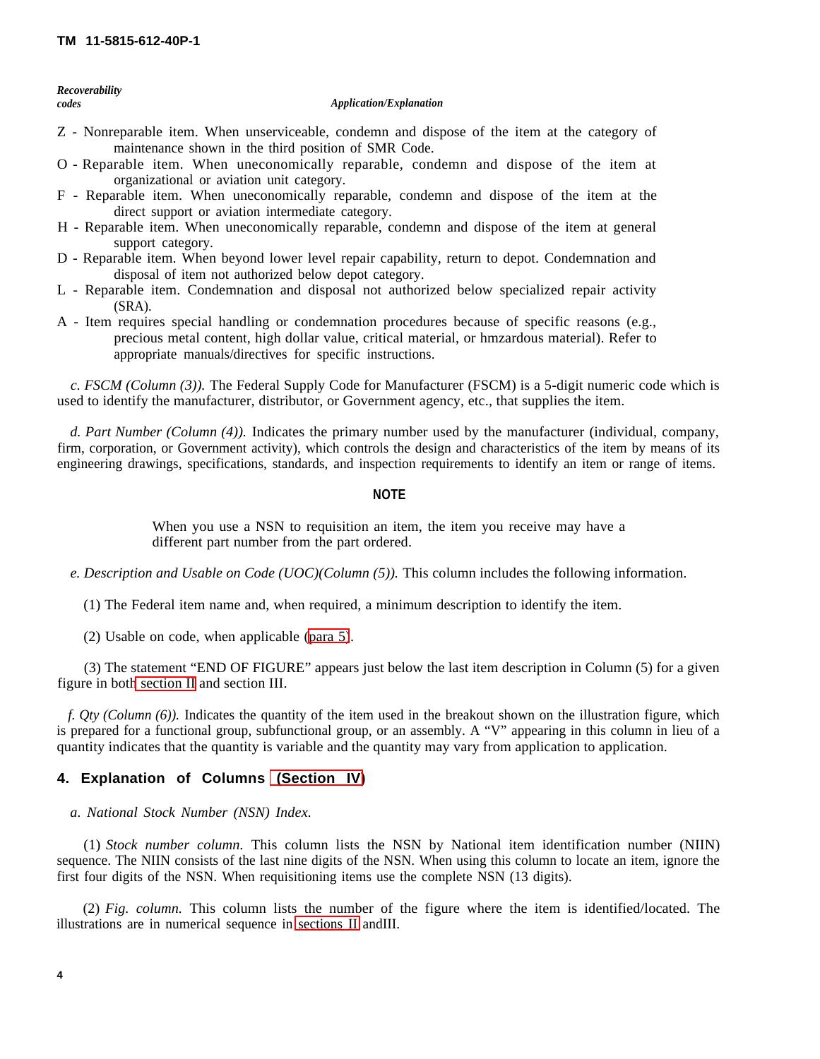*Recoverability codes* | *Application/Explanation*

Z - Nonreparable item. When unserviceable, condemn and dispose of the item at the category of maintenance shown in the third position of SMR Code.

O - Reparable item. When uneconomically reparable, condemn and dispose of the item at organizational or aviation unit category.

F - Reparable item. When uneconomically reparable, condemn and dispose of the item at the direct support or aviation intermediate category.

H - Reparable item. When uneconomically reparable, condemn and dispose of the item at general support category.

D - Reparable item. When beyond lower level repair capability, return to depot. Condemnation and disposal of item not authorized below depot category.

L - Reparable item. Condemnation and disposal not authorized below specialized repair activity (SRA).

A - Item requires special handling or condemnation procedures because of specific reasons (e.g., precious metal content, high dollar value, critical material, or hmzardous material). Refer to appropriate manuals/directives for specific instructions.

*c. FSCM (Column (3)).* The Federal Supply Code for Manufacturer (FSCM) is a 5-digit numeric code which is used to identify the manufacturer, distributor, or Government agency, etc., that supplies the item.

*d. Part Number (Column (4)).* Indicates the primary number used by the manufacturer (individual, company, firm, corporation, or Government activity), which controls the design and characteristics of the item by means of its engineering drawings, specifications, standards, and inspection requirements to identify an item or range of items.

**NOTE**

When you use a NSN to requisition an item, the item you receive may have a different part number from the part ordered.

*e. Description and Usable on Code (UOC)(Column (5)).* This column includes the following information.

(1) The Federal item name and, when required, a minimum description to identify the item.

(2) Usable on code, when applicable (para 5).

(3) The statement "END OF FIGURE" appears just below the last item description in Column (5) for a given figure in both section II and section III.

*f. Qty (Column (6)).* Indicates the quantity of the item used in the breakout shown on the illustration figure, which is prepared for a functional group, subfunctional group, or an assembly. A "V" appearing in this column in lieu of a quantity indicates that the quantity is variable and the quantity may vary from application to application.

## 4. Explanation of Columns (Section IV)

*a. National Stock Number (NSN) Index.*

(1) *Stock number column.* This column lists the NSN by National item identification number (NIIN) sequence. The NIIN consists of the last nine digits of the NSN. When using this column to locate an item, ignore the first four digits of the NSN. When requisitioning items use the complete NSN (13 digits).

(2) *Fig. column.* This column lists the number of the figure where the item is identified/located. The illustrations are in numerical sequence in sections II andIII.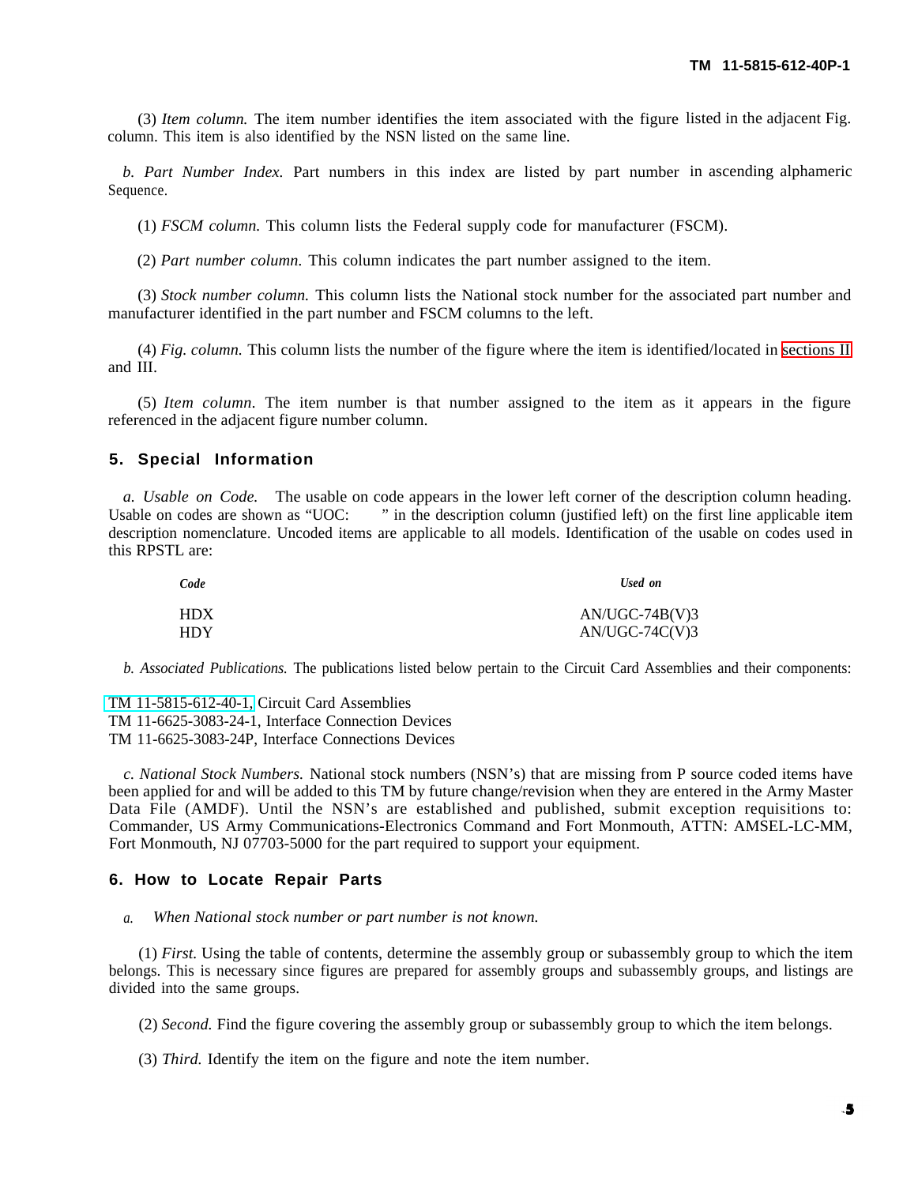(3) *Item column.* The item number identifies the item associated with the figure listed in the adjacent Fig. column. This item is also identified by the NSN listed on the same line.

*b. Part Number Index.* Part numbers in this index are listed by part number in ascending alphameric Sequence.

(1) *FSCM column.* This column lists the Federal supply code for manufacturer (FSCM).

(2) *Part number column.* This column indicates the part number assigned to the item.

(3) *Stock number column.* This column lists the National stock number for the associated part number and manufacturer identified in the part number and FSCM columns to the left.

(4) *Fig. column.* This column lists the number of the figure where the item is identified/located in sections II and III.

(5) *Item column.* The item number is that number assigned to the item as it appears in the figure referenced in the adjacent figure number column.

## 5. Special Information

*a. Usable on Code.* The usable on code appears in the lower left corner of the description column heading. Usable on codes are shown as "UOC: " in the description column (justified left) on the first line applicable item description nomenclature. Uncoded items are applicable to all models. Identification of the usable on codes used in this RPSTL are:

| *Code* | *Used on* |
|---|---|
| HDX | AN/UGC-74B(V)3 |
| HDY | AN/UGC-74C(V)3 |

*b. Associated Publications.* The publications listed below pertain to the Circuit Card Assemblies and their components:

TM 11-5815-612-40-1, Circuit Card Assemblies
TM 11-6625-3083-24-1, Interface Connection Devices
TM 11-6625-3083-24P, Interface Connections Devices

*c. National Stock Numbers.* National stock numbers (NSN's) that are missing from P source coded items have been applied for and will be added to this TM by future change/revision when they are entered in the Army Master Data File (AMDF). Until the NSN's are established and published, submit exception requisitions to: Commander, US Army Communications-Electronics Command and Fort Monmouth, ATTN: AMSEL-LC-MM, Fort Monmouth, NJ 07703-5000 for the part required to support your equipment.

## 6. How to Locate Repair Parts

*a. When National stock number or part number is not known.*

(1) *First.* Using the table of contents, determine the assembly group or subassembly group to which the item belongs. This is necessary since figures are prepared for assembly groups and subassembly groups, and listings are divided into the same groups.

(2) *Second.* Find the figure covering the assembly group or subassembly group to which the item belongs.

(3) *Third.* Identify the item on the figure and note the item number.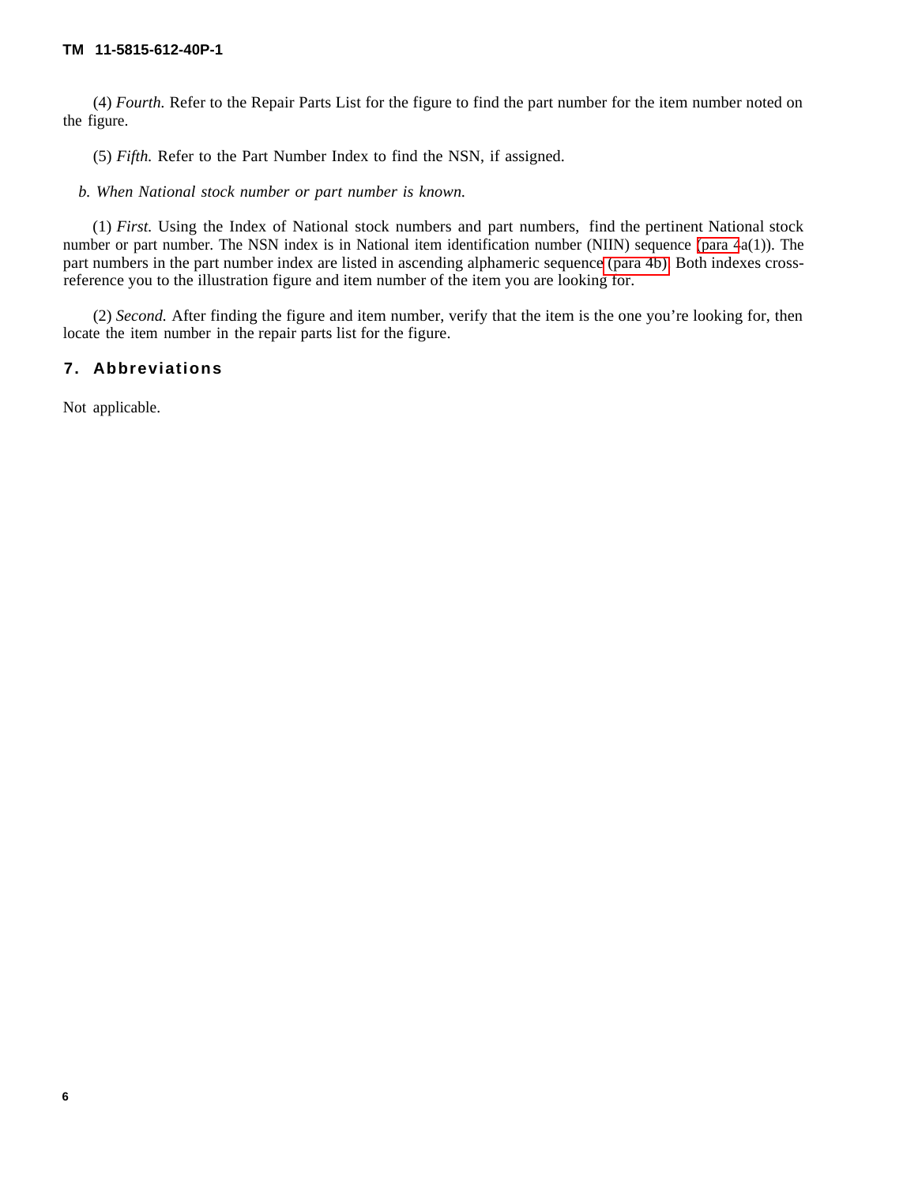(4) *Fourth.* Refer to the Repair Parts List for the figure to find the part number for the item number noted on the figure.

(5) *Fifth.* Refer to the Part Number Index to find the NSN, if assigned.

*b. When National stock number or part number is known.*

(1) *First.* Using the Index of National stock numbers and part numbers, find the pertinent National stock number or part number. The NSN index is in National item identification number (NIIN) sequence (para 4a(1)). The part numbers in the part number index are listed in ascending alphameric sequence (para 4b). Both indexes cross-reference you to the illustration figure and item number of the item you are looking for.

(2) *Second.* After finding the figure and item number, verify that the item is the one you're looking for, then locate the item number in the repair parts list for the figure.

## 7. Abbreviations

Not applicable.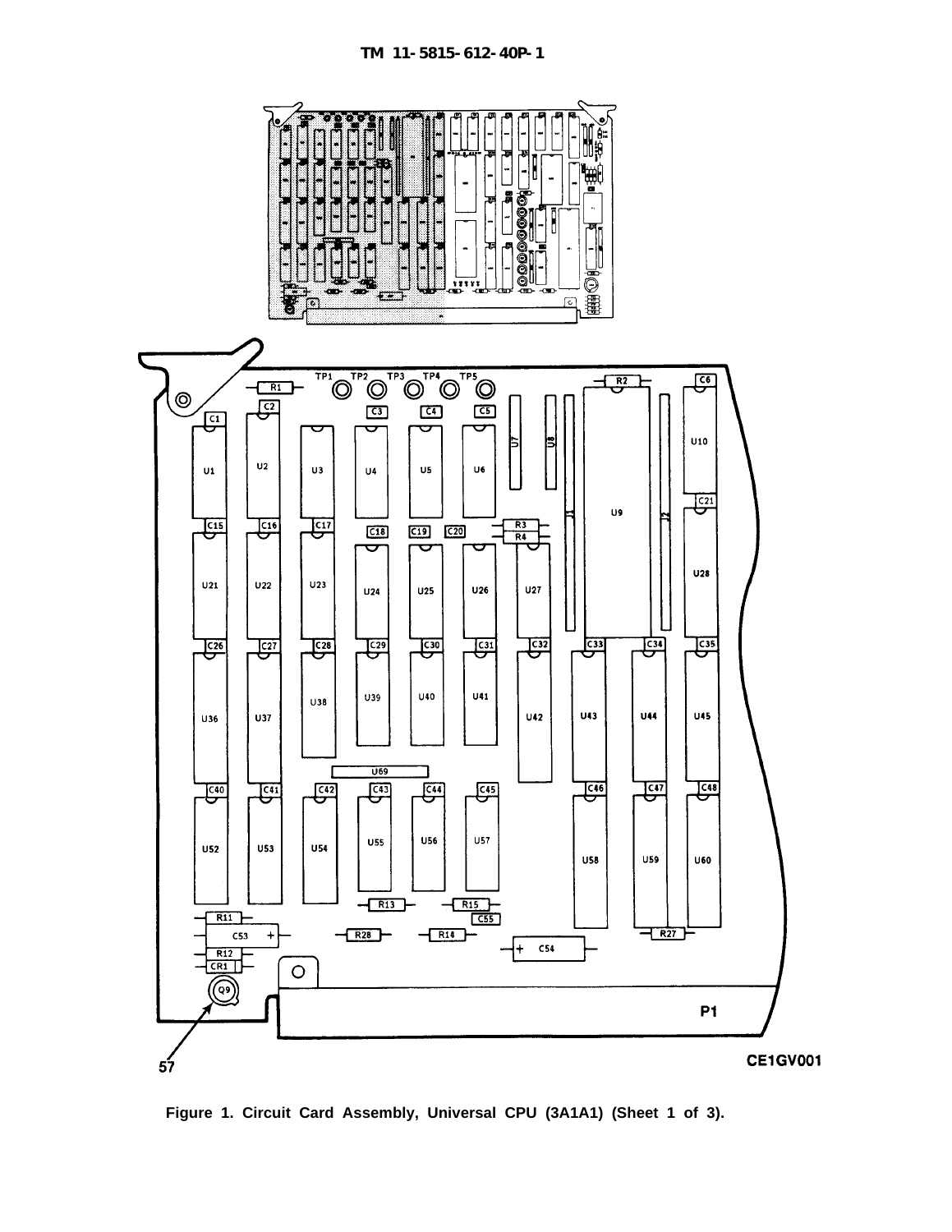Figure 1. Circuit Card Assembly, Universal CPU (3A1A1) (Sheet 1 of 3).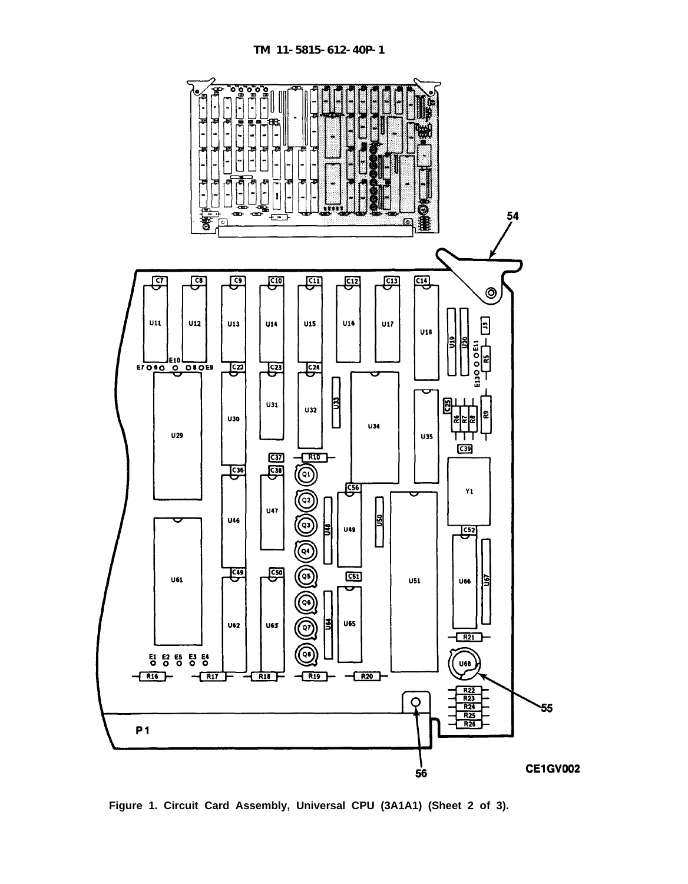Figure 1. Circuit Card Assembly, Universal CPU (3A1A1) (Sheet 2 of 3).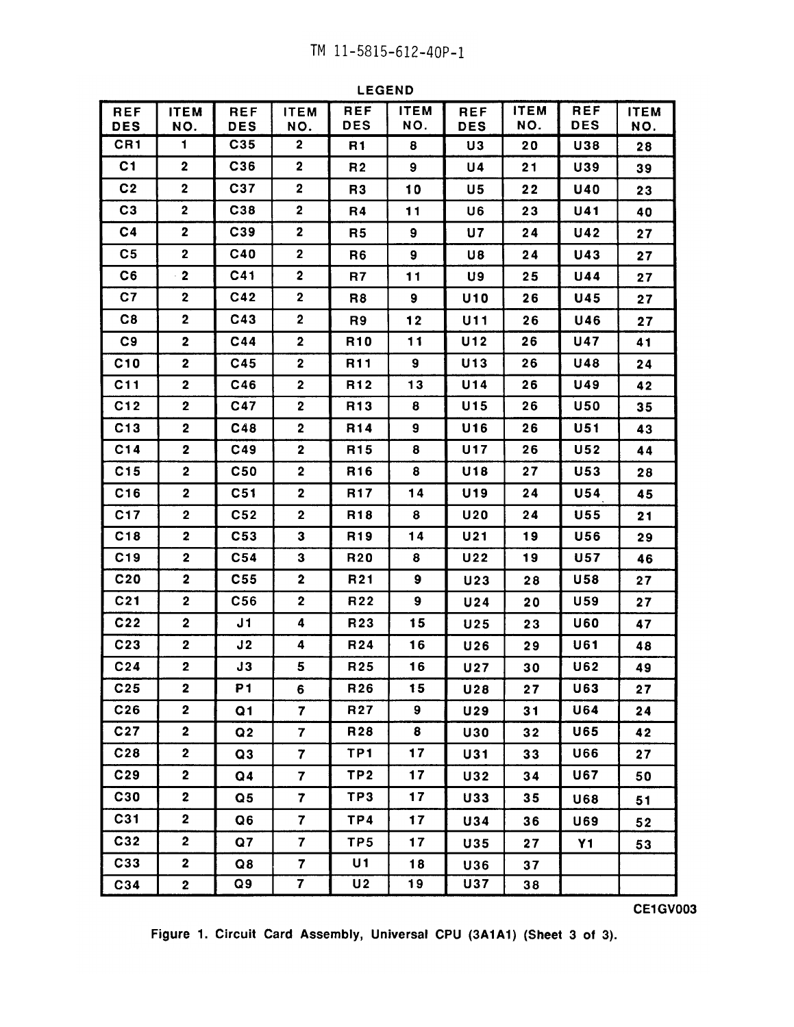LEGEND

| REF DES | ITEM NO. | REF DES | ITEM NO. | REF DES | ITEM NO. | REF DES | ITEM NO. | REF DES | ITEM NO. |
|---|---|---|---|---|---|---|---|---|---|
| CR1 | 1 | C35 | 2 | R1 | 8 | U3 | 20 | U38 | 28 |
| C1 | 2 | C36 | 2 | R2 | 9 | U4 | 21 | U39 | 39 |
| C2 | 2 | C37 | 2 | R3 | 10 | U5 | 22 | U40 | 23 |
| C3 | 2 | C38 | 2 | R4 | 11 | U6 | 23 | U41 | 40 |
| C4 | 2 | C39 | 2 | R5 | 9 | U7 | 24 | U42 | 27 |
| C5 | 2 | C40 | 2 | R6 | 9 | U8 | 24 | U43 | 27 |
| C6 | 2 | C41 | 2 | R7 | 11 | U9 | 25 | U44 | 27 |
| C7 | 2 | C42 | 2 | R8 | 9 | U10 | 26 | U45 | 27 |
| C8 | 2 | C43 | 2 | R9 | 12 | U11 | 26 | U46 | 27 |
| C9 | 2 | C44 | 2 | R10 | 11 | U12 | 26 | U47 | 41 |
| C10 | 2 | C45 | 2 | R11 | 9 | U13 | 26 | U48 | 24 |
| C11 | 2 | C46 | 2 | R12 | 13 | U14 | 26 | U49 | 42 |
| C12 | 2 | C47 | 2 | R13 | 8 | U15 | 26 | U50 | 35 |
| C13 | 2 | C48 | 2 | R14 | 9 | U16 | 26 | U51 | 43 |
| C14 | 2 | C49 | 2 | R15 | 8 | U17 | 26 | U52 | 44 |
| C15 | 2 | C50 | 2 | R16 | 8 | U18 | 27 | U53 | 28 |
| C16 | 2 | C51 | 2 | R17 | 14 | U19 | 24 | U54 | 45 |
| C17 | 2 | C52 | 2 | R18 | 8 | U20 | 24 | U55 | 21 |
| C18 | 2 | C53 | 3 | R19 | 14 | U21 | 19 | U56 | 29 |
| C19 | 2 | C54 | 3 | R20 | 8 | U22 | 19 | U57 | 46 |
| C20 | 2 | C55 | 2 | R21 | 9 | U23 | 28 | U58 | 27 |
| C21 | 2 | C56 | 2 | R22 | 9 | U24 | 20 | U59 | 27 |
| C22 | 2 | J1 | 4 | R23 | 15 | U25 | 23 | U60 | 47 |
| C23 | 2 | J2 | 4 | R24 | 16 | U26 | 29 | U61 | 48 |
| C24 | 2 | J3 | 5 | R25 | 16 | U27 | 30 | U62 | 49 |
| C25 | 2 | P1 | 6 | R26 | 15 | U28 | 27 | U63 | 27 |
| C26 | 2 | Q1 | 7 | R27 | 9 | U29 | 31 | U64 | 24 |
| C27 | 2 | Q2 | 7 | R28 | 8 | U30 | 32 | U65 | 42 |
| C28 | 2 | Q3 | 7 | TP1 | 17 | U31 | 33 | U66 | 27 |
| C29 | 2 | Q4 | 7 | TP2 | 17 | U32 | 34 | U67 | 50 |
| C30 | 2 | Q5 | 7 | TP3 | 17 | U33 | 35 | U68 | 51 |
| C31 | 2 | Q6 | 7 | TP4 | 17 | U34 | 36 | U69 | 52 |
| C32 | 2 | Q7 | 7 | TP5 | 17 | U35 | 27 | Y1 | 53 |
| C33 | 2 | Q8 | 7 | U1 | 18 | U36 | 37 | | |
| C34 | 2 | Q9 | 7 | U2 | 19 | U37 | 38 | | |

CE1GV003

Figure 1. Circuit Card Assembly, Universal CPU (3A1A1) (Sheet 3 of 3).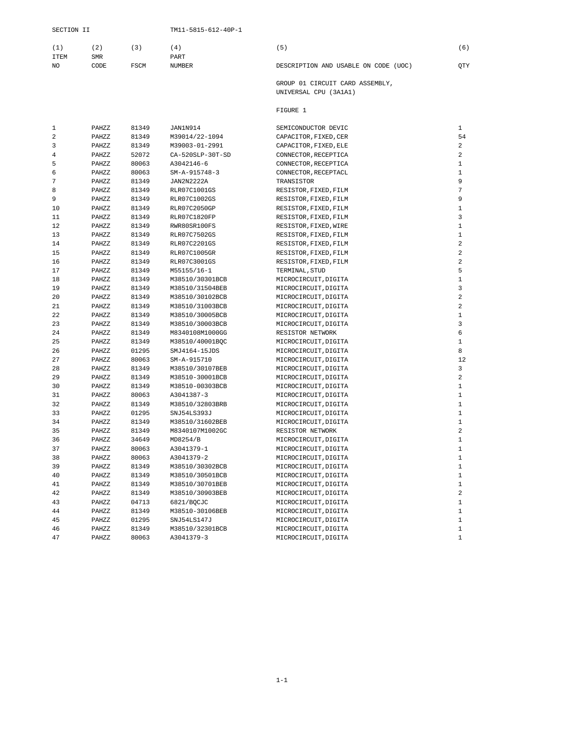SECTION II

| (1) ITEM NO | (2) SMR CODE | (3) FSCM | (4) PART NUMBER | (5) DESCRIPTION AND USABLE ON CODE (UOC) | (6) QTY |
|---|---|---|---|---|---|
| | | | | GROUP 01 CIRCUIT CARD ASSEMBLY, UNIVERSAL CPU (3A1A1) | |
| | | | | FIGURE 1 | |
| 1 | PAHZZ | 81349 | JAN1N914 | SEMICONDUCTOR DEVIC | 1 |
| 2 | PAHZZ | 81349 | M39014/22-1094 | CAPACITOR,FIXED,CER | 54 |
| 3 | PAHZZ | 81349 | M39003-01-2991 | CAPACITOR,FIXED,ELE | 2 |
| 4 | PAHZZ | 52072 | CA-520SLP-30T-SD | CONNECTOR,RECEPTICA | 2 |
| 5 | PAHZZ | 80063 | A3042146-6 | CONNECTOR,RECEPTICA | 1 |
| 6 | PAHZZ | 80063 | SM-A-915748-3 | CONNECTOR,RECEPTACL | 1 |
| 7 | PAHZZ | 81349 | JAN2N2222A | TRANSISTOR | 9 |
| 8 | PAHZZ | 81349 | RLR07C1001GS | RESISTOR,FIXED,FILM | 7 |
| 9 | PAHZZ | 81349 | RLR07C1002GS | RESISTOR,FIXED,FILM | 9 |
| 10 | PAHZZ | 81349 | RLR07C2050GP | RESISTOR,FIXED,FILM | 1 |
| 11 | PAHZZ | 81349 | RLR07C1820FP | RESISTOR,FIXED,FILM | 3 |
| 12 | PAHZZ | 81349 | RWR80SR100FS | RESISTOR,FIXED,WIRE | 1 |
| 13 | PAHZZ | 81349 | RLR07C7502GS | RESISTOR,FIXED,FILM | 1 |
| 14 | PAHZZ | 81349 | RLR07C2201GS | RESISTOR,FIXED,FILM | 2 |
| 15 | PAHZZ | 81349 | RLR07C1005GR | RESISTOR,FIXED,FILM | 2 |
| 16 | PAHZZ | 81349 | RLR07C3001GS | RESISTOR,FIXED,FILM | 2 |
| 17 | PAHZZ | 81349 | M55155/16-1 | TERMINAL,STUD | 5 |
| 18 | PAHZZ | 81349 | M38510/30301BCB | MICROCIRCUIT,DIGITA | 1 |
| 19 | PAHZZ | 81349 | M38510/31504BEB | MICROCIRCUIT,DIGITA | 3 |
| 20 | PAHZZ | 81349 | M38510/30102BCB | MICROCIRCUIT,DIGITA | 2 |
| 21 | PAHZZ | 81349 | M38510/31003BCB | MICROCIRCUIT,DIGITA | 2 |
| 22 | PAHZZ | 81349 | M38510/30005BCB | MICROCIRCUIT,DIGITA | 1 |
| 23 | PAHZZ | 81349 | M38510/30003BCB | MICROCIRCUIT,DIGITA | 3 |
| 24 | PAHZZ | 81349 | M8340108M1000GG | RESISTOR NETWORK | 6 |
| 25 | PAHZZ | 81349 | M38510/40001BQC | MICROCIRCUIT,DIGITA | 1 |
| 26 | PAHZZ | 01295 | SMJ4164-15JDS | MICROCIRCUIT,DIGITA | 8 |
| 27 | PAHZZ | 80063 | SM-A-915710 | MICROCIRCUIT,DIGITA | 12 |
| 28 | PAHZZ | 81349 | M38510/30107BEB | MICROCIRCUIT,DIGITA | 3 |
| 29 | PAHZZ | 81349 | M38510-30001BCB | MICROCIRCUIT,DIGITA | 2 |
| 30 | PAHZZ | 81349 | M38510-00303BCB | MICROCIRCUIT,DIGITA | 1 |
| 31 | PAHZZ | 80063 | A3041387-3 | MICROCIRCUIT,DIGITA | 1 |
| 32 | PAHZZ | 81349 | M38510/32803BRB | MICROCIRCUIT,DIGITA | 1 |
| 33 | PAHZZ | 01295 | SNJ54LS393J | MICROCIRCUIT,DIGITA | 1 |
| 34 | PAHZZ | 81349 | M38510/31602BEB | MICROCIRCUIT,DIGITA | 1 |
| 35 | PAHZZ | 81349 | M8340107M1002GC | RESISTOR NETWORK | 2 |
| 36 | PAHZZ | 34649 | MD8254/B | MICROCIRCUIT,DIGITA | 1 |
| 37 | PAHZZ | 80063 | A3041379-1 | MICROCIRCUIT,DIGITA | 1 |
| 38 | PAHZZ | 80063 | A3041379-2 | MICROCIRCUIT,DIGITA | 1 |
| 39 | PAHZZ | 81349 | M38510/30302BCB | MICROCIRCUIT,DIGITA | 1 |
| 40 | PAHZZ | 81349 | M38510/30501BCB | MICROCIRCUIT,DIGITA | 1 |
| 41 | PAHZZ | 81349 | M38510/30701BEB | MICROCIRCUIT,DIGITA | 1 |
| 42 | PAHZZ | 81349 | M38510/30903BEB | MICROCIRCUIT,DIGITA | 2 |
| 43 | PAHZZ | 04713 | 6821/BQCJC | MICROCIRCUIT,DIGITA | 1 |
| 44 | PAHZZ | 81349 | M38510-30106BEB | MICROCIRCUIT,DIGITA | 1 |
| 45 | PAHZZ | 01295 | SNJ54LS147J | MICROCIRCUIT,DIGITA | 1 |
| 46 | PAHZZ | 81349 | M38510/32301BCB | MICROCIRCUIT,DIGITA | 1 |
| 47 | PAHZZ | 80063 | A3041379-3 | MICROCIRCUIT,DIGITA | 1 |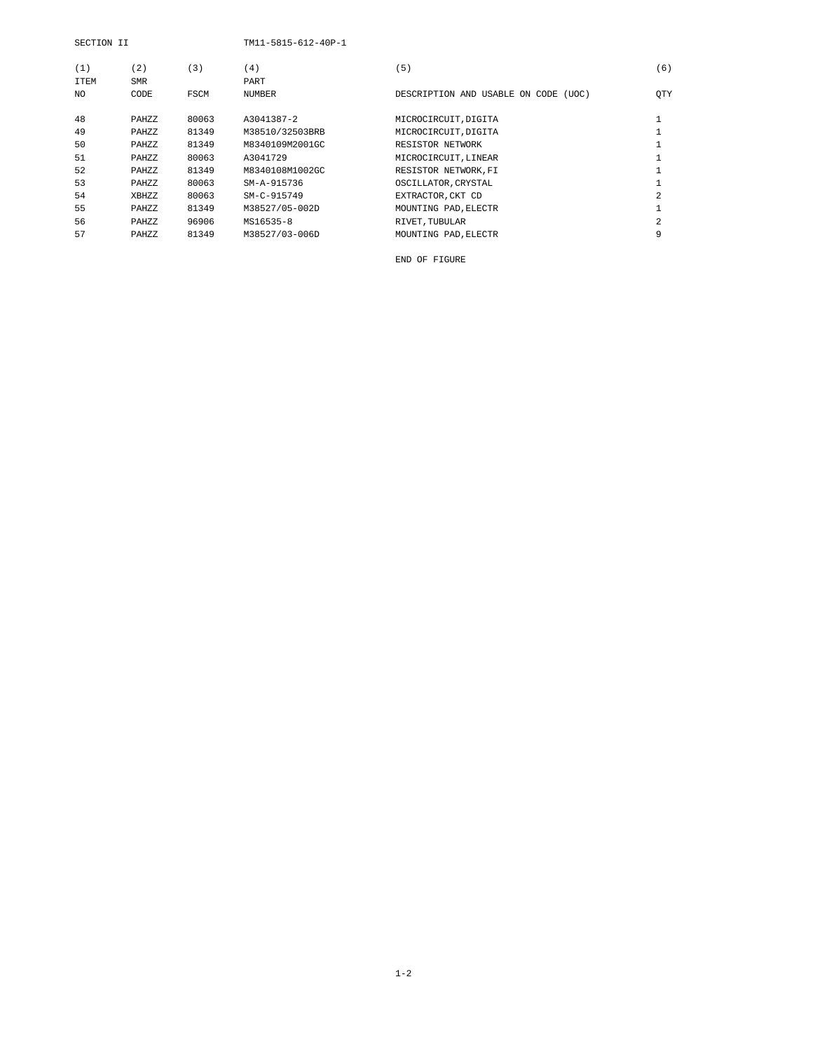SECTION II

| (1) ITEM NO | (2) SMR CODE | (3) FSCM | (4) PART NUMBER | (5) DESCRIPTION AND USABLE ON CODE (UOC) | (6) QTY |
|---|---|---|---|---|---|
| 48 | PAHZZ | 80063 | A3041387-2 | MICROCIRCUIT,DIGITA | 1 |
| 49 | PAHZZ | 81349 | M38510/32503BRB | MICROCIRCUIT,DIGITA | 1 |
| 50 | PAHZZ | 81349 | M8340109M2001GC | RESISTOR NETWORK | 1 |
| 51 | PAHZZ | 80063 | A3041729 | MICROCIRCUIT,LINEAR | 1 |
| 52 | PAHZZ | 81349 | M8340108M1002GC | RESISTOR NETWORK,FI | 1 |
| 53 | PAHZZ | 80063 | SM-A-915736 | OSCILLATOR,CRYSTAL | 1 |
| 54 | XBHZZ | 80063 | SM-C-915749 | EXTRACTOR,CKT CD | 2 |
| 55 | PAHZZ | 81349 | M38527/05-002D | MOUNTING PAD,ELECTR | 1 |
| 56 | PAHZZ | 96906 | MS16535-8 | RIVET,TUBULAR | 2 |
| 57 | PAHZZ | 81349 | M38527/03-006D | MOUNTING PAD,ELECTR | 9 |

END OF FIGURE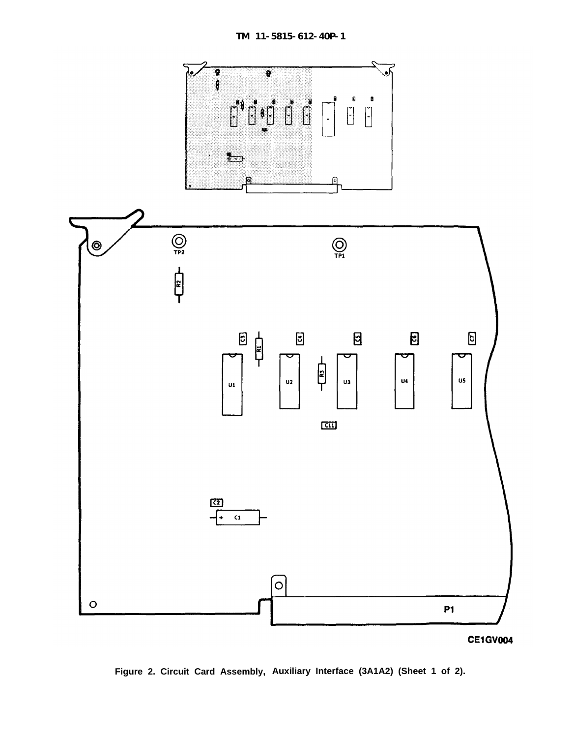TP2

TP1

R2

C3 R1 C4 C5 C6 C7

R3

U1 U2 U3 U4 U5

C11

C2

C1

P1

CE1GV004

Figure 2. Circuit Card Assembly, Auxiliary Interface (3A1A2) (Sheet 1 of 2).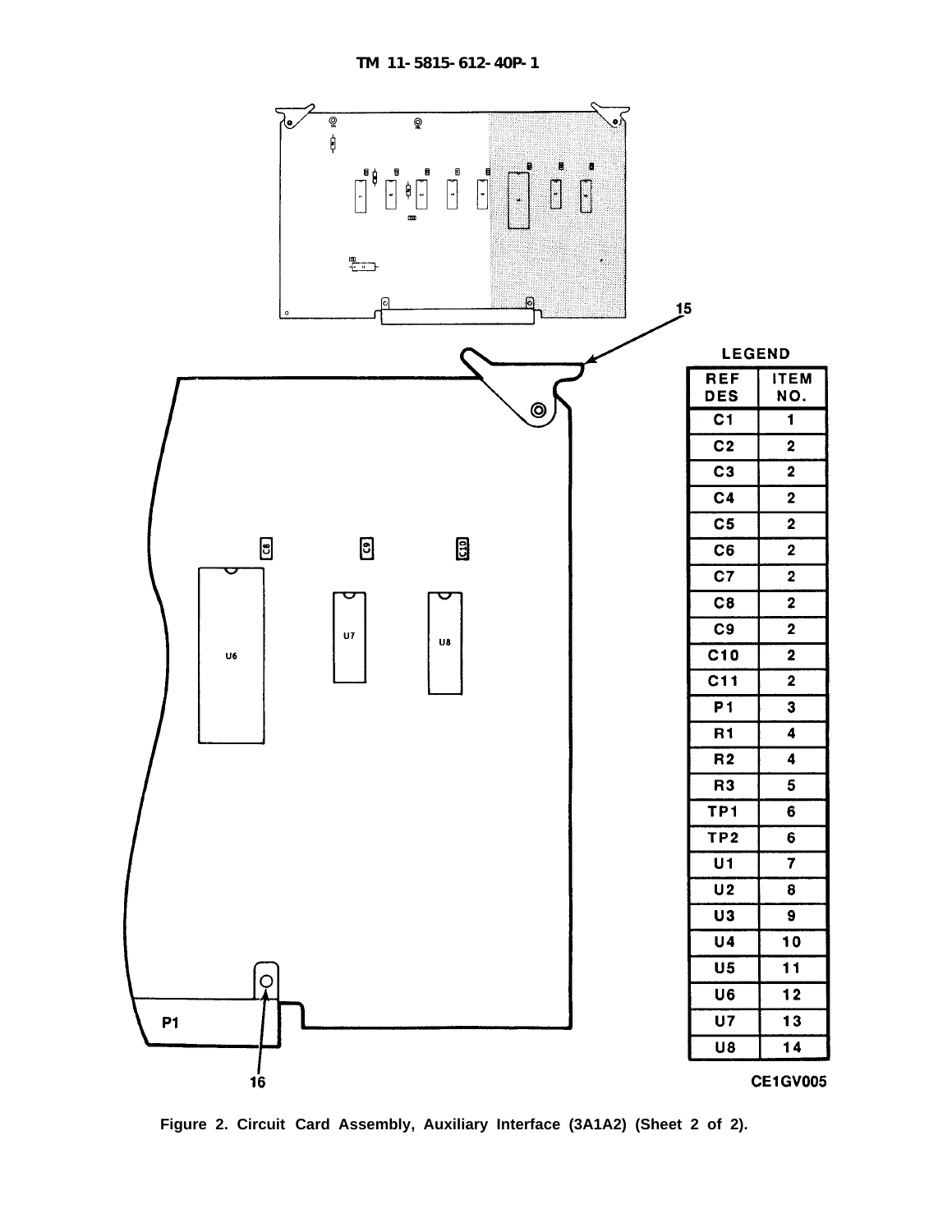LEGEND

| REF DES | ITEM NO. |
|---|---|
| C1 | 1 |
| C2 | 2 |
| C3 | 2 |
| C4 | 2 |
| C5 | 2 |
| C6 | 2 |
| C7 | 2 |
| C8 | 2 |
| C9 | 2 |
| C10 | 2 |
| C11 | 2 |
| P1 | 3 |
| R1 | 4 |
| R2 | 4 |
| R3 | 5 |
| TP1 | 6 |
| TP2 | 6 |
| U1 | 7 |
| U2 | 8 |
| U3 | 9 |
| U4 | 10 |
| U5 | 11 |
| U6 | 12 |
| U7 | 13 |
| U8 | 14 |

CE1GV005

Figure 2. Circuit Card Assembly, Auxiliary Interface (3A1A2) (Sheet 2 of 2).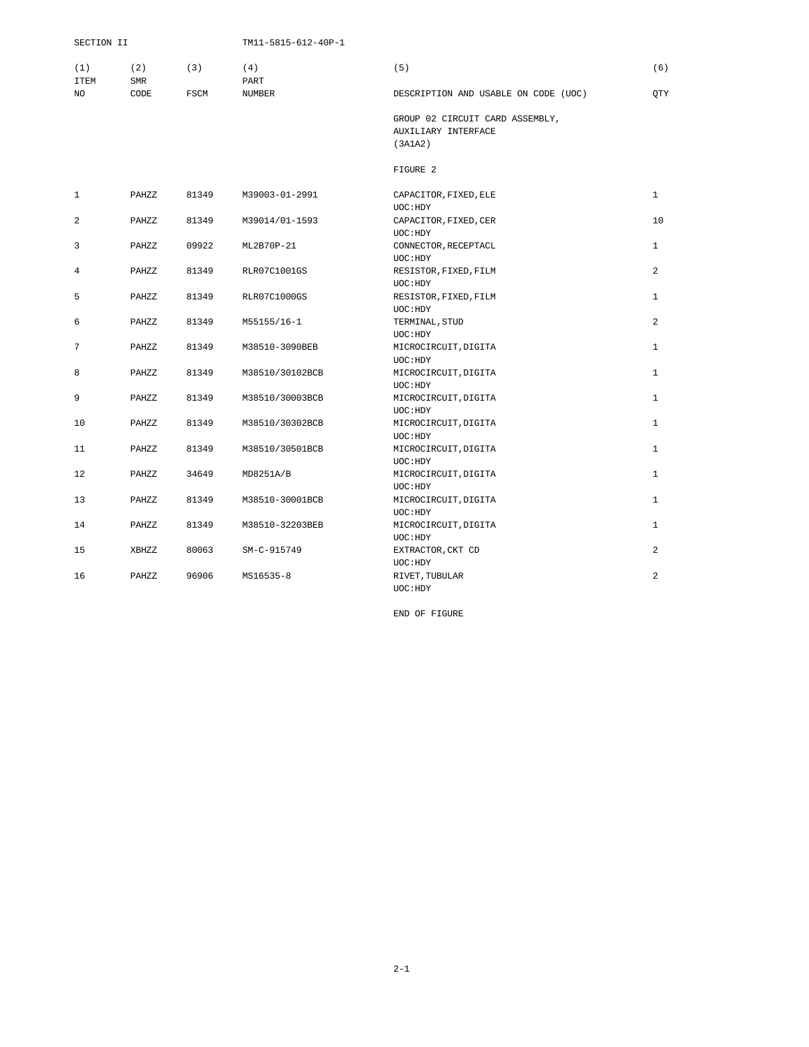SECTION II

| (1) ITEM NO | (2) SMR CODE | (3) FSCM | (4) PART NUMBER | (5) DESCRIPTION AND USABLE ON CODE (UOC) | (6) QTY |
|---|---|---|---|---|---|
| | | | | GROUP 02 CIRCUIT CARD ASSEMBLY, AUXILIARY INTERFACE (3A1A2) | |
| | | | | FIGURE 2 | |
| 1 | PAHZZ | 81349 | M39003-01-2991 | CAPACITOR,FIXED,ELE UOC:HDY | 1 |
| 2 | PAHZZ | 81349 | M39014/01-1593 | CAPACITOR,FIXED,CER UOC:HDY | 10 |
| 3 | PAHZZ | 09922 | ML2B70P-21 | CONNECTOR,RECEPTACL UOC:HDY | 1 |
| 4 | PAHZZ | 81349 | RLR07C1001GS | RESISTOR,FIXED,FILM UOC:HDY | 2 |
| 5 | PAHZZ | 81349 | RLR07C1000GS | RESISTOR,FIXED,FILM UOC:HDY | 1 |
| 6 | PAHZZ | 81349 | M55155/16-1 | TERMINAL,STUD UOC:HDY | 2 |
| 7 | PAHZZ | 81349 | M38510-3090BEB | MICROCIRCUIT,DIGITA UOC:HDY | 1 |
| 8 | PAHZZ | 81349 | M38510/30102BCB | MICROCIRCUIT,DIGITA UOC:HDY | 1 |
| 9 | PAHZZ | 81349 | M38510/30003BCB | MICROCIRCUIT,DIGITA UOC:HDY | 1 |
| 10 | PAHZZ | 81349 | M38510/30302BCB | MICROCIRCUIT,DIGITA UOC:HDY | 1 |
| 11 | PAHZZ | 81349 | M38510/30501BCB | MICROCIRCUIT,DIGITA UOC:HDY | 1 |
| 12 | PAHZZ | 34649 | MD8251A/B | MICROCIRCUIT,DIGITA UOC:HDY | 1 |
| 13 | PAHZZ | 81349 | M38510-30001BCB | MICROCIRCUIT,DIGITA UOC:HDY | 1 |
| 14 | PAHZZ | 81349 | M38510-32203BEB | MICROCIRCUIT,DIGITA UOC:HDY | 1 |
| 15 | XBHZZ | 80063 | SM-C-915749 | EXTRACTOR,CKT CD UOC:HDY | 2 |
| 16 | PAHZZ | 96906 | MS16535-8 | RIVET,TUBULAR UOC:HDY | 2 |

END OF FIGURE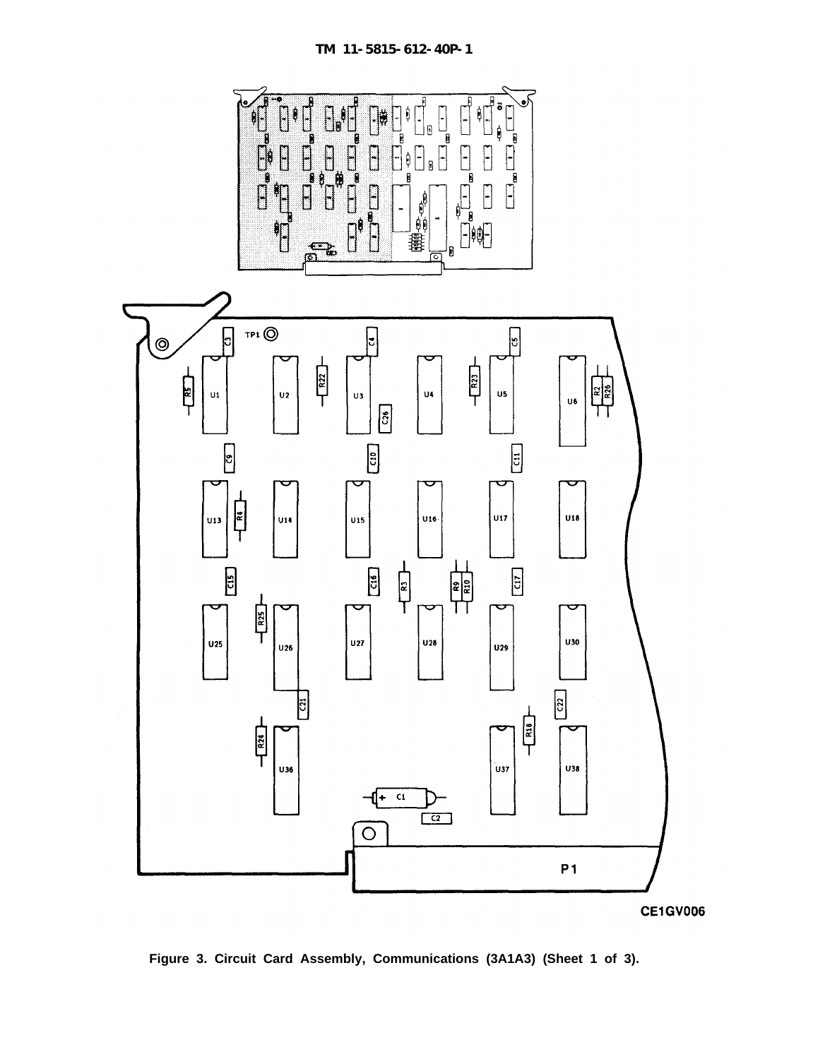Figure 3. Circuit Card Assembly, Communications (3A1A3) (Sheet 1 of 3).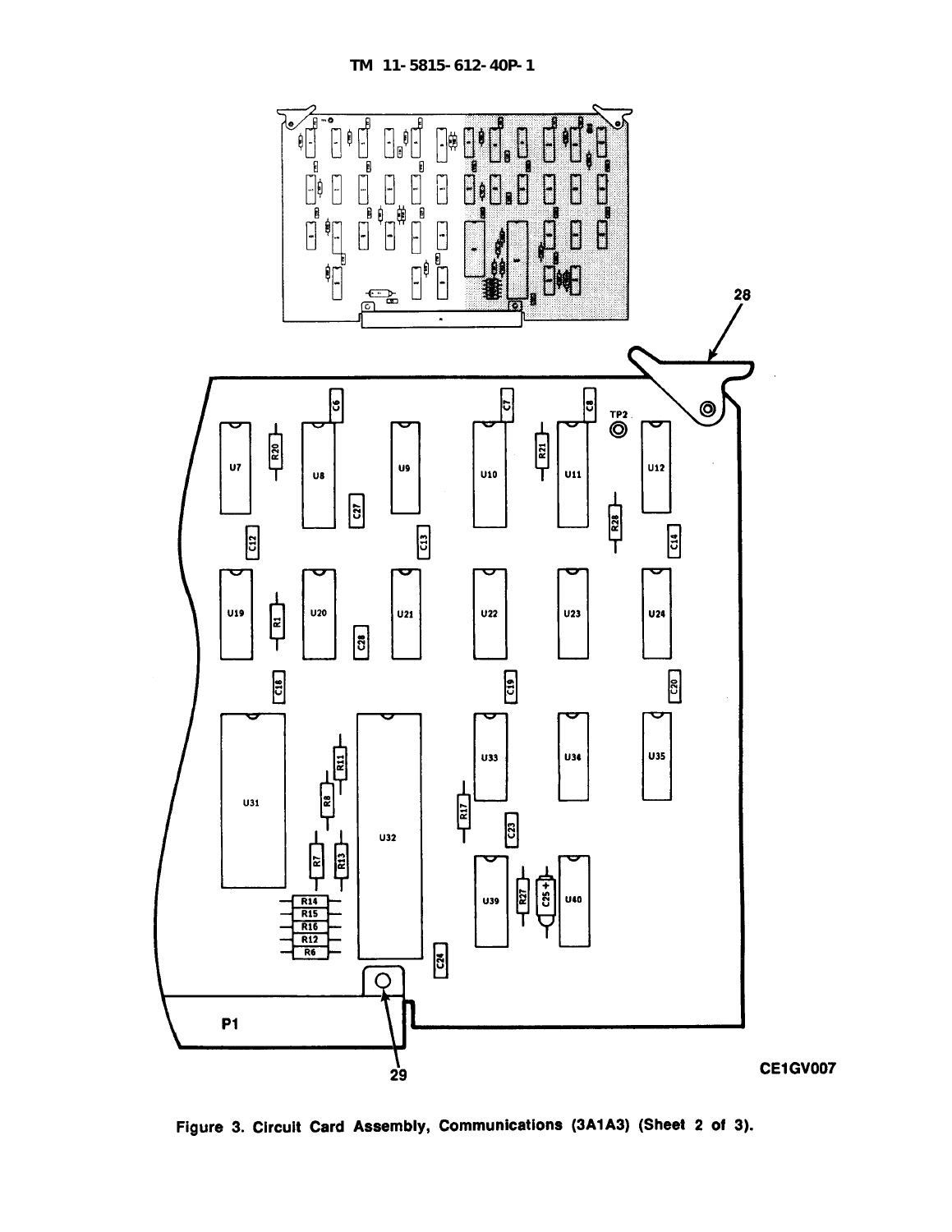Figure 3. Circuit Card Assembly, Communications (3A1A3) (Sheet 2 of 3).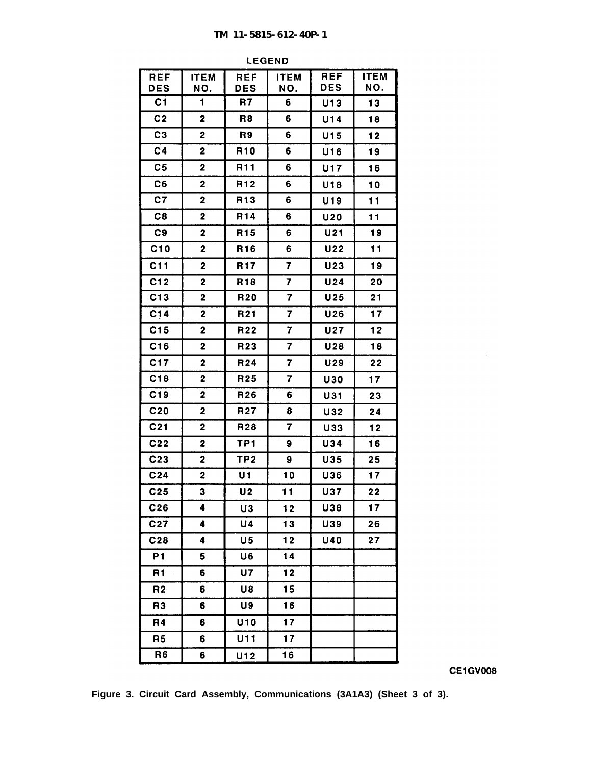LEGEND

| REF DES | ITEM NO. | REF DES | ITEM NO. | REF DES | ITEM NO. |
|---|---|---|---|---|---|
| C1 | 1 | R7 | 6 | U13 | 13 |
| C2 | 2 | R8 | 6 | U14 | 18 |
| C3 | 2 | R9 | 6 | U15 | 12 |
| C4 | 2 | R10 | 6 | U16 | 19 |
| C5 | 2 | R11 | 6 | U17 | 16 |
| C6 | 2 | R12 | 6 | U18 | 10 |
| C7 | 2 | R13 | 6 | U19 | 11 |
| C8 | 2 | R14 | 6 | U20 | 11 |
| C9 | 2 | R15 | 6 | U21 | 19 |
| C10 | 2 | R16 | 6 | U22 | 11 |
| C11 | 2 | R17 | 7 | U23 | 19 |
| C12 | 2 | R18 | 7 | U24 | 20 |
| C13 | 2 | R20 | 7 | U25 | 21 |
| C14 | 2 | R21 | 7 | U26 | 17 |
| C15 | 2 | R22 | 7 | U27 | 12 |
| C16 | 2 | R23 | 7 | U28 | 18 |
| C17 | 2 | R24 | 7 | U29 | 22 |
| C18 | 2 | R25 | 7 | U30 | 17 |
| C19 | 2 | R26 | 6 | U31 | 23 |
| C20 | 2 | R27 | 8 | U32 | 24 |
| C21 | 2 | R28 | 7 | U33 | 12 |
| C22 | 2 | TP1 | 9 | U34 | 16 |
| C23 | 2 | TP2 | 9 | U35 | 25 |
| C24 | 2 | U1 | 10 | U36 | 17 |
| C25 | 3 | U2 | 11 | U37 | 22 |
| C26 | 4 | U3 | 12 | U38 | 17 |
| C27 | 4 | U4 | 13 | U39 | 26 |
| C28 | 4 | U5 | 12 | U40 | 27 |
| P1 | 5 | U6 | 14 | | |
| R1 | 6 | U7 | 12 | | |
| R2 | 6 | U8 | 15 | | |
| R3 | 6 | U9 | 16 | | |
| R4 | 6 | U10 | 17 | | |
| R5 | 6 | U11 | 17 | | |
| R6 | 6 | U12 | 16 | | |

CE1GV008

**Figure 3. Circuit Card Assembly, Communications (3A1A3) (Sheet 3 of 3).**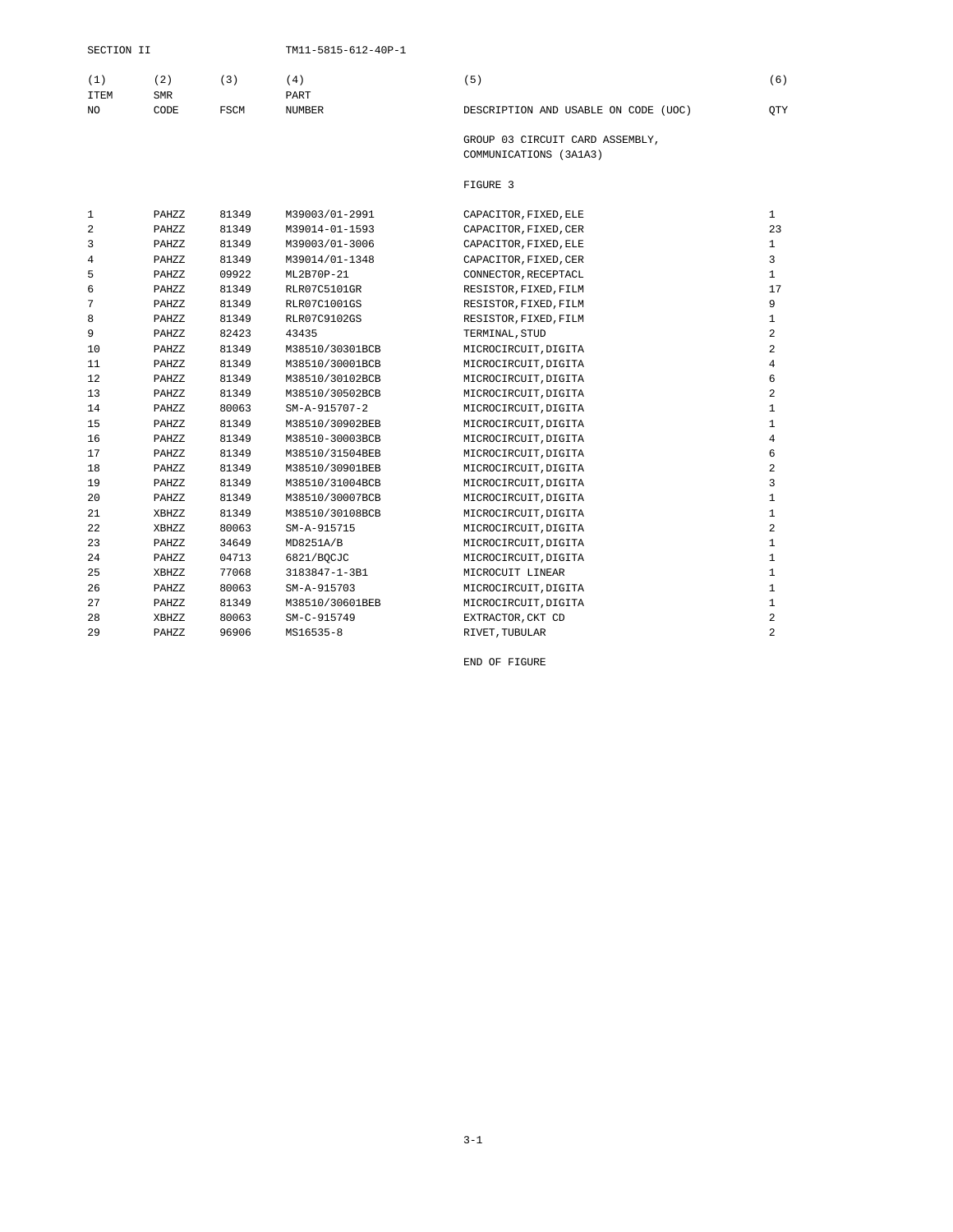| (1) ITEM NO | (2) SMR CODE | (3) FSCM | (4) PART NUMBER | (5) DESCRIPTION AND USABLE ON CODE (UOC) | (6) QTY |
|---|---|---|---|---|---|
| | | | | GROUP 03 CIRCUIT CARD ASSEMBLY, COMMUNICATIONS (3A1A3) | |
| | | | | FIGURE 3 | |
| 1 | PAHZZ | 81349 | M39003/01-2991 | CAPACITOR,FIXED,ELE | 1 |
| 2 | PAHZZ | 81349 | M39014-01-1593 | CAPACITOR,FIXED,CER | 23 |
| 3 | PAHZZ | 81349 | M39003/01-3006 | CAPACITOR,FIXED,ELE | 1 |
| 4 | PAHZZ | 81349 | M39014/01-1348 | CAPACITOR,FIXED,CER | 3 |
| 5 | PAHZZ | 09922 | ML2B70P-21 | CONNECTOR,RECEPTACL | 1 |
| 6 | PAHZZ | 81349 | RLR07C5101GR | RESISTOR,FIXED,FILM | 17 |
| 7 | PAHZZ | 81349 | RLR07C1001GS | RESISTOR,FIXED,FILM | 9 |
| 8 | PAHZZ | 81349 | RLR07C9102GS | RESISTOR,FIXED,FILM | 1 |
| 9 | PAHZZ | 82423 | 43435 | TERMINAL,STUD | 2 |
| 10 | PAHZZ | 81349 | M38510/30301BCB | MICROCIRCUIT,DIGITA | 2 |
| 11 | PAHZZ | 81349 | M38510/30001BCB | MICROCIRCUIT,DIGITA | 4 |
| 12 | PAHZZ | 81349 | M38510/30102BCB | MICROCIRCUIT,DIGITA | 6 |
| 13 | PAHZZ | 81349 | M38510/30502BCB | MICROCIRCUIT,DIGITA | 2 |
| 14 | PAHZZ | 80063 | SM-A-915707-2 | MICROCIRCUIT,DIGITA | 1 |
| 15 | PAHZZ | 81349 | M38510/30902BEB | MICROCIRCUIT,DIGITA | 1 |
| 16 | PAHZZ | 81349 | M38510-30003BCB | MICROCIRCUIT,DIGITA | 4 |
| 17 | PAHZZ | 81349 | M38510/31504BEB | MICROCIRCUIT,DIGITA | 6 |
| 18 | PAHZZ | 81349 | M38510/30901BEB | MICROCIRCUIT,DIGITA | 2 |
| 19 | PAHZZ | 81349 | M38510/31004BCB | MICROCIRCUIT,DIGITA | 3 |
| 20 | PAHZZ | 81349 | M38510/30007BCB | MICROCIRCUIT,DIGITA | 1 |
| 21 | XBHZZ | 81349 | M38510/30108BCB | MICROCIRCUIT,DIGITA | 1 |
| 22 | XBHZZ | 80063 | SM-A-915715 | MICROCIRCUIT,DIGITA | 2 |
| 23 | PAHZZ | 34649 | MD8251A/B | MICROCIRCUIT,DIGITA | 1 |
| 24 | PAHZZ | 04713 | 6821/BQCJC | MICROCIRCUIT,DIGITA | 1 |
| 25 | XBHZZ | 77068 | 3183847-1-3B1 | MICROCUIT LINEAR | 1 |
| 26 | PAHZZ | 80063 | SM-A-915703 | MICROCIRCUIT,DIGITA | 1 |
| 27 | PAHZZ | 81349 | M38510/30601BEB | MICROCIRCUIT,DIGITA | 1 |
| 28 | XBHZZ | 80063 | SM-C-915749 | EXTRACTOR,CKT CD | 2 |
| 29 | PAHZZ | 96906 | MS16535-8 | RIVET,TUBULAR | 2 |

END OF FIGURE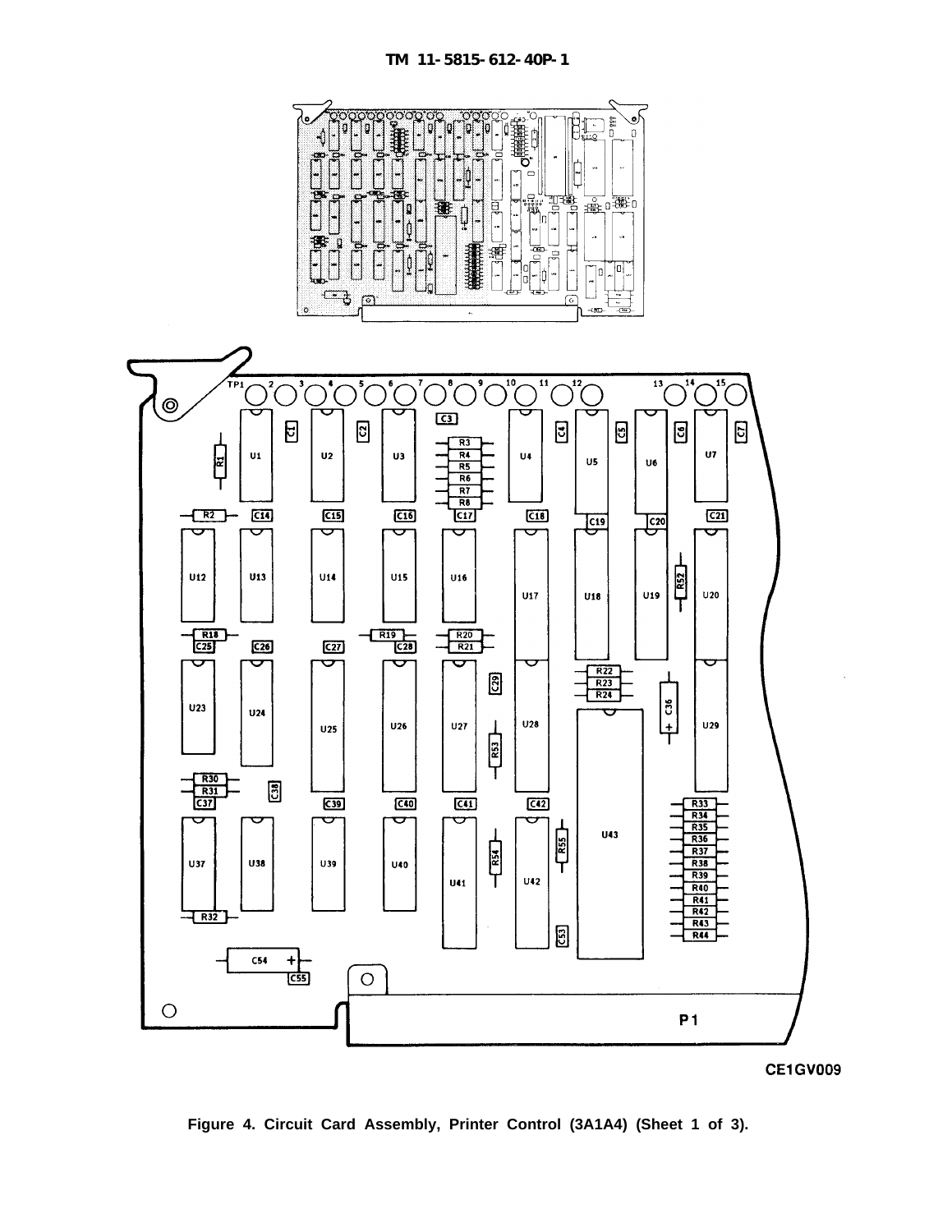CE1GV009

Figure 4. Circuit Card Assembly, Printer Control (3A1A4) (Sheet 1 of 3).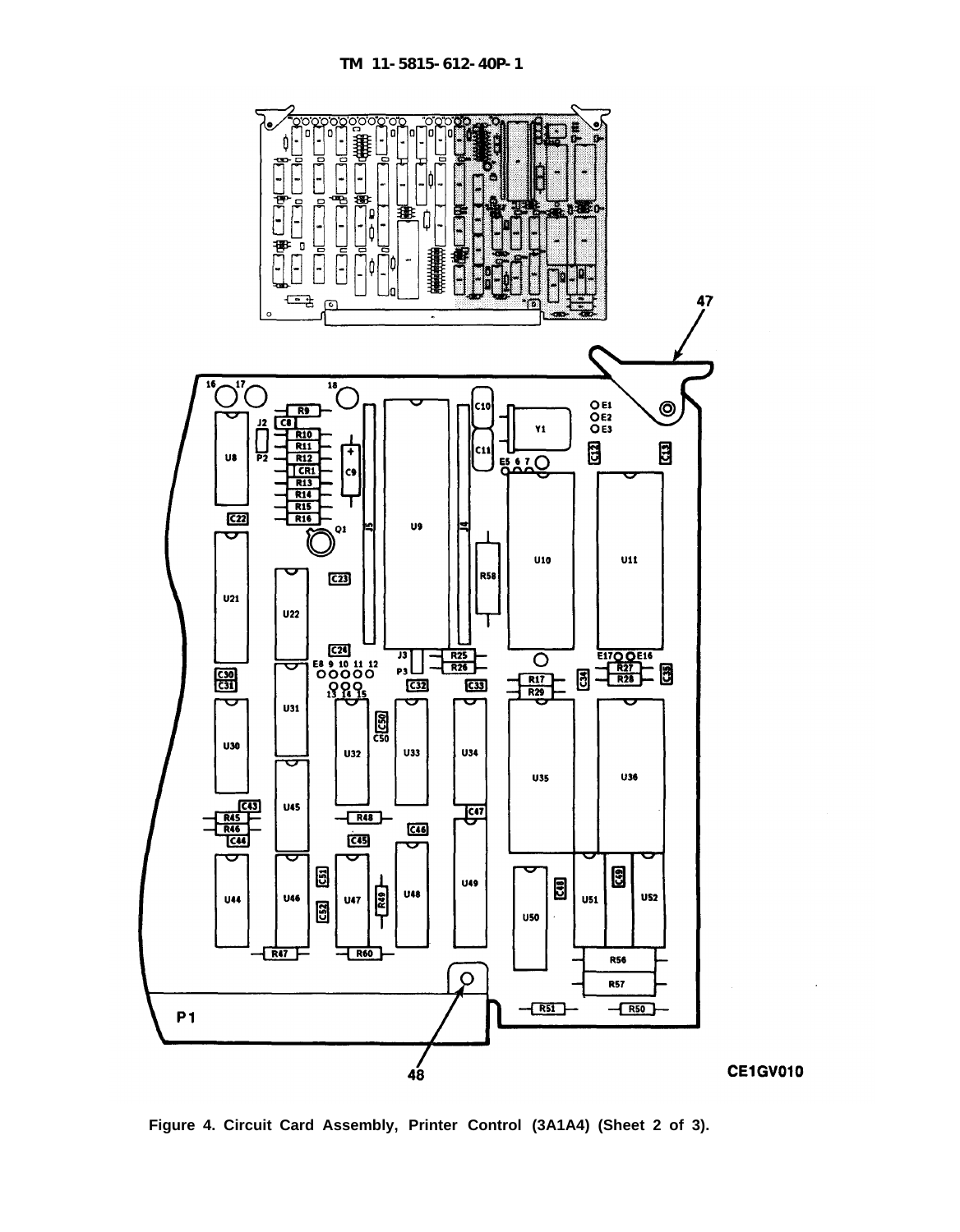Figure 4. Circuit Card Assembly, Printer Control (3A1A4) (Sheet 2 of 3).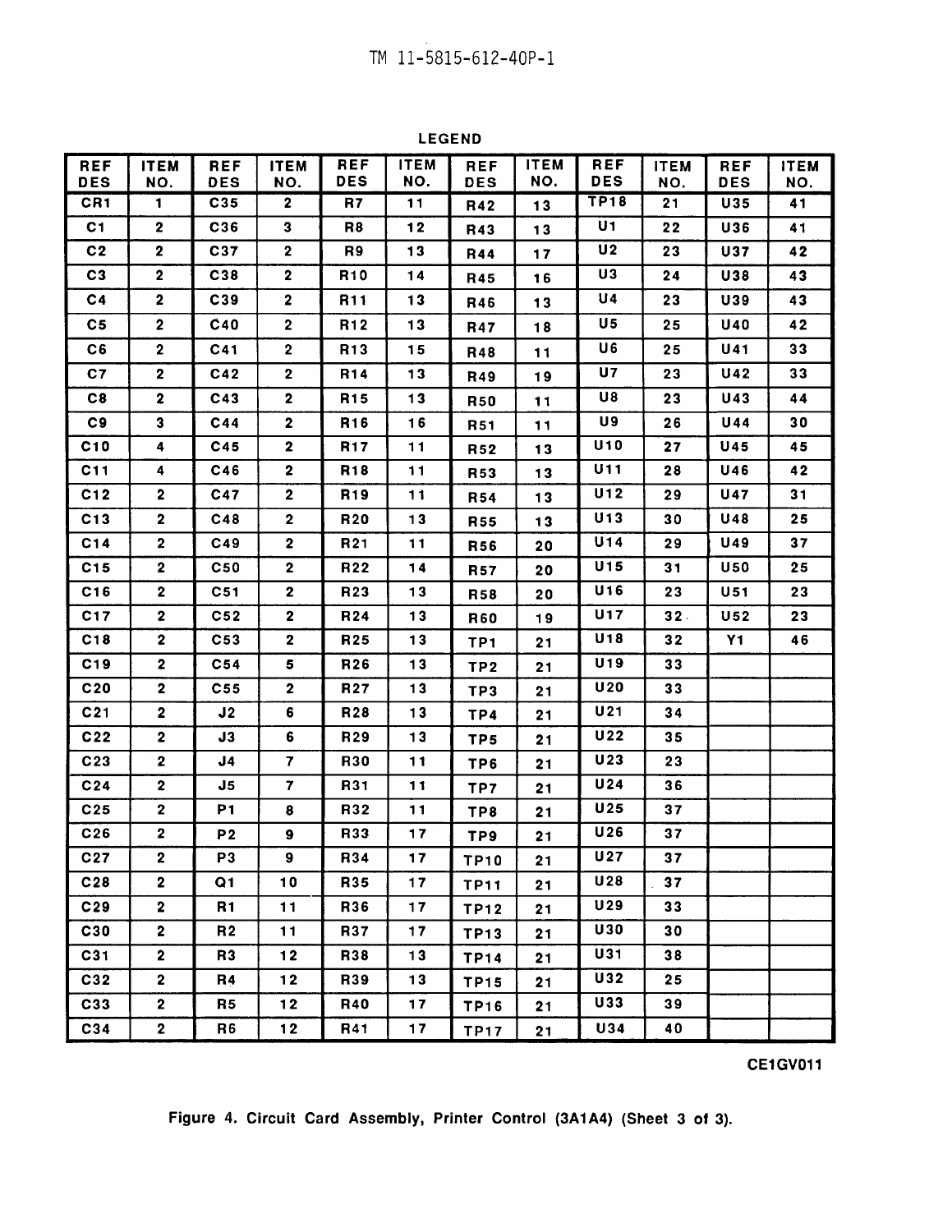LEGEND

| REF DES | ITEM NO. | REF DES | ITEM NO. | REF DES | ITEM NO. | REF DES | ITEM NO. | REF DES | ITEM NO. | REF DES | ITEM NO. |
|---|---|---|---|---|---|---|---|---|---|---|---|
| CR1 | 1 | C35 | 2 | R7 | 11 | R42 | 13 | TP18 | 21 | U35 | 41 |
| C1 | 2 | C36 | 3 | R8 | 12 | R43 | 13 | U1 | 22 | U36 | 41 |
| C2 | 2 | C37 | 2 | R9 | 13 | R44 | 17 | U2 | 23 | U37 | 42 |
| C3 | 2 | C38 | 2 | R10 | 14 | R45 | 16 | U3 | 24 | U38 | 43 |
| C4 | 2 | C39 | 2 | R11 | 13 | R46 | 13 | U4 | 23 | U39 | 43 |
| C5 | 2 | C40 | 2 | R12 | 13 | R47 | 18 | U5 | 25 | U40 | 42 |
| C6 | 2 | C41 | 2 | R13 | 15 | R48 | 11 | U6 | 25 | U41 | 33 |
| C7 | 2 | C42 | 2 | R14 | 13 | R49 | 19 | U7 | 23 | U42 | 33 |
| C8 | 2 | C43 | 2 | R15 | 13 | R50 | 11 | U8 | 23 | U43 | 44 |
| C9 | 3 | C44 | 2 | R16 | 16 | R51 | 11 | U9 | 26 | U44 | 30 |
| C10 | 4 | C45 | 2 | R17 | 11 | R52 | 13 | U10 | 27 | U45 | 45 |
| C11 | 4 | C46 | 2 | R18 | 11 | R53 | 13 | U11 | 28 | U46 | 42 |
| C12 | 2 | C47 | 2 | R19 | 11 | R54 | 13 | U12 | 29 | U47 | 31 |
| C13 | 2 | C48 | 2 | R20 | 13 | R55 | 13 | U13 | 30 | U48 | 25 |
| C14 | 2 | C49 | 2 | R21 | 11 | R56 | 20 | U14 | 29 | U49 | 37 |
| C15 | 2 | C50 | 2 | R22 | 14 | R57 | 20 | U15 | 31 | U50 | 25 |
| C16 | 2 | C51 | 2 | R23 | 13 | R58 | 20 | U16 | 23 | U51 | 23 |
| C17 | 2 | C52 | 2 | R24 | 13 | R60 | 19 | U17 | 32 | U52 | 23 |
| C18 | 2 | C53 | 2 | R25 | 13 | TP1 | 21 | U18 | 32 | Y1 | 46 |
| C19 | 2 | C54 | 5 | R26 | 13 | TP2 | 21 | U19 | 33 | | |
| C20 | 2 | C55 | 2 | R27 | 13 | TP3 | 21 | U20 | 33 | | |
| C21 | 2 | J2 | 6 | R28 | 13 | TP4 | 21 | U21 | 34 | | |
| C22 | 2 | J3 | 6 | R29 | 13 | TP5 | 21 | U22 | 35 | | |
| C23 | 2 | J4 | 7 | R30 | 11 | TP6 | 21 | U23 | 23 | | |
| C24 | 2 | J5 | 7 | R31 | 11 | TP7 | 21 | U24 | 36 | | |
| C25 | 2 | P1 | 8 | R32 | 11 | TP8 | 21 | U25 | 37 | | |
| C26 | 2 | P2 | 9 | R33 | 17 | TP9 | 21 | U26 | 37 | | |
| C27 | 2 | P3 | 9 | R34 | 17 | TP10 | 21 | U27 | 37 | | |
| C28 | 2 | Q1 | 10 | R35 | 17 | TP11 | 21 | U28 | 37 | | |
| C29 | 2 | R1 | 11 | R36 | 17 | TP12 | 21 | U29 | 33 | | |
| C30 | 2 | R2 | 11 | R37 | 17 | TP13 | 21 | U30 | 30 | | |
| C31 | 2 | R3 | 12 | R38 | 13 | TP14 | 21 | U31 | 38 | | |
| C32 | 2 | R4 | 12 | R39 | 13 | TP15 | 21 | U32 | 25 | | |
| C33 | 2 | R5 | 12 | R40 | 17 | TP16 | 21 | U33 | 39 | | |
| C34 | 2 | R6 | 12 | R41 | 17 | TP17 | 21 | U34 | 40 | | |

CE1GV011

Figure 4. Circuit Card Assembly, Printer Control (3A1A4) (Sheet 3 of 3).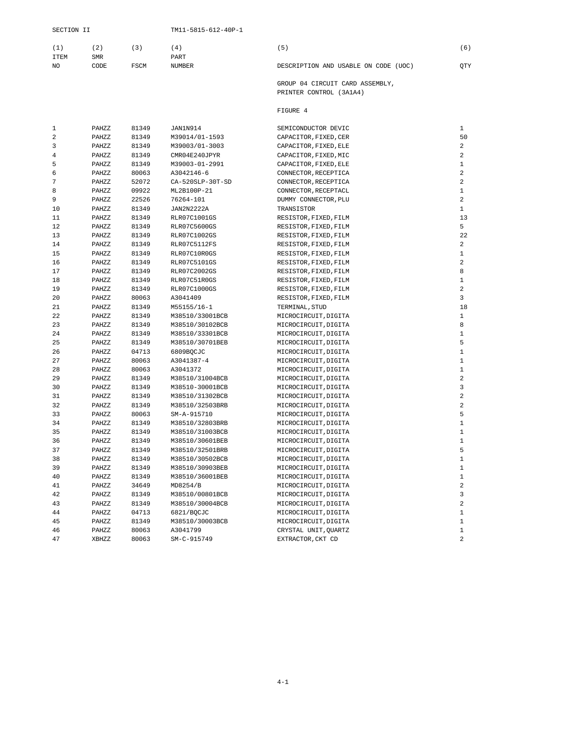SECTION II

| (1) ITEM NO | (2) SMR CODE | (3) FSCM | (4) PART NUMBER | (5) DESCRIPTION AND USABLE ON CODE (UOC) | (6) QTY |
|---|---|---|---|---|---|
| | | | | GROUP 04 CIRCUIT CARD ASSEMBLY, PRINTER CONTROL (3A1A4) | |
| | | | | FIGURE 4 | |
| 1 | PAHZZ | 81349 | JAN1N914 | SEMICONDUCTOR DEVIC | 1 |
| 2 | PAHZZ | 81349 | M39014/01-1593 | CAPACITOR,FIXED,CER | 50 |
| 3 | PAHZZ | 81349 | M39003/01-3003 | CAPACITOR,FIXED,ELE | 2 |
| 4 | PAHZZ | 81349 | CMR04E240JPYR | CAPACITOR,FIXED,MIC | 2 |
| 5 | PAHZZ | 81349 | M39003-01-2991 | CAPACITOR,FIXED,ELE | 1 |
| 6 | PAHZZ | 80063 | A3042146-6 | CONNECTOR,RECEPTICA | 2 |
| 7 | PAHZZ | 52072 | CA-520SLP-30T-SD | CONNECTOR,RECEPTICA | 2 |
| 8 | PAHZZ | 09922 | ML2B100P-21 | CONNECTOR,RECEPTACL | 1 |
| 9 | PAHZZ | 22526 | 76264-101 | DUMMY CONNECTOR,PLU | 2 |
| 10 | PAHZZ | 81349 | JAN2N2222A | TRANSISTOR | 1 |
| 11 | PAHZZ | 81349 | RLR07C1001GS | RESISTOR,FIXED,FILM | 13 |
| 12 | PAHZZ | 81349 | RLR07C5600GS | RESISTOR,FIXED,FILM | 5 |
| 13 | PAHZZ | 81349 | RLR07C1002GS | RESISTOR,FIXED,FILM | 22 |
| 14 | PAHZZ | 81349 | RLR07C5112FS | RESISTOR,FIXED,FILM | 2 |
| 15 | PAHZZ | 81349 | RLR07C10R0GS | RESISTOR,FIXED,FILM | 1 |
| 16 | PAHZZ | 81349 | RLR07C5101GS | RESISTOR,FIXED,FILM | 2 |
| 17 | PAHZZ | 81349 | RLR07C2002GS | RESISTOR,FIXED,FILM | 8 |
| 18 | PAHZZ | 81349 | RLR07C51R0GS | RESISTOR,FIXED,FILM | 1 |
| 19 | PAHZZ | 81349 | RLR07C1000GS | RESISTOR,FIXED,FILM | 2 |
| 20 | PAHZZ | 80063 | A3041409 | RESISTOR,FIXED,FILM | 3 |
| 21 | PAHZZ | 81349 | M55155/16-1 | TERMINAL,STUD | 18 |
| 22 | PAHZZ | 81349 | M38510/33001BCB | MICROCIRCUIT,DIGITA | 1 |
| 23 | PAHZZ | 81349 | M38510/30102BCB | MICROCIRCUIT,DIGITA | 8 |
| 24 | PAHZZ | 81349 | M38510/33301BCB | MICROCIRCUIT,DIGITA | 1 |
| 25 | PAHZZ | 81349 | M38510/30701BEB | MICROCIRCUIT,DIGITA | 5 |
| 26 | PAHZZ | 04713 | 6809BQCJC | MICROCIRCUIT,DIGITA | 1 |
| 27 | PAHZZ | 80063 | A3041387-4 | MICROCIRCUIT,DIGITA | 1 |
| 28 | PAHZZ | 80063 | A3041372 | MICROCIRCUIT,DIGITA | 1 |
| 29 | PAHZZ | 81349 | M38510/31004BCB | MICROCIRCUIT,DIGITA | 2 |
| 30 | PAHZZ | 81349 | M38510-30001BCB | MICROCIRCUIT,DIGITA | 3 |
| 31 | PAHZZ | 81349 | M38510/31302BCB | MICROCIRCUIT,DIGITA | 2 |
| 32 | PAHZZ | 81349 | M38510/32503BRB | MICROCIRCUIT,DIGITA | 2 |
| 33 | PAHZZ | 80063 | SM-A-915710 | MICROCIRCUIT,DIGITA | 5 |
| 34 | PAHZZ | 81349 | M38510/32803BRB | MICROCIRCUIT,DIGITA | 1 |
| 35 | PAHZZ | 81349 | M38510/31003BCB | MICROCIRCUIT,DIGITA | 1 |
| 36 | PAHZZ | 81349 | M38510/30601BEB | MICROCIRCUIT,DIGITA | 1 |
| 37 | PAHZZ | 81349 | M38510/32501BRB | MICROCIRCUIT,DIGITA | 5 |
| 38 | PAHZZ | 81349 | M38510/30502BCB | MICROCIRCUIT,DIGITA | 1 |
| 39 | PAHZZ | 81349 | M38510/30903BEB | MICROCIRCUIT,DIGITA | 1 |
| 40 | PAHZZ | 81349 | M38510/36001BEB | MICROCIRCUIT,DIGITA | 1 |
| 41 | PAHZZ | 34649 | MD8254/B | MICROCIRCUIT,DIGITA | 2 |
| 42 | PAHZZ | 81349 | M38510/00801BCB | MICROCIRCUIT,DIGITA | 3 |
| 43 | PAHZZ | 81349 | M38510/30004BCB | MICROCIRCUIT,DIGITA | 2 |
| 44 | PAHZZ | 04713 | 6821/BQCJC | MICROCIRCUIT,DIGITA | 1 |
| 45 | PAHZZ | 81349 | M38510/30003BCB | MICROCIRCUIT,DIGITA | 1 |
| 46 | PAHZZ | 80063 | A3041799 | CRYSTAL UNIT,QUARTZ | 1 |
| 47 | XBHZZ | 80063 | SM-C-915749 | EXTRACTOR,CKT CD | 2 |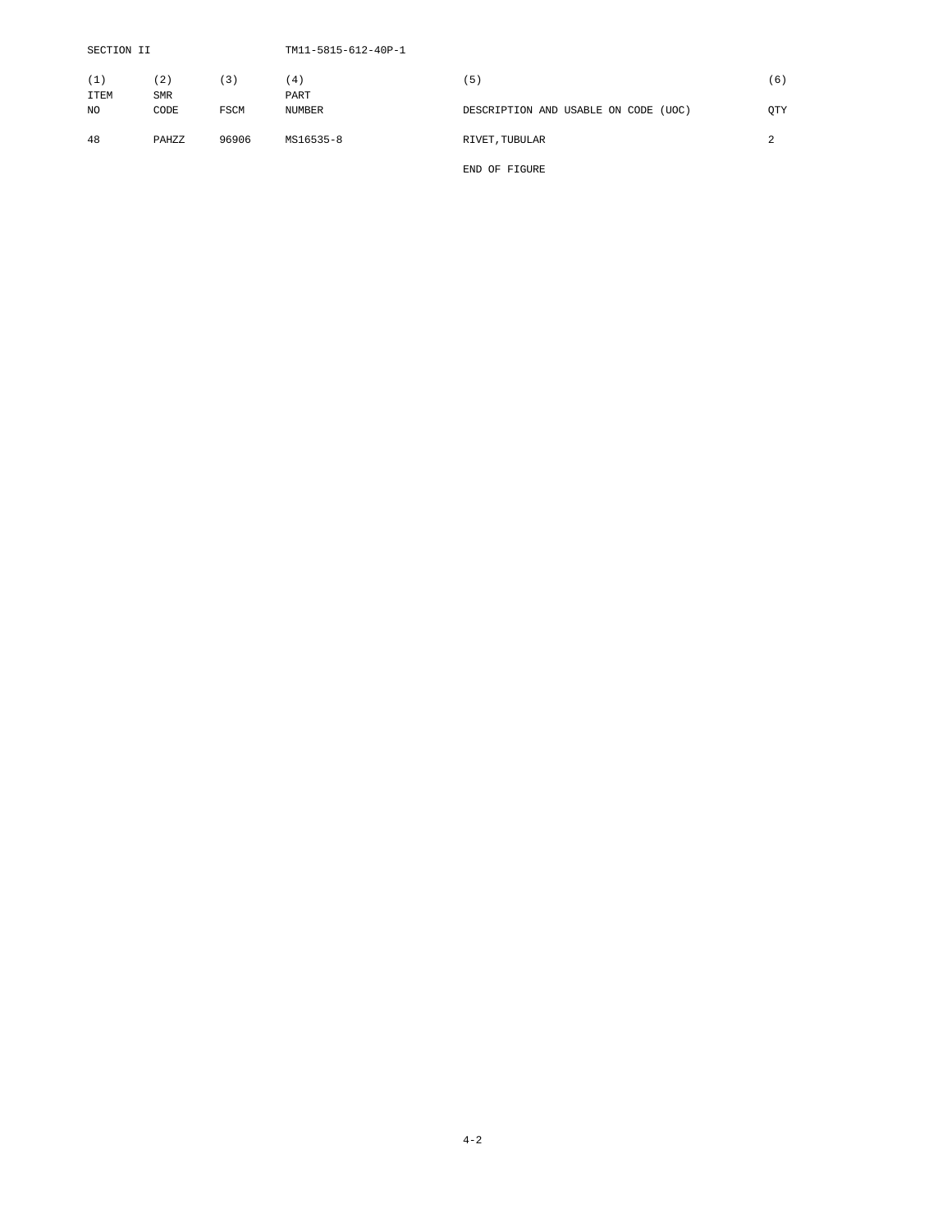SECTION II

| (1) ITEM NO | (2) SMR CODE | (3) FSCM | (4) PART NUMBER | (5) DESCRIPTION AND USABLE ON CODE (UOC) | (6) QTY |
|---|---|---|---|---|---|
| 48 | PAHZZ | 96906 | MS16535-8 | RIVET,TUBULAR | 2 |
| | | | | END OF FIGURE | |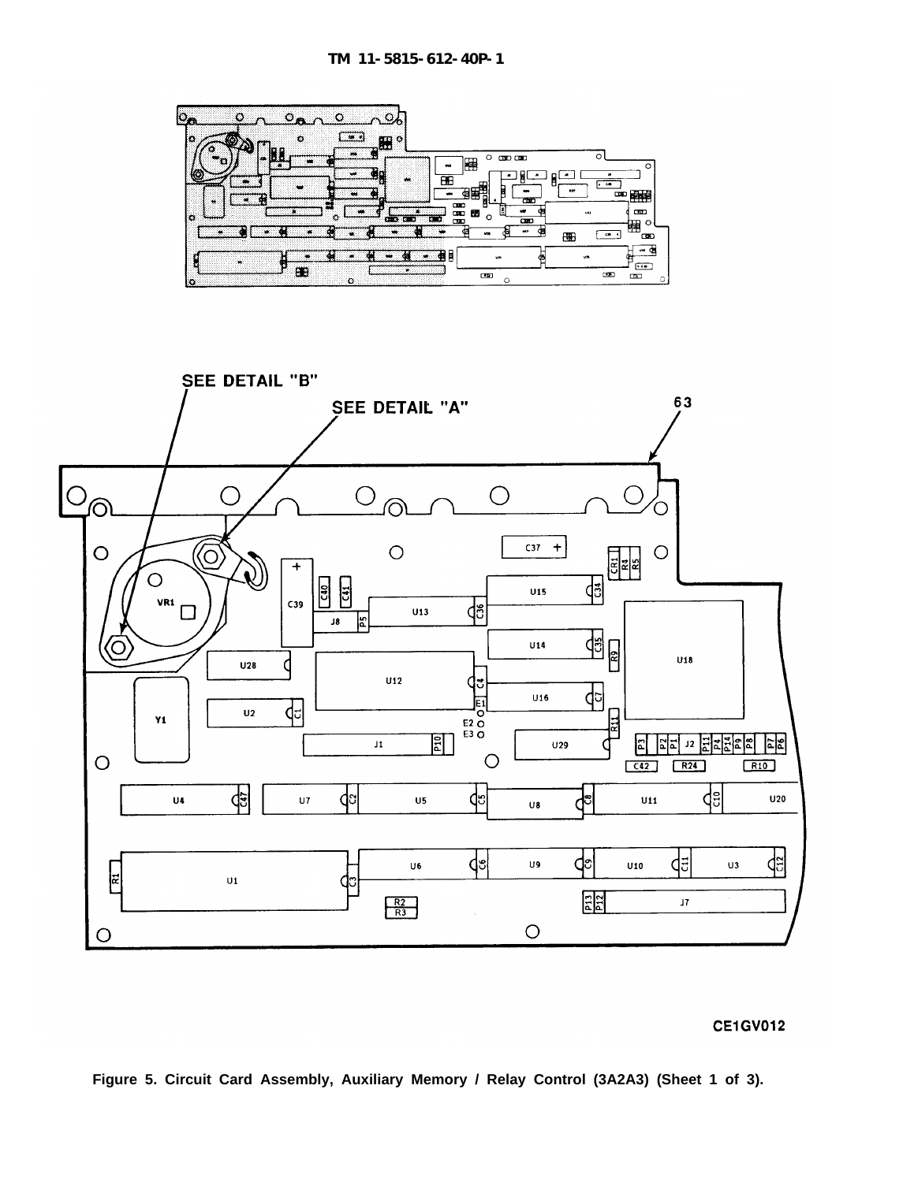Figure 5. Circuit Card Assembly, Auxiliary Memory / Relay Control (3A2A3) (Sheet 1 of 3).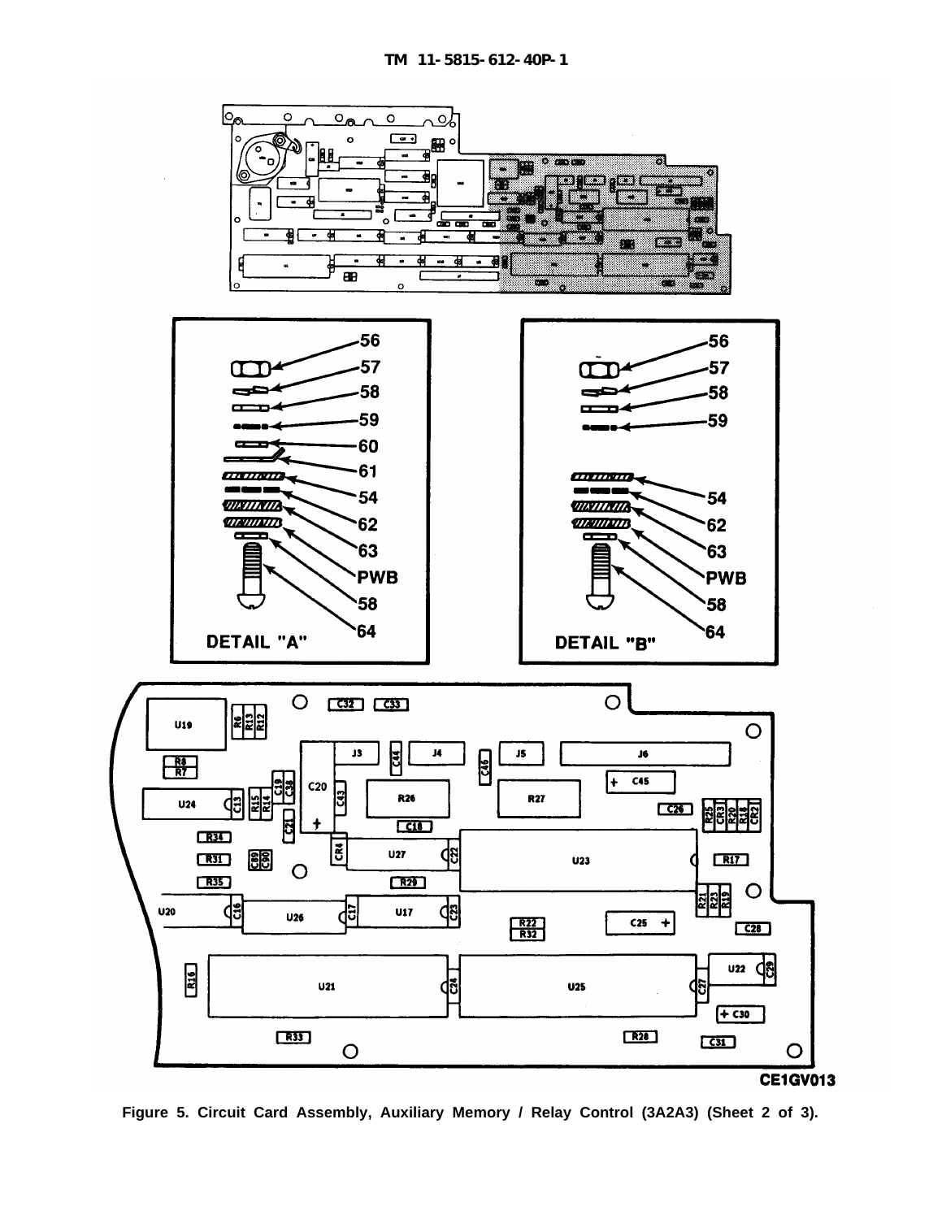Figure 5. Circuit Card Assembly, Auxiliary Memory / Relay Control (3A2A3) (Sheet 2 of 3).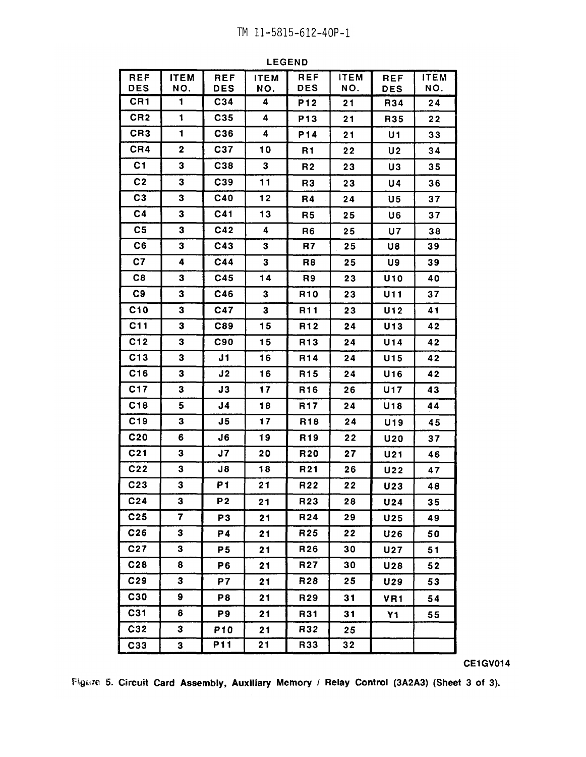LEGEND

| REF DES | ITEM NO. | REF DES | ITEM NO. | REF DES | ITEM NO. | REF DES | ITEM NO. |
|---|---|---|---|---|---|---|---|
| CR1 | 1 | C34 | 4 | P12 | 21 | R34 | 24 |
| CR2 | 1 | C35 | 4 | P13 | 21 | R35 | 22 |
| CR3 | 1 | C36 | 4 | P14 | 21 | U1 | 33 |
| CR4 | 2 | C37 | 10 | R1 | 22 | U2 | 34 |
| C1 | 3 | C38 | 3 | R2 | 23 | U3 | 35 |
| C2 | 3 | C39 | 11 | R3 | 23 | U4 | 36 |
| C3 | 3 | C40 | 12 | R4 | 24 | U5 | 37 |
| C4 | 3 | C41 | 13 | R5 | 25 | U6 | 37 |
| C5 | 3 | C42 | 4 | R6 | 25 | U7 | 38 |
| C6 | 3 | C43 | 3 | R7 | 25 | U8 | 39 |
| C7 | 4 | C44 | 3 | R8 | 25 | U9 | 39 |
| C8 | 3 | C45 | 14 | R9 | 23 | U10 | 40 |
| C9 | 3 | C46 | 3 | R10 | 23 | U11 | 37 |
| C10 | 3 | C47 | 3 | R11 | 23 | U12 | 41 |
| C11 | 3 | C89 | 15 | R12 | 24 | U13 | 42 |
| C12 | 3 | C90 | 15 | R13 | 24 | U14 | 42 |
| C13 | 3 | J1 | 16 | R14 | 24 | U15 | 42 |
| C16 | 3 | J2 | 16 | R15 | 24 | U16 | 42 |
| C17 | 3 | J3 | 17 | R16 | 26 | U17 | 43 |
| C18 | 5 | J4 | 18 | R17 | 24 | U18 | 44 |
| C19 | 3 | J5 | 17 | R18 | 24 | U19 | 45 |
| C20 | 6 | J6 | 19 | R19 | 22 | U20 | 37 |
| C21 | 3 | J7 | 20 | R20 | 27 | U21 | 46 |
| C22 | 3 | J8 | 18 | R21 | 26 | U22 | 47 |
| C23 | 3 | P1 | 21 | R22 | 22 | U23 | 48 |
| C24 | 3 | P2 | 21 | R23 | 28 | U24 | 35 |
| C25 | 7 | P3 | 21 | R24 | 29 | U25 | 49 |
| C26 | 3 | P4 | 21 | R25 | 22 | U26 | 50 |
| C27 | 3 | P5 | 21 | R26 | 30 | U27 | 51 |
| C28 | 8 | P6 | 21 | R27 | 30 | U28 | 52 |
| C29 | 3 | P7 | 21 | R28 | 25 | U29 | 53 |
| C30 | 9 | P8 | 21 | R29 | 31 | VR1 | 54 |
| C31 | 8 | P9 | 21 | R31 | 31 | Y1 | 55 |
| C32 | 3 | P10 | 21 | R32 | 25 | | |
| C33 | 3 | P11 | 21 | R33 | 32 | | |

CE1GV014

Figure 5. Circuit Card Assembly, Auxiliary Memory / Relay Control (3A2A3) (Sheet 3 of 3).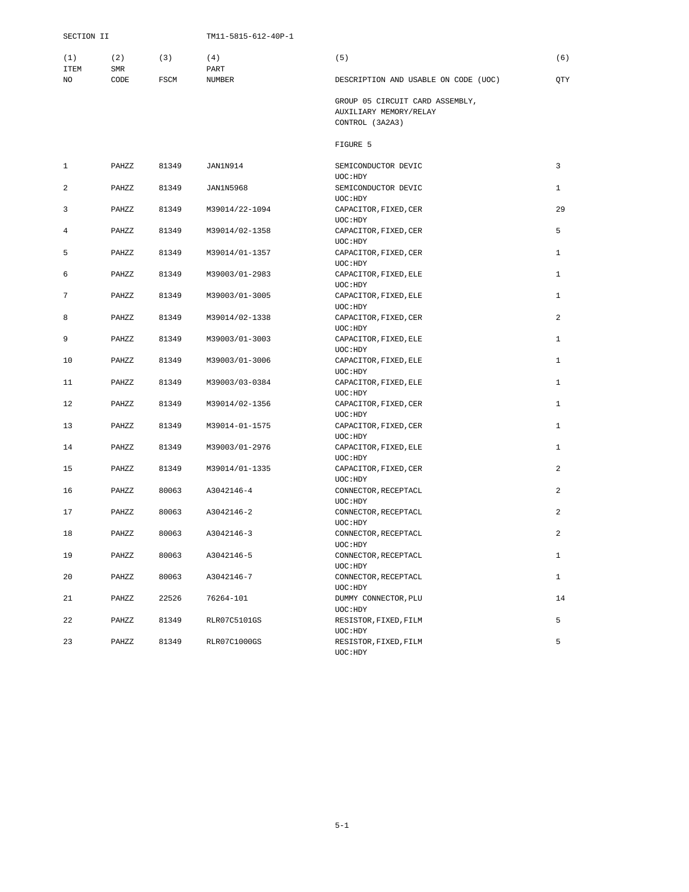SECTION II TM11-5815-612-40P-1

| (1) ITEM NO | (2) SMR CODE | (3) FSCM | (4) PART NUMBER | (5) DESCRIPTION AND USABLE ON CODE (UOC) | (6) QTY |
|---|---|---|---|---|---|
| | | | | GROUP 05 CIRCUIT CARD ASSEMBLY, AUXILIARY MEMORY/RELAY CONTROL (3A2A3) | |
| | | | | FIGURE 5 | |
| 1 | PAHZZ | 81349 | JAN1N914 | SEMICONDUCTOR DEVIC UOC:HDY | 3 |
| 2 | PAHZZ | 81349 | JAN1N5968 | SEMICONDUCTOR DEVIC UOC:HDY | 1 |
| 3 | PAHZZ | 81349 | M39014/22-1094 | CAPACITOR,FIXED,CER UOC:HDY | 29 |
| 4 | PAHZZ | 81349 | M39014/02-1358 | CAPACITOR,FIXED,CER UOC:HDY | 5 |
| 5 | PAHZZ | 81349 | M39014/01-1357 | CAPACITOR,FIXED,CER UOC:HDY | 1 |
| 6 | PAHZZ | 81349 | M39003/01-2983 | CAPACITOR,FIXED,ELE UOC:HDY | 1 |
| 7 | PAHZZ | 81349 | M39003/01-3005 | CAPACITOR,FIXED,ELE UOC:HDY | 1 |
| 8 | PAHZZ | 81349 | M39014/02-1338 | CAPACITOR,FIXED,CER UOC:HDY | 2 |
| 9 | PAHZZ | 81349 | M39003/01-3003 | CAPACITOR,FIXED,ELE UOC:HDY | 1 |
| 10 | PAHZZ | 81349 | M39003/01-3006 | CAPACITOR,FIXED,ELE UOC:HDY | 1 |
| 11 | PAHZZ | 81349 | M39003/03-0384 | CAPACITOR,FIXED,ELE UOC:HDY | 1 |
| 12 | PAHZZ | 81349 | M39014/02-1356 | CAPACITOR,FIXED,CER UOC:HDY | 1 |
| 13 | PAHZZ | 81349 | M39014-01-1575 | CAPACITOR,FIXED,CER UOC:HDY | 1 |
| 14 | PAHZZ | 81349 | M39003/01-2976 | CAPACITOR,FIXED,ELE UOC:HDY | 1 |
| 15 | PAHZZ | 81349 | M39014/01-1335 | CAPACITOR,FIXED,CER UOC:HDY | 2 |
| 16 | PAHZZ | 80063 | A3042146-4 | CONNECTOR,RECEPTACL UOC:HDY | 2 |
| 17 | PAHZZ | 80063 | A3042146-2 | CONNECTOR,RECEPTACL UOC:HDY | 2 |
| 18 | PAHZZ | 80063 | A3042146-3 | CONNECTOR,RECEPTACL UOC:HDY | 2 |
| 19 | PAHZZ | 80063 | A3042146-5 | CONNECTOR,RECEPTACL UOC:HDY | 1 |
| 20 | PAHZZ | 80063 | A3042146-7 | CONNECTOR,RECEPTACL UOC:HDY | 1 |
| 21 | PAHZZ | 22526 | 76264-101 | DUMMY CONNECTOR,PLU UOC:HDY | 14 |
| 22 | PAHZZ | 81349 | RLR07C5101GS | RESISTOR,FIXED,FILM UOC:HDY | 5 |
| 23 | PAHZZ | 81349 | RLR07C1000GS | RESISTOR,FIXED,FILM UOC:HDY | 5 |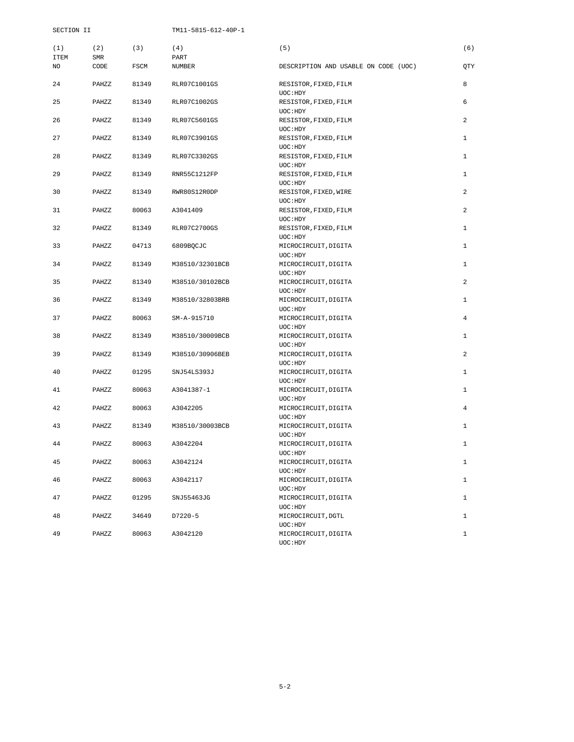SECTION II

| (1) ITEM NO | (2) SMR CODE | (3) FSCM | (4) PART NUMBER | (5) DESCRIPTION AND USABLE ON CODE (UOC) | (6) QTY |
|---|---|---|---|---|---|
| 24 | PAHZZ | 81349 | RLR07C1001GS | RESISTOR,FIXED,FILM UOC:HDY | 8 |
| 25 | PAHZZ | 81349 | RLR07C1002GS | RESISTOR,FIXED,FILM UOC:HDY | 6 |
| 26 | PAHZZ | 81349 | RLR07C5601GS | RESISTOR,FIXED,FILM UOC:HDY | 2 |
| 27 | PAHZZ | 81349 | RLR07C3901GS | RESISTOR,FIXED,FILM UOC:HDY | 1 |
| 28 | PAHZZ | 81349 | RLR07C3302GS | RESISTOR,FIXED,FILM UOC:HDY | 1 |
| 29 | PAHZZ | 81349 | RNR55C1212FP | RESISTOR,FIXED,FILM UOC:HDY | 1 |
| 30 | PAHZZ | 81349 | RWR80S12R0DP | RESISTOR,FIXED,WIRE UOC:HDY | 2 |
| 31 | PAHZZ | 80063 | A3041409 | RESISTOR,FIXED,FILM UOC:HDY | 2 |
| 32 | PAHZZ | 81349 | RLR07C2700GS | RESISTOR,FIXED,FILM UOC:HDY | 1 |
| 33 | PAHZZ | 04713 | 6809BQCJC | MICROCIRCUIT,DIGITA UOC:HDY | 1 |
| 34 | PAHZZ | 81349 | M38510/32301BCB | MICROCIRCUIT,DIGITA UOC:HDY | 1 |
| 35 | PAHZZ | 81349 | M38510/30102BCB | MICROCIRCUIT,DIGITA UOC:HDY | 2 |
| 36 | PAHZZ | 81349 | M38510/32803BRB | MICROCIRCUIT,DIGITA UOC:HDY | 1 |
| 37 | PAHZZ | 80063 | SM-A-915710 | MICROCIRCUIT,DIGITA UOC:HDY | 4 |
| 38 | PAHZZ | 81349 | M38510/30009BCB | MICROCIRCUIT,DIGITA UOC:HDY | 1 |
| 39 | PAHZZ | 81349 | M38510/30906BEB | MICROCIRCUIT,DIGITA UOC:HDY | 2 |
| 40 | PAHZZ | 01295 | SNJ54LS393J | MICROCIRCUIT,DIGITA UOC:HDY | 1 |
| 41 | PAHZZ | 80063 | A3041387-1 | MICROCIRCUIT,DIGITA UOC:HDY | 1 |
| 42 | PAHZZ | 80063 | A3042205 | MICROCIRCUIT,DIGITA UOC:HDY | 4 |
| 43 | PAHZZ | 81349 | M38510/30003BCB | MICROCIRCUIT,DIGITA UOC:HDY | 1 |
| 44 | PAHZZ | 80063 | A3042204 | MICROCIRCUIT,DIGITA UOC:HDY | 1 |
| 45 | PAHZZ | 80063 | A3042124 | MICROCIRCUIT,DIGITA UOC:HDY | 1 |
| 46 | PAHZZ | 80063 | A3042117 | MICROCIRCUIT,DIGITA UOC:HDY | 1 |
| 47 | PAHZZ | 01295 | SNJ55463JG | MICROCIRCUIT,DIGITA UOC:HDY | 1 |
| 48 | PAHZZ | 34649 | D7220-5 | MICROCIRCUIT,DGTL UOC:HDY | 1 |
| 49 | PAHZZ | 80063 | A3042120 | MICROCIRCUIT,DIGITA UOC:HDY | 1 |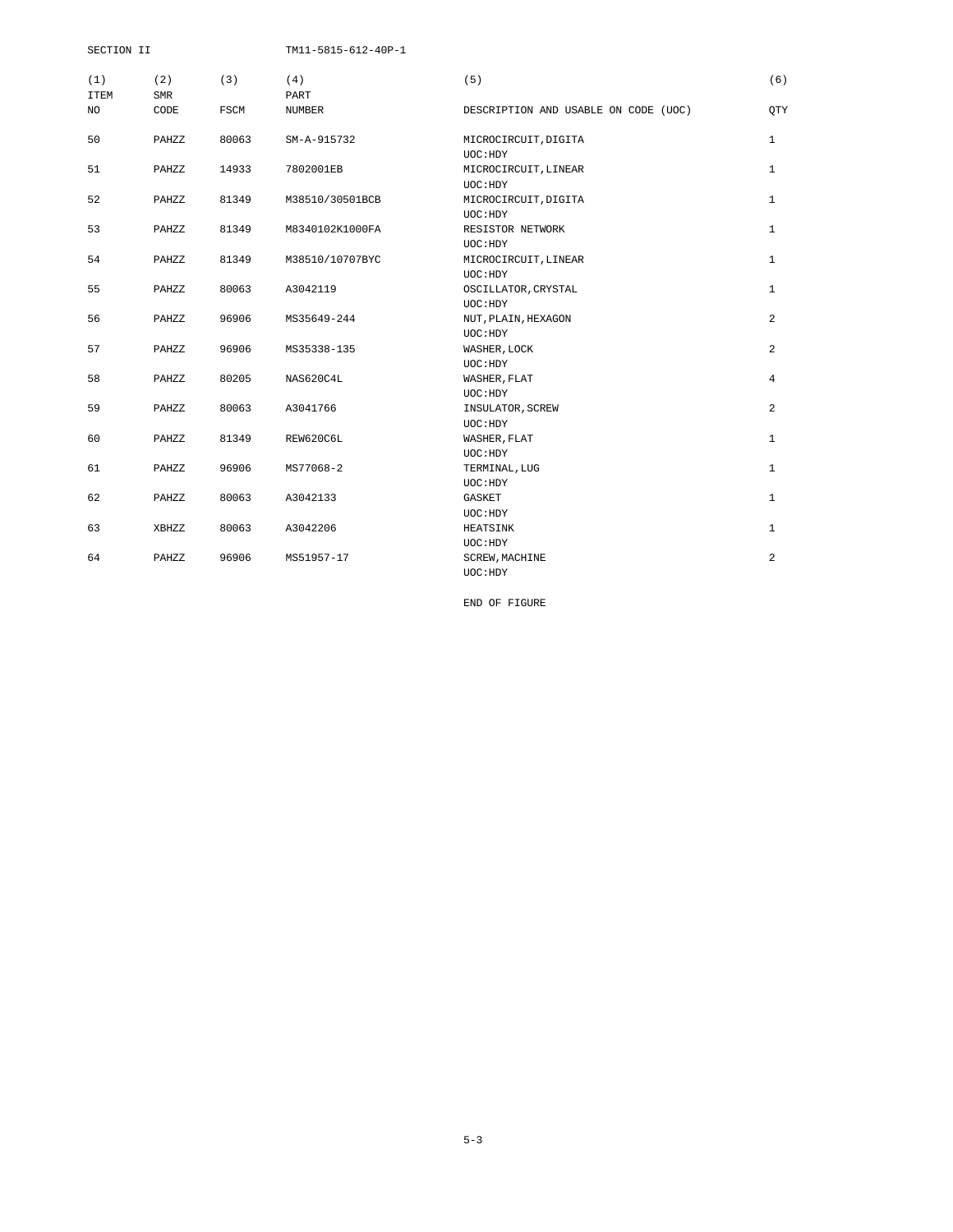| (1) ITEM NO | (2) SMR CODE | (3) FSCM | (4) PART NUMBER | (5) DESCRIPTION AND USABLE ON CODE (UOC) | (6) QTY |
|---|---|---|---|---|---|
| 50 | PAHZZ | 80063 | SM-A-915732 | MICROCIRCUIT,DIGITA UOC:HDY | 1 |
| 51 | PAHZZ | 14933 | 7802001EB | MICROCIRCUIT,LINEAR UOC:HDY | 1 |
| 52 | PAHZZ | 81349 | M38510/30501BCB | MICROCIRCUIT,DIGITA UOC:HDY | 1 |
| 53 | PAHZZ | 81349 | M8340102K1000FA | RESISTOR NETWORK UOC:HDY | 1 |
| 54 | PAHZZ | 81349 | M38510/10707BYC | MICROCIRCUIT,LINEAR UOC:HDY | 1 |
| 55 | PAHZZ | 80063 | A3042119 | OSCILLATOR,CRYSTAL UOC:HDY | 1 |
| 56 | PAHZZ | 96906 | MS35649-244 | NUT,PLAIN,HEXAGON UOC:HDY | 2 |
| 57 | PAHZZ | 96906 | MS35338-135 | WASHER,LOCK UOC:HDY | 2 |
| 58 | PAHZZ | 80205 | NAS620C4L | WASHER,FLAT UOC:HDY | 4 |
| 59 | PAHZZ | 80063 | A3041766 | INSULATOR,SCREW UOC:HDY | 2 |
| 60 | PAHZZ | 81349 | REW620C6L | WASHER,FLAT UOC:HDY | 1 |
| 61 | PAHZZ | 96906 | MS77068-2 | TERMINAL,LUG UOC:HDY | 1 |
| 62 | PAHZZ | 80063 | A3042133 | GASKET UOC:HDY | 1 |
| 63 | XBHZZ | 80063 | A3042206 | HEATSINK UOC:HDY | 1 |
| 64 | PAHZZ | 96906 | MS51957-17 | SCREW,MACHINE UOC:HDY | 2 |

END OF FIGURE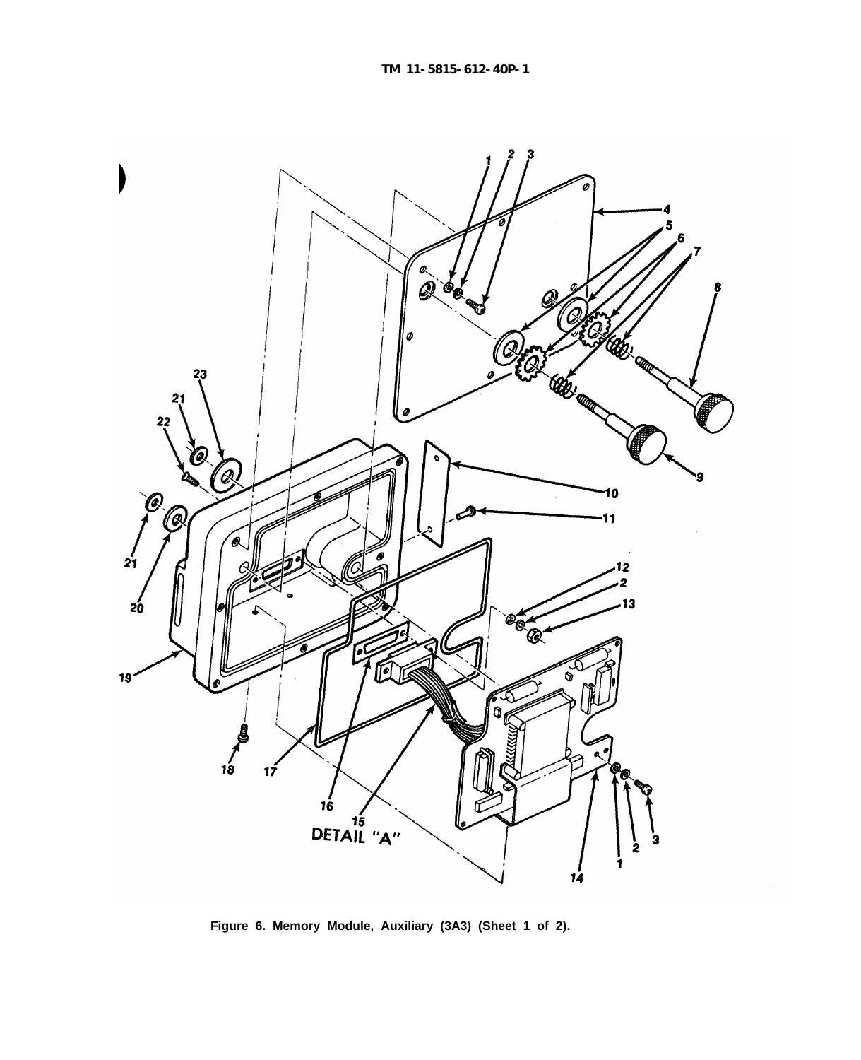Figure 6. Memory Module, Auxiliary (3A3) (Sheet 1 of 2).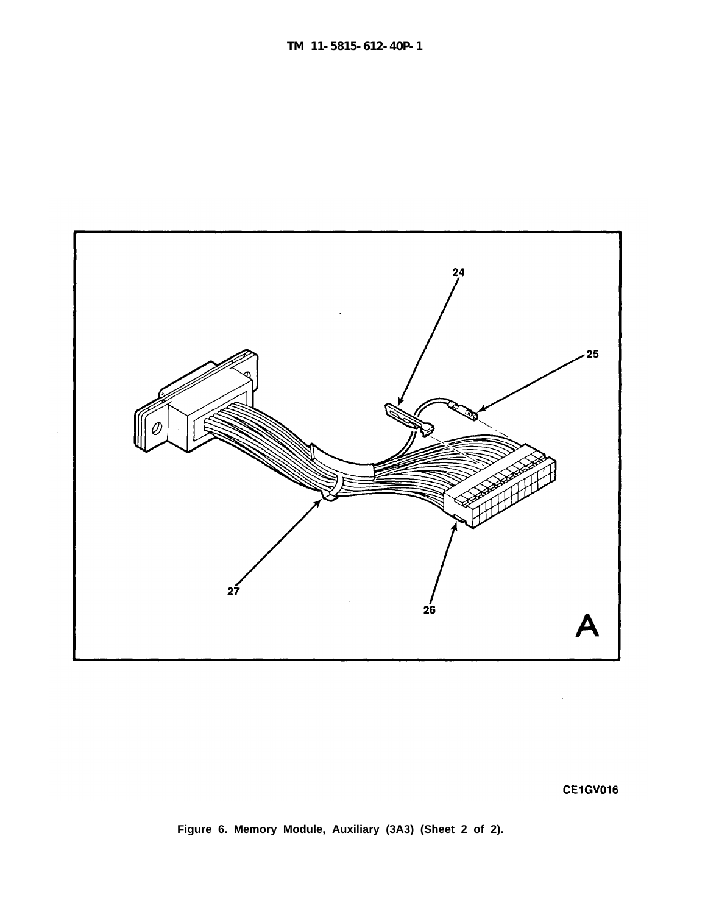24

25

27

26

A

CE1GV016

Figure 6. Memory Module, Auxiliary (3A3) (Sheet 2 of 2).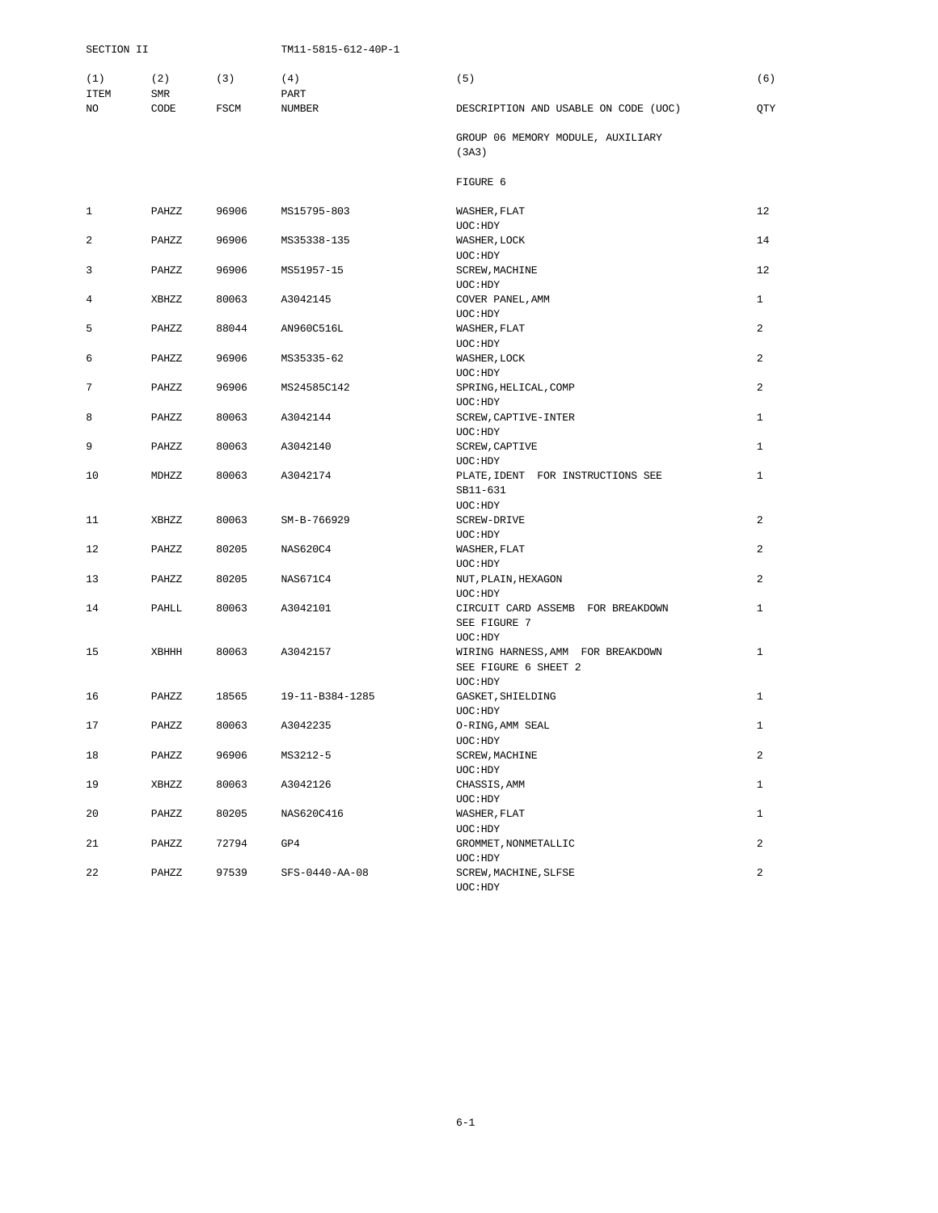| (1) ITEM NO | (2) SMR CODE | (3) FSCM | (4) PART NUMBER | (5) DESCRIPTION AND USABLE ON CODE (UOC) | (6) QTY |
|---|---|---|---|---|---|
| | | | | GROUP 06 MEMORY MODULE, AUXILIARY (3A3) | |
| | | | | FIGURE 6 | |
| 1 | PAHZZ | 96906 | MS15795-803 | WASHER,FLAT UOC:HDY | 12 |
| 2 | PAHZZ | 96906 | MS35338-135 | WASHER,LOCK UOC:HDY | 14 |
| 3 | PAHZZ | 96906 | MS51957-15 | SCREW,MACHINE UOC:HDY | 12 |
| 4 | XBHZZ | 80063 | A3042145 | COVER PANEL,AMM UOC:HDY | 1 |
| 5 | PAHZZ | 88044 | AN960C516L | WASHER,FLAT UOC:HDY | 2 |
| 6 | PAHZZ | 96906 | MS35335-62 | WASHER,LOCK UOC:HDY | 2 |
| 7 | PAHZZ | 96906 | MS24585C142 | SPRING,HELICAL,COMP UOC:HDY | 2 |
| 8 | PAHZZ | 80063 | A3042144 | SCREW,CAPTIVE-INTER UOC:HDY | 1 |
| 9 | PAHZZ | 80063 | A3042140 | SCREW,CAPTIVE UOC:HDY | 1 |
| 10 | MDHZZ | 80063 | A3042174 | PLATE,IDENT FOR INSTRUCTIONS SEE SB11-631 UOC:HDY | 1 |
| 11 | XBHZZ | 80063 | SM-B-766929 | SCREW-DRIVE UOC:HDY | 2 |
| 12 | PAHZZ | 80205 | NAS620C4 | WASHER,FLAT UOC:HDY | 2 |
| 13 | PAHZZ | 80205 | NAS671C4 | NUT,PLAIN,HEXAGON UOC:HDY | 2 |
| 14 | PAHLL | 80063 | A3042101 | CIRCUIT CARD ASSEMB FOR BREAKDOWN SEE FIGURE 7 UOC:HDY | 1 |
| 15 | XBHHH | 80063 | A3042157 | WIRING HARNESS,AMM FOR BREAKDOWN SEE FIGURE 6 SHEET 2 UOC:HDY | 1 |
| 16 | PAHZZ | 18565 | 19-11-B384-1285 | GASKET,SHIELDING UOC:HDY | 1 |
| 17 | PAHZZ | 80063 | A3042235 | O-RING,AMM SEAL UOC:HDY | 1 |
| 18 | PAHZZ | 96906 | MS3212-5 | SCREW,MACHINE UOC:HDY | 2 |
| 19 | XBHZZ | 80063 | A3042126 | CHASSIS,AMM UOC:HDY | 1 |
| 20 | PAHZZ | 80205 | NAS620C416 | WASHER,FLAT UOC:HDY | 1 |
| 21 | PAHZZ | 72794 | GP4 | GROMMET,NONMETALLIC UOC:HDY | 2 |
| 22 | PAHZZ | 97539 | SFS-0440-AA-08 | SCREW,MACHINE,SLFSE UOC:HDY | 2 |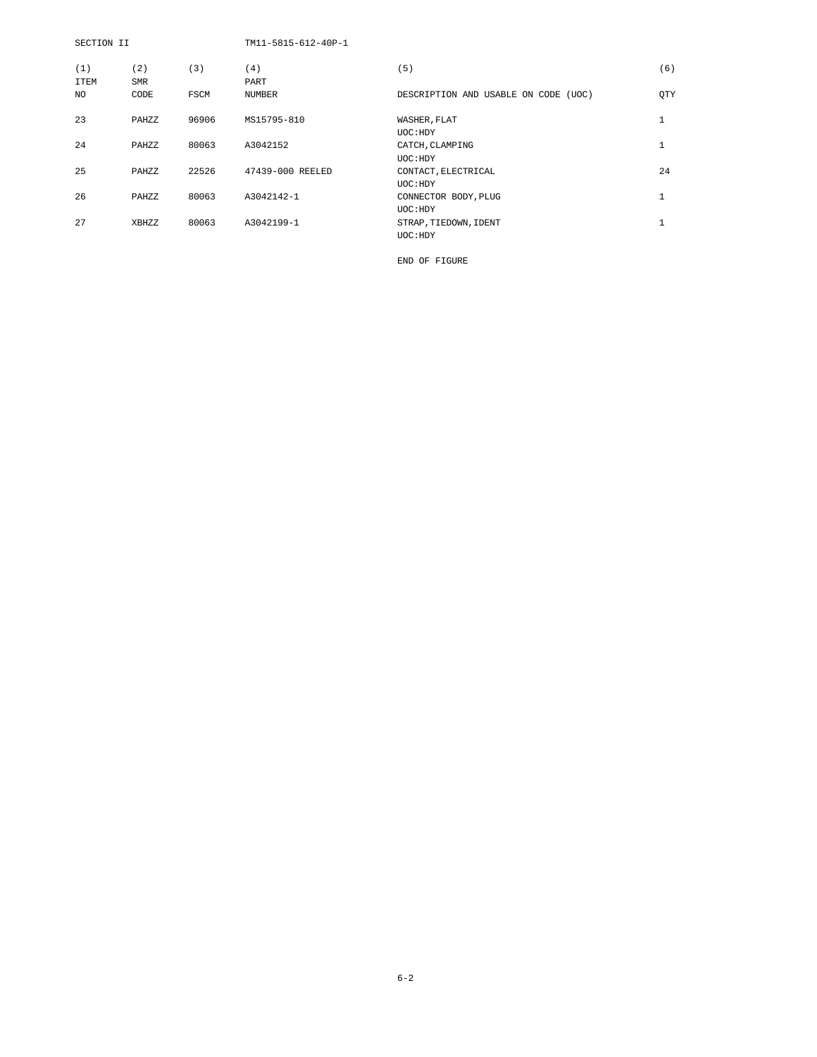SECTION II

| (1) ITEM NO | (2) SMR CODE | (3) FSCM | (4) PART NUMBER | (5) DESCRIPTION AND USABLE ON CODE (UOC) | (6) QTY |
|---|---|---|---|---|---|
| 23 | PAHZZ | 96906 | MS15795-810 | WASHER,FLAT UOC:HDY | 1 |
| 24 | PAHZZ | 80063 | A3042152 | CATCH,CLAMPING UOC:HDY | 1 |
| 25 | PAHZZ | 22526 | 47439-000 REELED | CONTACT,ELECTRICAL UOC:HDY | 24 |
| 26 | PAHZZ | 80063 | A3042142-1 | CONNECTOR BODY,PLUG UOC:HDY | 1 |
| 27 | XBHZZ | 80063 | A3042199-1 | STRAP,TIEDOWN,IDENT UOC:HDY | 1 |

END OF FIGURE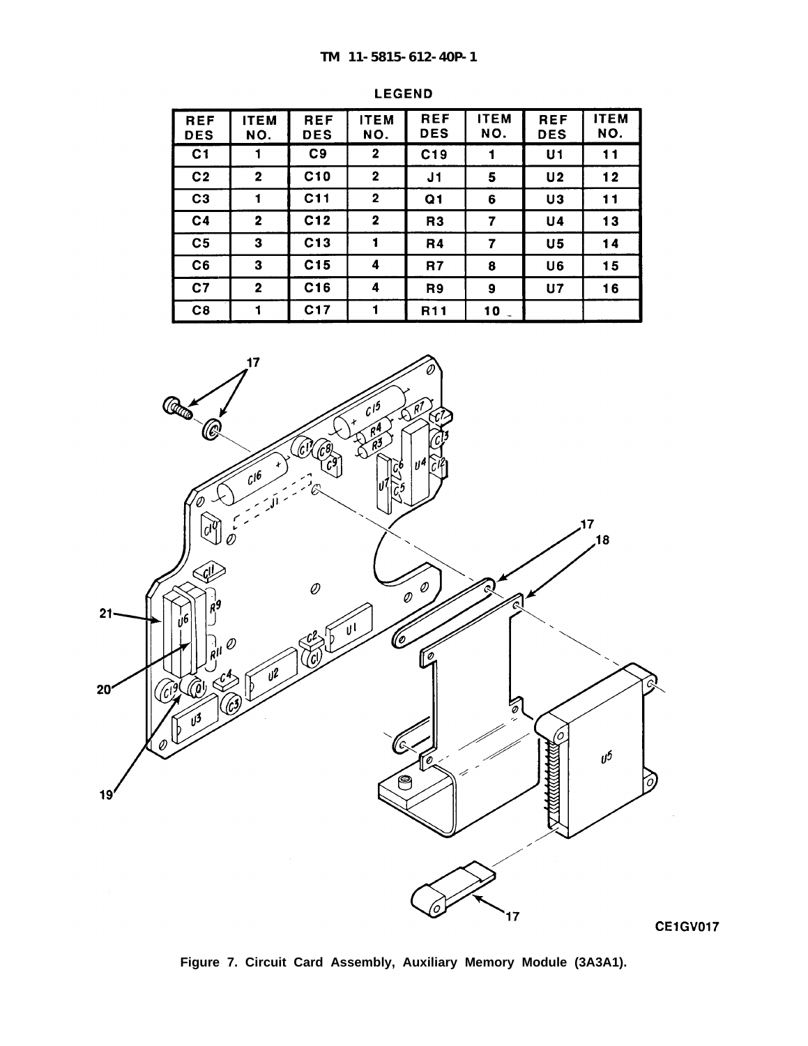## LEGEND

| REF DES | ITEM NO. | REF DES | ITEM NO. | REF DES | ITEM NO. | REF DES | ITEM NO. |
|---|---|---|---|---|---|---|---|
| C1 | 1 | C9 | 2 | C19 | 1 | U1 | 11 |
| C2 | 2 | C10 | 2 | J1 | 5 | U2 | 12 |
| C3 | 1 | C11 | 2 | Q1 | 6 | U3 | 11 |
| C4 | 2 | C12 | 2 | R3 | 7 | U4 | 13 |
| C5 | 3 | C13 | 1 | R4 | 7 | U5 | 14 |
| C6 | 3 | C15 | 4 | R7 | 8 | U6 | 15 |
| C7 | 2 | C16 | 4 | R9 | 9 | U7 | 16 |
| C8 | 1 | C17 | 1 | R11 | 10 | | |

CE1GV017

Figure 7. Circuit Card Assembly, Auxiliary Memory Module (3A3A1).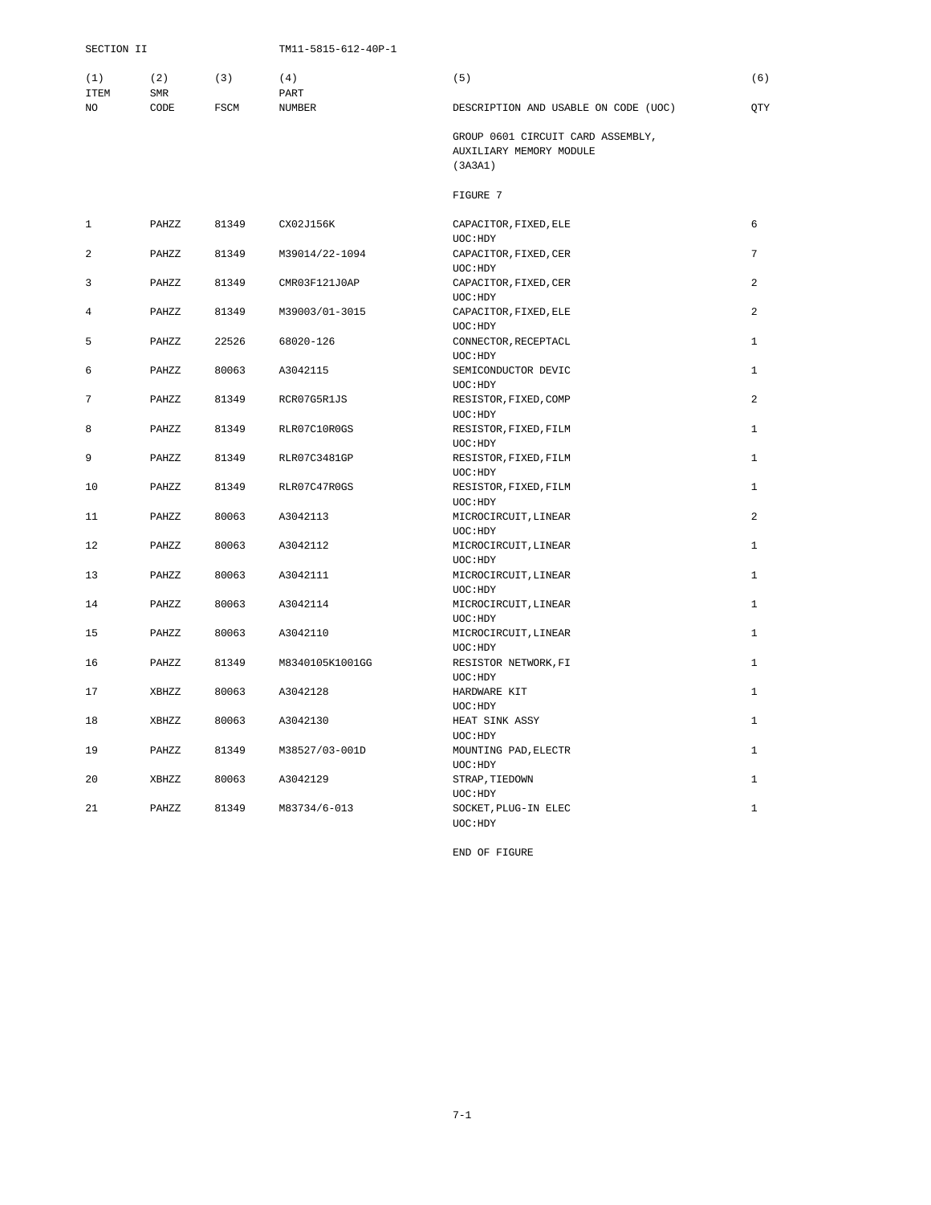SECTION II

| (1) ITEM NO | (2) SMR CODE | (3) FSCM | (4) PART NUMBER | (5) DESCRIPTION AND USABLE ON CODE (UOC) | (6) QTY |
|---|---|---|---|---|---|
| | | | | GROUP 0601 CIRCUIT CARD ASSEMBLY, AUXILIARY MEMORY MODULE (3A3A1) | |
| | | | | FIGURE 7 | |
| 1 | PAHZZ | 81349 | CX02J156K | CAPACITOR,FIXED,ELE UOC:HDY | 6 |
| 2 | PAHZZ | 81349 | M39014/22-1094 | CAPACITOR,FIXED,CER UOC:HDY | 7 |
| 3 | PAHZZ | 81349 | CMR03F121J0AP | CAPACITOR,FIXED,CER UOC:HDY | 2 |
| 4 | PAHZZ | 81349 | M39003/01-3015 | CAPACITOR,FIXED,ELE UOC:HDY | 2 |
| 5 | PAHZZ | 22526 | 68020-126 | CONNECTOR,RECEPTACL UOC:HDY | 1 |
| 6 | PAHZZ | 80063 | A3042115 | SEMICONDUCTOR DEVIC UOC:HDY | 1 |
| 7 | PAHZZ | 81349 | RCR07G5R1JS | RESISTOR,FIXED,COMP UOC:HDY | 2 |
| 8 | PAHZZ | 81349 | RLR07C10R0GS | RESISTOR,FIXED,FILM UOC:HDY | 1 |
| 9 | PAHZZ | 81349 | RLR07C3481GP | RESISTOR,FIXED,FILM UOC:HDY | 1 |
| 10 | PAHZZ | 81349 | RLR07C47R0GS | RESISTOR,FIXED,FILM UOC:HDY | 1 |
| 11 | PAHZZ | 80063 | A3042113 | MICROCIRCUIT,LINEAR UOC:HDY | 2 |
| 12 | PAHZZ | 80063 | A3042112 | MICROCIRCUIT,LINEAR UOC:HDY | 1 |
| 13 | PAHZZ | 80063 | A3042111 | MICROCIRCUIT,LINEAR UOC:HDY | 1 |
| 14 | PAHZZ | 80063 | A3042114 | MICROCIRCUIT,LINEAR UOC:HDY | 1 |
| 15 | PAHZZ | 80063 | A3042110 | MICROCIRCUIT,LINEAR UOC:HDY | 1 |
| 16 | PAHZZ | 81349 | M8340105K1001GG | RESISTOR NETWORK,FI UOC:HDY | 1 |
| 17 | XBHZZ | 80063 | A3042128 | HARDWARE KIT UOC:HDY | 1 |
| 18 | XBHZZ | 80063 | A3042130 | HEAT SINK ASSY UOC:HDY | 1 |
| 19 | PAHZZ | 81349 | M38527/03-001D | MOUNTING PAD,ELECTR UOC:HDY | 1 |
| 20 | XBHZZ | 80063 | A3042129 | STRAP,TIEDOWN UOC:HDY | 1 |
| 21 | PAHZZ | 81349 | M83734/6-013 | SOCKET,PLUG-IN ELEC UOC:HDY | 1 |

END OF FIGURE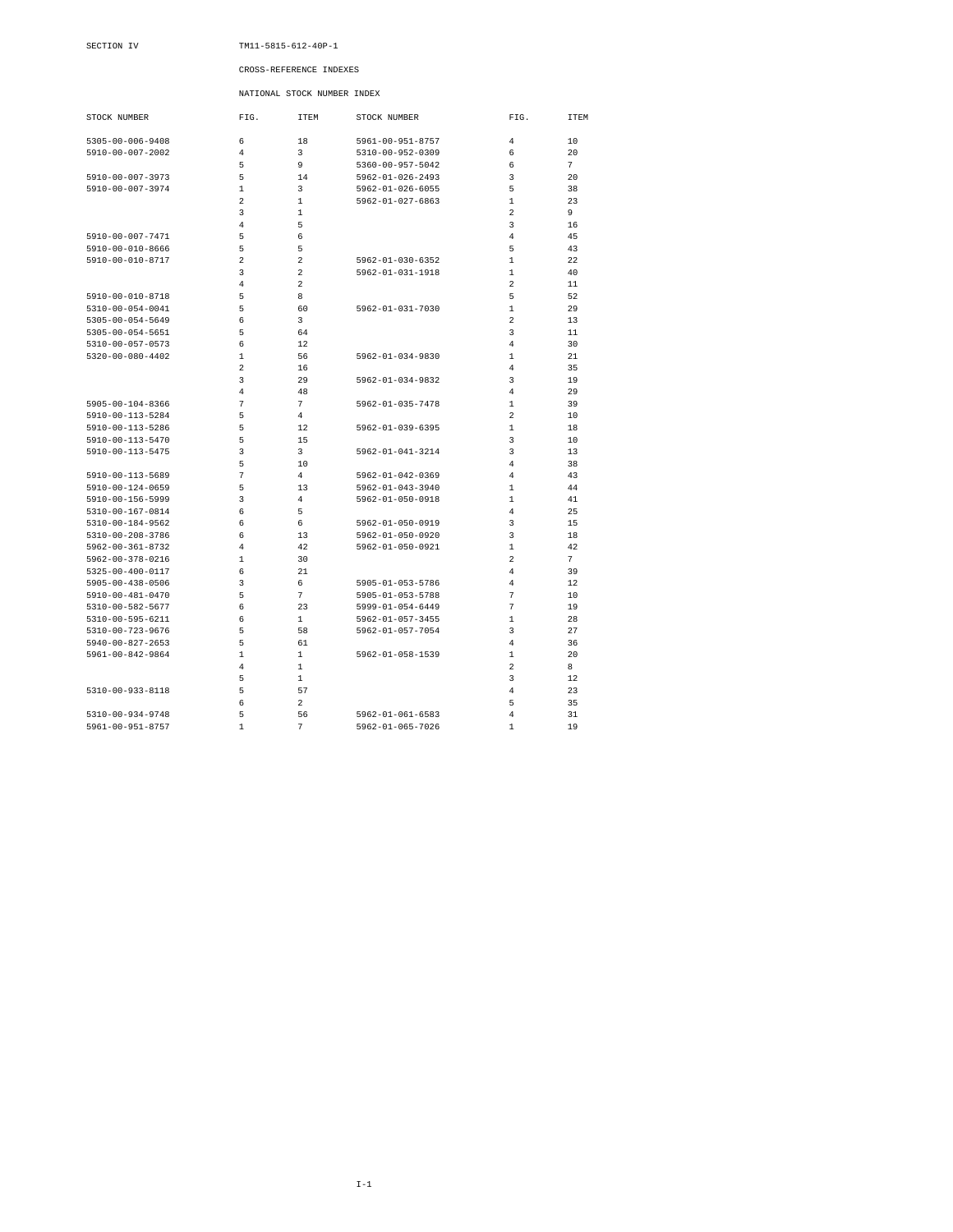SECTION IV

TM11-5815-612-40P-1

## CROSS-REFERENCE INDEXES

### NATIONAL STOCK NUMBER INDEX

| STOCK NUMBER | FIG. | ITEM | STOCK NUMBER | FIG. | ITEM |
|---|---|---|---|---|---|
| 5305-00-006-9408 | 6 | 18 | 5961-00-951-8757 | 4 | 10 |
| 5910-00-007-2002 | 4 | 3 | 5310-00-952-0309 | 6 | 20 |
| | 5 | 9 | 5360-00-957-5042 | 6 | 7 |
| 5910-00-007-3973 | 5 | 14 | 5962-01-026-2493 | 3 | 20 |
| 5910-00-007-3974 | 1 | 3 | 5962-01-026-6055 | 5 | 38 |
| | 2 | 1 | 5962-01-027-6863 | 1 | 23 |
| | 3 | 1 | | 2 | 9 |
| | 4 | 5 | | 3 | 16 |
| 5910-00-007-7471 | 5 | 6 | | 4 | 45 |
| 5910-00-010-8666 | 5 | 5 | | 5 | 43 |
| 5910-00-010-8717 | 2 | 2 | 5962-01-030-6352 | 1 | 22 |
| | 3 | 2 | 5962-01-031-1918 | 1 | 40 |
| | 4 | 2 | | 2 | 11 |
| 5910-00-010-8718 | 5 | 8 | | 5 | 52 |
| 5310-00-054-0041 | 5 | 60 | 5962-01-031-7030 | 1 | 29 |
| 5305-00-054-5649 | 6 | 3 | | 2 | 13 |
| 5305-00-054-5651 | 5 | 64 | | 3 | 11 |
| 5310-00-057-0573 | 6 | 12 | | 4 | 30 |
| 5320-00-080-4402 | 1 | 56 | 5962-01-034-9830 | 1 | 21 |
| | 2 | 16 | | 4 | 35 |
| | 3 | 29 | 5962-01-034-9832 | 3 | 19 |
| | 4 | 48 | | 4 | 29 |
| 5905-00-104-8366 | 7 | 7 | 5962-01-035-7478 | 1 | 39 |
| 5910-00-113-5284 | 5 | 4 | | 2 | 10 |
| 5910-00-113-5286 | 5 | 12 | 5962-01-039-6395 | 1 | 18 |
| 5910-00-113-5470 | 5 | 15 | | 3 | 10 |
| 5910-00-113-5475 | 3 | 3 | 5962-01-041-3214 | 3 | 13 |
| | 5 | 10 | | 4 | 38 |
| 5910-00-113-5689 | 7 | 4 | 5962-01-042-0369 | 4 | 43 |
| 5910-00-124-0659 | 5 | 13 | 5962-01-043-3940 | 1 | 44 |
| 5910-00-156-5999 | 3 | 4 | 5962-01-050-0918 | 1 | 41 |
| 5310-00-167-0814 | 6 | 5 | | 4 | 25 |
| 5310-00-184-9562 | 6 | 6 | 5962-01-050-0919 | 3 | 15 |
| 5310-00-208-3786 | 6 | 13 | 5962-01-050-0920 | 3 | 18 |
| 5962-00-361-8732 | 4 | 42 | 5962-01-050-0921 | 1 | 42 |
| 5962-00-378-0216 | 1 | 30 | | 2 | 7 |
| 5325-00-400-0117 | 6 | 21 | | 4 | 39 |
| 5905-00-438-0506 | 3 | 6 | 5905-01-053-5786 | 4 | 12 |
| 5910-00-481-0470 | 5 | 7 | 5905-01-053-5788 | 7 | 10 |
| 5310-00-582-5677 | 6 | 23 | 5999-01-054-6449 | 7 | 19 |
| 5310-00-595-6211 | 6 | 1 | 5962-01-057-3455 | 1 | 28 |
| 5310-00-723-9676 | 5 | 58 | 5962-01-057-7054 | 3 | 27 |
| 5940-00-827-2653 | 5 | 61 | | 4 | 36 |
| 5961-00-842-9864 | 1 | 1 | 5962-01-058-1539 | 1 | 20 |
| | 4 | 1 | | 2 | 8 |
| | 5 | 1 | | 3 | 12 |
| 5310-00-933-8118 | 5 | 57 | | 4 | 23 |
| | 6 | 2 | | 5 | 35 |
| 5310-00-934-9748 | 5 | 56 | 5962-01-061-6583 | 4 | 31 |
| 5961-00-951-8757 | 1 | 7 | 5962-01-065-7026 | 1 | 19 |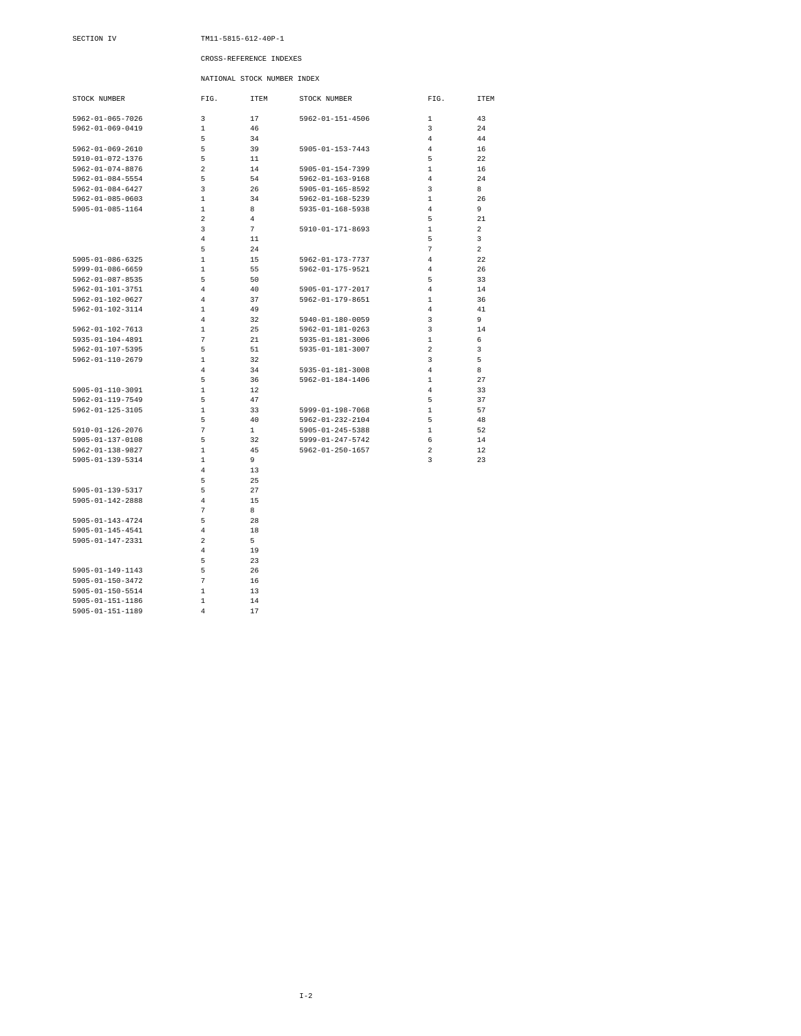SECTION IV

## CROSS-REFERENCE INDEXES

### NATIONAL STOCK NUMBER INDEX

| STOCK NUMBER | FIG. | ITEM |
|---|---|---|
| 5962-01-065-7026 | 3 | 17 |
| 5962-01-069-0419 | 1 | 46 |
| | 5 | 34 |
| 5962-01-069-2610 | 5 | 39 |
| 5910-01-072-1376 | 5 | 11 |
| 5962-01-074-8876 | 2 | 14 |
| 5962-01-084-5554 | 5 | 54 |
| 5962-01-084-6427 | 3 | 26 |
| 5962-01-085-0603 | 1 | 34 |
| 5905-01-085-1164 | 1 | 8 |
| | 2 | 4 |
| | 3 | 7 |
| | 4 | 11 |
| | 5 | 24 |
| 5905-01-086-6325 | 1 | 15 |
| 5999-01-086-6659 | 1 | 55 |
| 5962-01-087-8535 | 5 | 50 |
| 5962-01-101-3751 | 4 | 40 |
| 5962-01-102-0627 | 4 | 37 |
| 5962-01-102-3114 | 1 | 49 |
| | 4 | 32 |
| 5962-01-102-7613 | 1 | 25 |
| 5935-01-104-4891 | 7 | 21 |
| 5962-01-107-5395 | 5 | 51 |
| 5962-01-110-2679 | 1 | 32 |
| | 4 | 34 |
| | 5 | 36 |
| 5905-01-110-3091 | 1 | 12 |
| 5962-01-119-7549 | 5 | 47 |
| 5962-01-125-3105 | 1 | 33 |
| | 5 | 40 |
| 5910-01-126-2076 | 7 | 1 |
| 5905-01-137-0108 | 5 | 32 |
| 5962-01-138-9827 | 1 | 45 |
| 5905-01-139-5314 | 1 | 9 |
| | 4 | 13 |
| | 5 | 25 |
| 5905-01-139-5317 | 5 | 27 |
| 5905-01-142-2888 | 4 | 15 |
| | 7 | 8 |
| 5905-01-143-4724 | 5 | 28 |
| 5905-01-145-4541 | 4 | 18 |
| 5905-01-147-2331 | 2 | 5 |
| | 4 | 19 |
| | 5 | 23 |
| 5905-01-149-1143 | 5 | 26 |
| 5905-01-150-3472 | 7 | 16 |
| 5905-01-150-5514 | 1 | 13 |
| 5905-01-151-1186 | 1 | 14 |
| 5905-01-151-1189 | 4 | 17 |
| 5962-01-151-4506 | 1 | 43 |
| | 3 | 24 |
| | 4 | 44 |
| 5905-01-153-7443 | 4 | 16 |
| | 5 | 22 |
| 5905-01-154-7399 | 1 | 16 |
| 5962-01-163-9168 | 4 | 24 |
| 5905-01-165-8592 | 3 | 8 |
| 5962-01-168-5239 | 1 | 26 |
| 5935-01-168-5938 | 4 | 9 |
| | 5 | 21 |
| 5910-01-171-8693 | 1 | 2 |
| | 5 | 3 |
| | 7 | 2 |
| 5962-01-173-7737 | 4 | 22 |
| 5962-01-175-9521 | 4 | 26 |
| | 5 | 33 |
| 5905-01-177-2017 | 4 | 14 |
| 5962-01-179-8651 | 1 | 36 |
| | 4 | 41 |
| 5940-01-180-0059 | 3 | 9 |
| 5962-01-181-0263 | 3 | 14 |
| 5935-01-181-3006 | 1 | 6 |
| 5935-01-181-3007 | 2 | 3 |
| | 3 | 5 |
| 5935-01-181-3008 | 4 | 8 |
| 5962-01-184-1406 | 1 | 27 |
| | 4 | 33 |
| | 5 | 37 |
| 5999-01-198-7068 | 1 | 57 |
| 5962-01-232-2104 | 5 | 48 |
| 5905-01-245-5388 | 1 | 52 |
| 5999-01-247-5742 | 6 | 14 |
| 5962-01-250-1657 | 2 | 12 |
| | 3 | 23 |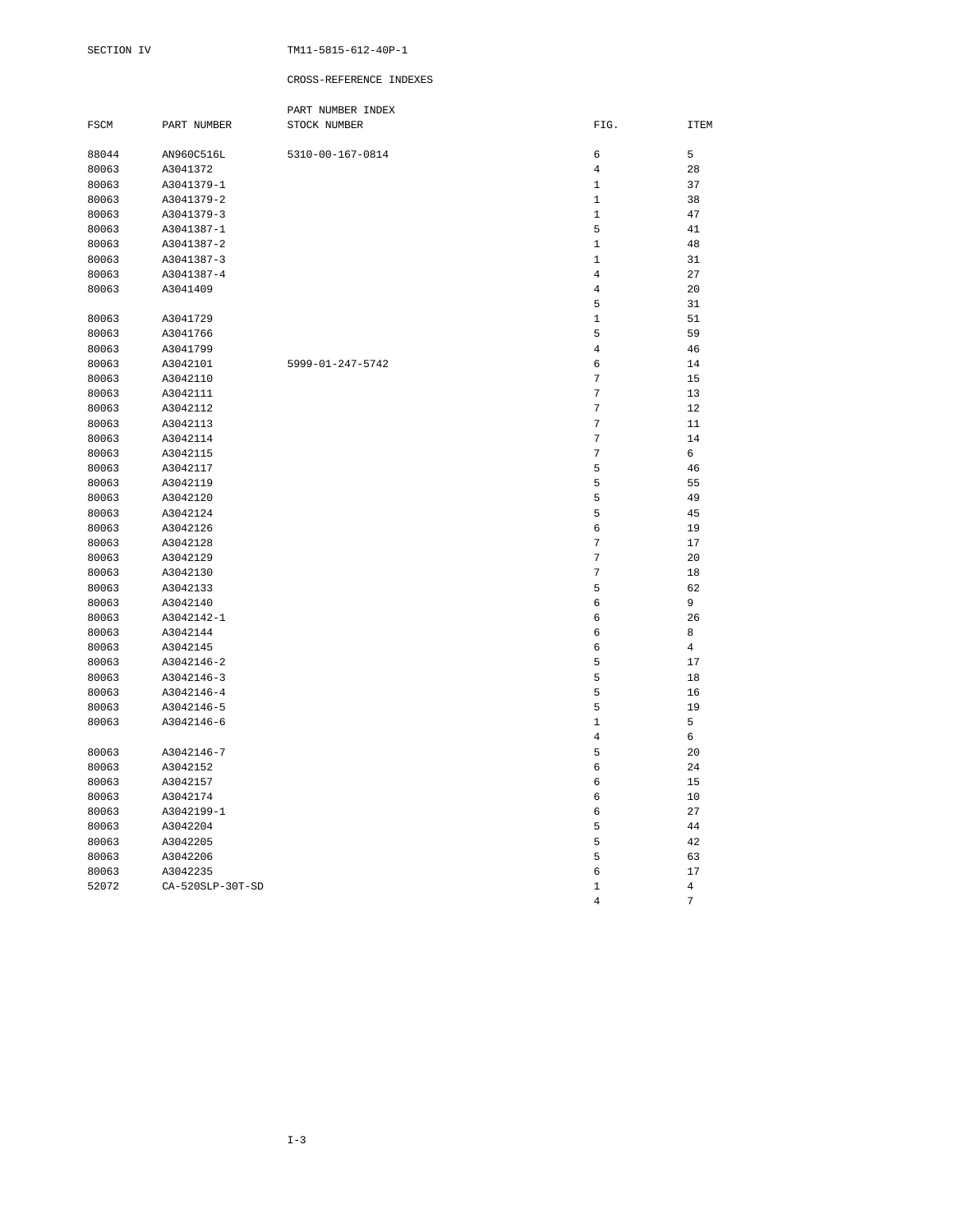SECTION IV

CROSS-REFERENCE INDEXES

PART NUMBER INDEX

| FSCM | PART NUMBER | STOCK NUMBER | FIG. | ITEM |
|---|---|---|---|---|
| 88044 | AN960C516L | 5310-00-167-0814 | 6 | 5 |
| 80063 | A3041372 | | 4 | 28 |
| 80063 | A3041379-1 | | 1 | 37 |
| 80063 | A3041379-2 | | 1 | 38 |
| 80063 | A3041379-3 | | 1 | 47 |
| 80063 | A3041387-1 | | 5 | 41 |
| 80063 | A3041387-2 | | 1 | 48 |
| 80063 | A3041387-3 | | 1 | 31 |
| 80063 | A3041387-4 | | 4 | 27 |
| 80063 | A3041409 | | 4 | 20 |
| | | | 5 | 31 |
| 80063 | A3041729 | | 1 | 51 |
| 80063 | A3041766 | | 5 | 59 |
| 80063 | A3041799 | | 4 | 46 |
| 80063 | A3042101 | 5999-01-247-5742 | 6 | 14 |
| 80063 | A3042110 | | 7 | 15 |
| 80063 | A3042111 | | 7 | 13 |
| 80063 | A3042112 | | 7 | 12 |
| 80063 | A3042113 | | 7 | 11 |
| 80063 | A3042114 | | 7 | 14 |
| 80063 | A3042115 | | 7 | 6 |
| 80063 | A3042117 | | 5 | 46 |
| 80063 | A3042119 | | 5 | 55 |
| 80063 | A3042120 | | 5 | 49 |
| 80063 | A3042124 | | 5 | 45 |
| 80063 | A3042126 | | 6 | 19 |
| 80063 | A3042128 | | 7 | 17 |
| 80063 | A3042129 | | 7 | 20 |
| 80063 | A3042130 | | 7 | 18 |
| 80063 | A3042133 | | 5 | 62 |
| 80063 | A3042140 | | 6 | 9 |
| 80063 | A3042142-1 | | 6 | 26 |
| 80063 | A3042144 | | 6 | 8 |
| 80063 | A3042145 | | 6 | 4 |
| 80063 | A3042146-2 | | 5 | 17 |
| 80063 | A3042146-3 | | 5 | 18 |
| 80063 | A3042146-4 | | 5 | 16 |
| 80063 | A3042146-5 | | 5 | 19 |
| 80063 | A3042146-6 | | 1 | 5 |
| | | | 4 | 6 |
| 80063 | A3042146-7 | | 5 | 20 |
| 80063 | A3042152 | | 6 | 24 |
| 80063 | A3042157 | | 6 | 15 |
| 80063 | A3042174 | | 6 | 10 |
| 80063 | A3042199-1 | | 6 | 27 |
| 80063 | A3042204 | | 5 | 44 |
| 80063 | A3042205 | | 5 | 42 |
| 80063 | A3042206 | | 5 | 63 |
| 80063 | A3042235 | | 6 | 17 |
| 52072 | CA-520SLP-30T-SD | | 1 | 4 |
| | | | 4 | 7 |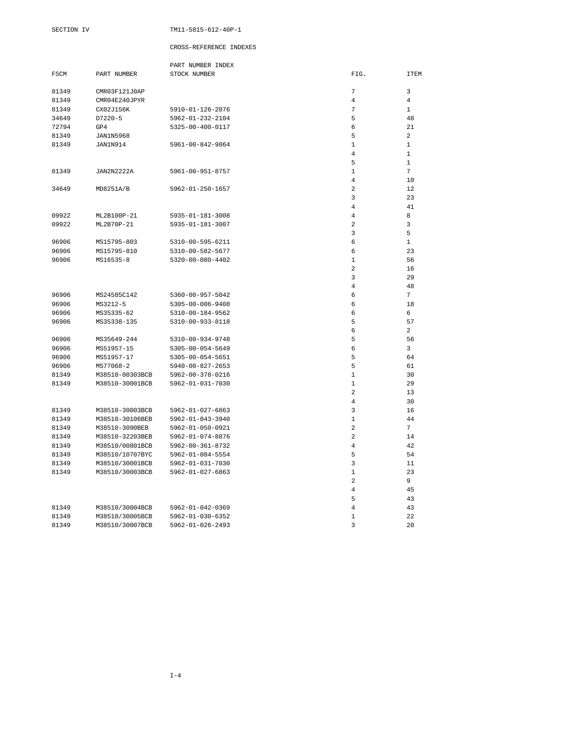SECTION IV

## CROSS-REFERENCE INDEXES

### PART NUMBER INDEX

| FSCM | PART NUMBER | STOCK NUMBER | FIG. | ITEM |
|---|---|---|---|---|
| 81349 | CMR03F121J0AP | | 7 | 3 |
| 81349 | CMR04E240JPYR | | 4 | 4 |
| 81349 | CX02J156K | 5910-01-126-2076 | 7 | 1 |
| 34649 | D7220-5 | 5962-01-232-2104 | 5 | 48 |
| 72794 | GP4 | 5325-00-400-0117 | 6 | 21 |
| 81349 | JAN1N5968 | | 5 | 2 |
| 81349 | JAN1N914 | 5961-00-842-9864 | 1 | 1 |
| | | | 4 | 1 |
| | | | 5 | 1 |
| 81349 | JAN2N2222A | 5961-00-951-8757 | 1 | 7 |
| | | | 4 | 10 |
| 34649 | MD8251A/B | 5962-01-250-1657 | 2 | 12 |
| | | | 3 | 23 |
| | | | 4 | 41 |
| 09922 | ML2B100P-21 | 5935-01-181-3008 | 4 | 8 |
| 09922 | ML2B70P-21 | 5935-01-181-3007 | 2 | 3 |
| | | | 3 | 5 |
| 96906 | MS15795-803 | 5310-00-595-6211 | 6 | 1 |
| 96906 | MS15795-810 | 5310-00-582-5677 | 6 | 23 |
| 96906 | MS16535-8 | 5320-00-080-4402 | 1 | 56 |
| | | | 2 | 16 |
| | | | 3 | 29 |
| | | | 4 | 48 |
| 96906 | MS24585C142 | 5360-00-957-5042 | 6 | 7 |
| 96906 | MS3212-5 | 5305-00-006-9408 | 6 | 18 |
| 96906 | MS35335-62 | 5310-00-184-9562 | 6 | 6 |
| 96906 | MS35338-135 | 5310-00-933-8118 | 5 | 57 |
| | | | 6 | 2 |
| 96906 | MS35649-244 | 5310-00-934-9748 | 5 | 56 |
| 96906 | MS51957-15 | 5305-00-054-5649 | 6 | 3 |
| 96906 | MS51957-17 | 5305-00-054-5651 | 5 | 64 |
| 96906 | MS77068-2 | 5940-00-827-2653 | 5 | 61 |
| 81349 | M38510-00303BCB | 5962-00-378-0216 | 1 | 30 |
| 81349 | M38510-30001BCB | 5962-01-031-7030 | 1 | 29 |
| | | | 2 | 13 |
| | | | 4 | 30 |
| 81349 | M38510-30003BCB | 5962-01-027-6863 | 3 | 16 |
| 81349 | M38510-30106BEB | 5962-01-043-3940 | 1 | 44 |
| 81349 | M38510-3090BEB | 5962-01-050-0921 | 2 | 7 |
| 81349 | M38510-32203BEB | 5962-01-074-8876 | 2 | 14 |
| 81349 | M38510/00801BCB | 5962-00-361-8732 | 4 | 42 |
| 81349 | M38510/10707BYC | 5962-01-084-5554 | 5 | 54 |
| 81349 | M38510/30001BCB | 5962-01-031-7030 | 3 | 11 |
| 81349 | M38510/30003BCB | 5962-01-027-6863 | 1 | 23 |
| | | | 2 | 9 |
| | | | 4 | 45 |
| | | | 5 | 43 |
| 81349 | M38510/30004BCB | 5962-01-042-0369 | 4 | 43 |
| 81349 | M38510/30005BCB | 5962-01-030-6352 | 1 | 22 |
| 81349 | M38510/30007BCB | 5962-01-026-2493 | 3 | 20 |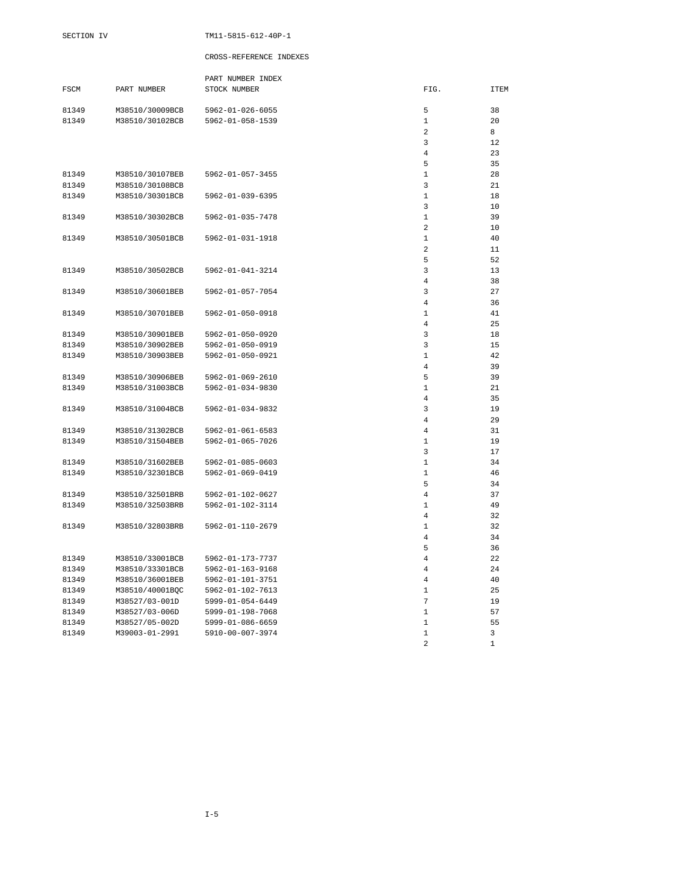SECTION IV

CROSS-REFERENCE INDEXES

PART NUMBER INDEX

| FSCM | PART NUMBER | STOCK NUMBER | FIG. | ITEM |
|---|---|---|---|---|
| 81349 | M38510/30009BCB | 5962-01-026-6055 | 5 | 38 |
| 81349 | M38510/30102BCB | 5962-01-058-1539 | 1 | 20 |
| | | | 2 | 8 |
| | | | 3 | 12 |
| | | | 4 | 23 |
| | | | 5 | 35 |
| 81349 | M38510/30107BEB | 5962-01-057-3455 | 1 | 28 |
| 81349 | M38510/30108BCB | | 3 | 21 |
| 81349 | M38510/30301BCB | 5962-01-039-6395 | 1 | 18 |
| | | | 3 | 10 |
| 81349 | M38510/30302BCB | 5962-01-035-7478 | 1 | 39 |
| | | | 2 | 10 |
| 81349 | M38510/30501BCB | 5962-01-031-1918 | 1 | 40 |
| | | | 2 | 11 |
| | | | 5 | 52 |
| 81349 | M38510/30502BCB | 5962-01-041-3214 | 3 | 13 |
| | | | 4 | 38 |
| 81349 | M38510/30601BEB | 5962-01-057-7054 | 3 | 27 |
| | | | 4 | 36 |
| 81349 | M38510/30701BEB | 5962-01-050-0918 | 1 | 41 |
| | | | 4 | 25 |
| 81349 | M38510/30901BEB | 5962-01-050-0920 | 3 | 18 |
| 81349 | M38510/30902BEB | 5962-01-050-0919 | 3 | 15 |
| 81349 | M38510/30903BEB | 5962-01-050-0921 | 1 | 42 |
| | | | 4 | 39 |
| 81349 | M38510/30906BEB | 5962-01-069-2610 | 5 | 39 |
| 81349 | M38510/31003BCB | 5962-01-034-9830 | 1 | 21 |
| | | | 4 | 35 |
| 81349 | M38510/31004BCB | 5962-01-034-9832 | 3 | 19 |
| | | | 4 | 29 |
| 81349 | M38510/31302BCB | 5962-01-061-6583 | 4 | 31 |
| 81349 | M38510/31504BEB | 5962-01-065-7026 | 1 | 19 |
| | | | 3 | 17 |
| 81349 | M38510/31602BEB | 5962-01-085-0603 | 1 | 34 |
| 81349 | M38510/32301BCB | 5962-01-069-0419 | 1 | 46 |
| | | | 5 | 34 |
| 81349 | M38510/32501BRB | 5962-01-102-0627 | 4 | 37 |
| 81349 | M38510/32503BRB | 5962-01-102-3114 | 1 | 49 |
| | | | 4 | 32 |
| 81349 | M38510/32803BRB | 5962-01-110-2679 | 1 | 32 |
| | | | 4 | 34 |
| | | | 5 | 36 |
| 81349 | M38510/33001BCB | 5962-01-173-7737 | 4 | 22 |
| 81349 | M38510/33301BCB | 5962-01-163-9168 | 4 | 24 |
| 81349 | M38510/36001BEB | 5962-01-101-3751 | 4 | 40 |
| 81349 | M38510/40001BQC | 5962-01-102-7613 | 1 | 25 |
| 81349 | M38527/03-001D | 5999-01-054-6449 | 7 | 19 |
| 81349 | M38527/03-006D | 5999-01-198-7068 | 1 | 57 |
| 81349 | M38527/05-002D | 5999-01-086-6659 | 1 | 55 |
| 81349 | M39003-01-2991 | 5910-00-007-3974 | 1 | 3 |
| | | | 2 | 1 |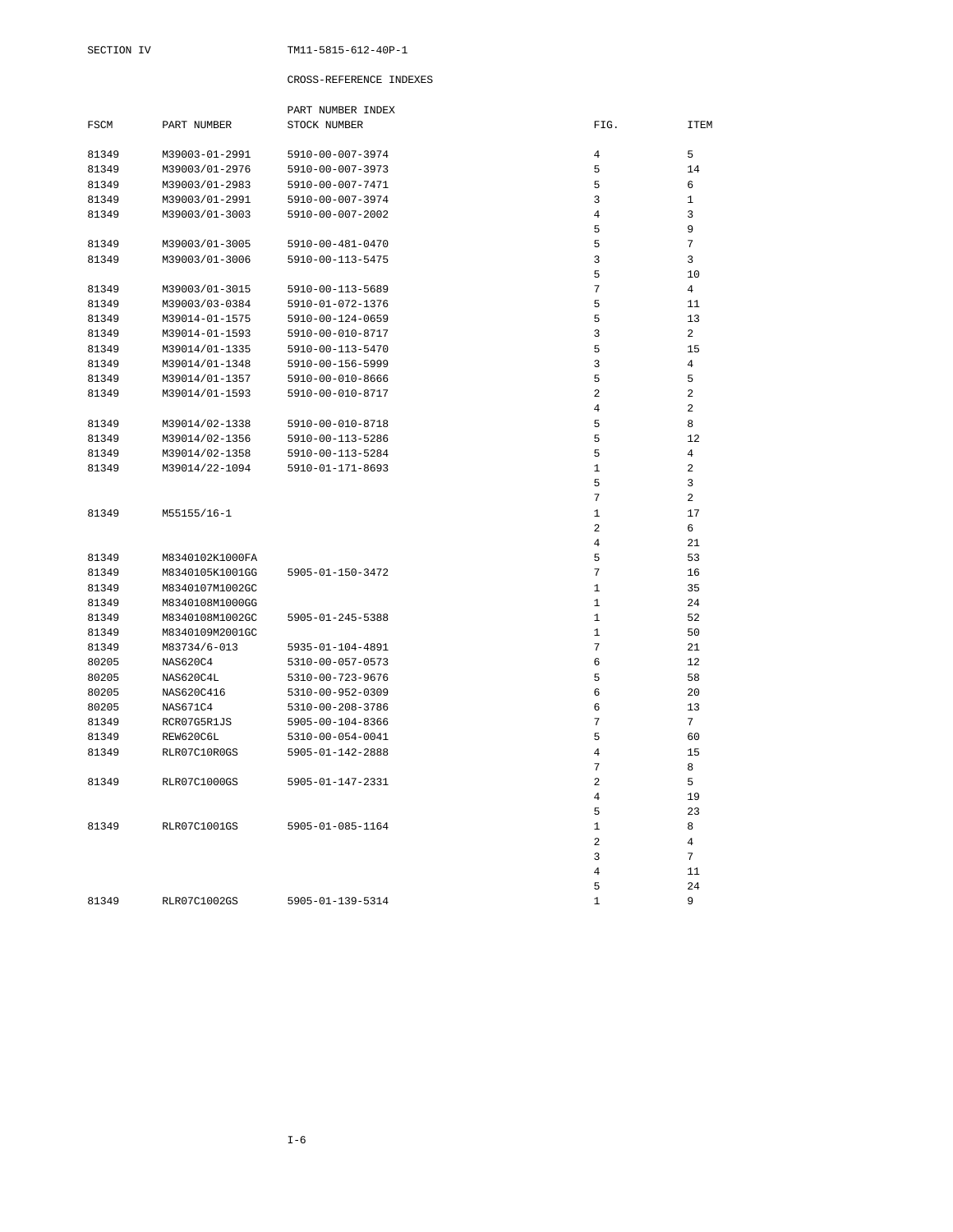# CROSS-REFERENCE INDEXES

## PART NUMBER INDEX

| FSCM | PART NUMBER | STOCK NUMBER | FIG. | ITEM |
|---|---|---|---|---|
| 81349 | M39003-01-2991 | 5910-00-007-3974 | 4 | 5 |
| 81349 | M39003/01-2976 | 5910-00-007-3973 | 5 | 14 |
| 81349 | M39003/01-2983 | 5910-00-007-7471 | 5 | 6 |
| 81349 | M39003/01-2991 | 5910-00-007-3974 | 3 | 1 |
| 81349 | M39003/01-3003 | 5910-00-007-2002 | 4 | 3 |
| | | | 5 | 9 |
| 81349 | M39003/01-3005 | 5910-00-481-0470 | 5 | 7 |
| 81349 | M39003/01-3006 | 5910-00-113-5475 | 3 | 3 |
| | | | 5 | 10 |
| 81349 | M39003/01-3015 | 5910-00-113-5689 | 7 | 4 |
| 81349 | M39003/03-0384 | 5910-01-072-1376 | 5 | 11 |
| 81349 | M39014-01-1575 | 5910-00-124-0659 | 5 | 13 |
| 81349 | M39014-01-1593 | 5910-00-010-8717 | 3 | 2 |
| 81349 | M39014/01-1335 | 5910-00-113-5470 | 5 | 15 |
| 81349 | M39014/01-1348 | 5910-00-156-5999 | 3 | 4 |
| 81349 | M39014/01-1357 | 5910-00-010-8666 | 5 | 5 |
| 81349 | M39014/01-1593 | 5910-00-010-8717 | 2 | 2 |
| | | | 4 | 2 |
| 81349 | M39014/02-1338 | 5910-00-010-8718 | 5 | 8 |
| 81349 | M39014/02-1356 | 5910-00-113-5286 | 5 | 12 |
| 81349 | M39014/02-1358 | 5910-00-113-5284 | 5 | 4 |
| 81349 | M39014/22-1094 | 5910-01-171-8693 | 1 | 2 |
| | | | 5 | 3 |
| | | | 7 | 2 |
| 81349 | M55155/16-1 | | 1 | 17 |
| | | | 2 | 6 |
| | | | 4 | 21 |
| 81349 | M8340102K1000FA | | 5 | 53 |
| 81349 | M8340105K1001GG | 5905-01-150-3472 | 7 | 16 |
| 81349 | M8340107M1002GC | | 1 | 35 |
| 81349 | M8340108M1000GG | | 1 | 24 |
| 81349 | M8340108M1002GC | 5905-01-245-5388 | 1 | 52 |
| 81349 | M8340109M2001GC | | 1 | 50 |
| 81349 | M83734/6-013 | 5935-01-104-4891 | 7 | 21 |
| 80205 | NAS620C4 | 5310-00-057-0573 | 6 | 12 |
| 80205 | NAS620C4L | 5310-00-723-9676 | 5 | 58 |
| 80205 | NAS620C416 | 5310-00-952-0309 | 6 | 20 |
| 80205 | NAS671C4 | 5310-00-208-3786 | 6 | 13 |
| 81349 | RCR07G5R1JS | 5905-00-104-8366 | 7 | 7 |
| 81349 | REW620C6L | 5310-00-054-0041 | 5 | 60 |
| 81349 | RLR07C10R0GS | 5905-01-142-2888 | 4 | 15 |
| | | | 7 | 8 |
| 81349 | RLR07C1000GS | 5905-01-147-2331 | 2 | 5 |
| | | | 4 | 19 |
| | | | 5 | 23 |
| 81349 | RLR07C1001GS | 5905-01-085-1164 | 1 | 8 |
| | | | 2 | 4 |
| | | | 3 | 7 |
| | | | 4 | 11 |
| | | | 5 | 24 |
| 81349 | RLR07C1002GS | 5905-01-139-5314 | 1 | 9 |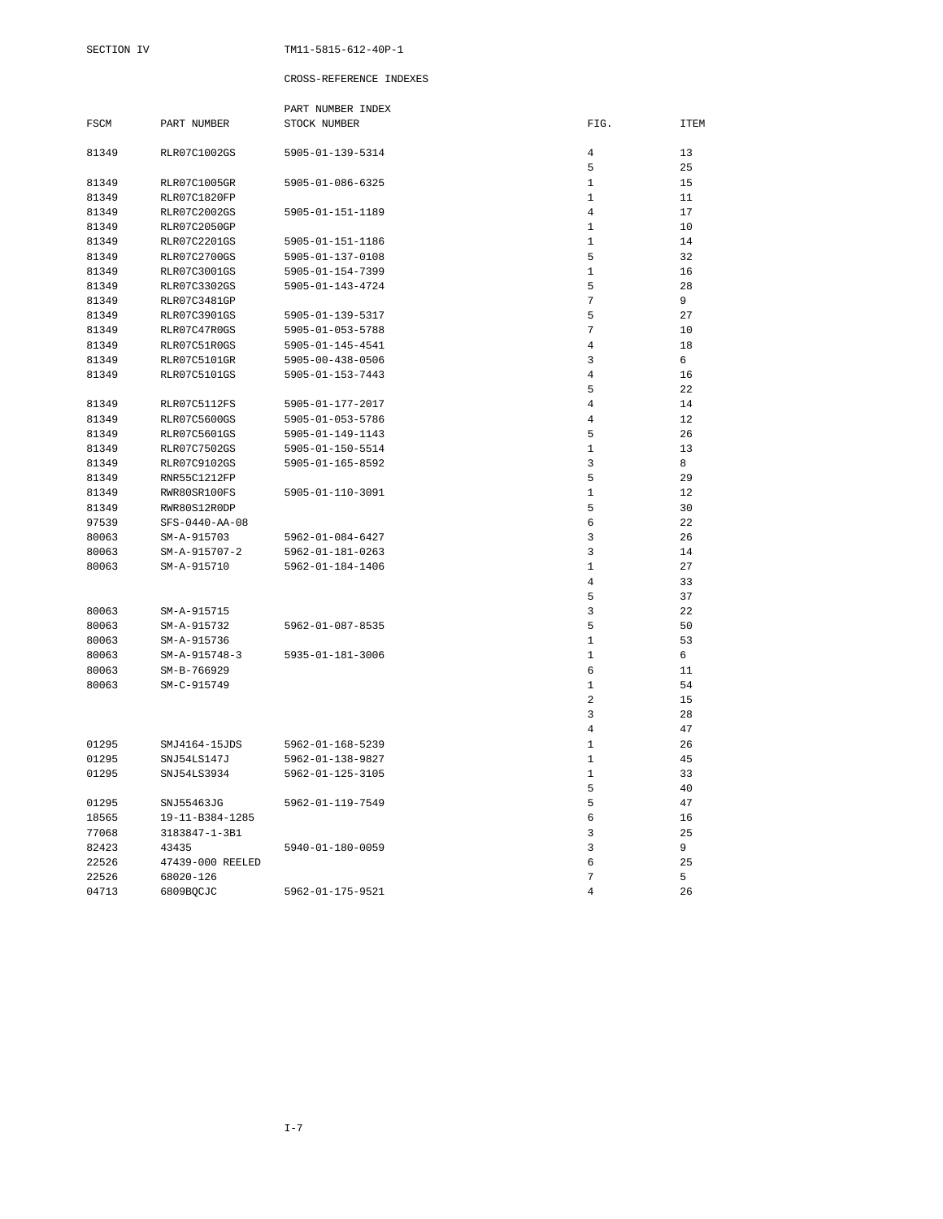SECTION IV

CROSS-REFERENCE INDEXES

PART NUMBER INDEX

| FSCM | PART NUMBER | STOCK NUMBER | FIG. | ITEM |
|---|---|---|---|---|
| 81349 | RLR07C1002GS | 5905-01-139-5314 | 4 | 13 |
| | | | 5 | 25 |
| 81349 | RLR07C1005GR | 5905-01-086-6325 | 1 | 15 |
| 81349 | RLR07C1820FP | | 1 | 11 |
| 81349 | RLR07C2002GS | 5905-01-151-1189 | 4 | 17 |
| 81349 | RLR07C2050GP | | 1 | 10 |
| 81349 | RLR07C2201GS | 5905-01-151-1186 | 1 | 14 |
| 81349 | RLR07C2700GS | 5905-01-137-0108 | 5 | 32 |
| 81349 | RLR07C3001GS | 5905-01-154-7399 | 1 | 16 |
| 81349 | RLR07C3302GS | 5905-01-143-4724 | 5 | 28 |
| 81349 | RLR07C3481GP | | 7 | 9 |
| 81349 | RLR07C3901GS | 5905-01-139-5317 | 5 | 27 |
| 81349 | RLR07C47R0GS | 5905-01-053-5788 | 7 | 10 |
| 81349 | RLR07C51R0GS | 5905-01-145-4541 | 4 | 18 |
| 81349 | RLR07C5101GR | 5905-00-438-0506 | 3 | 6 |
| 81349 | RLR07C5101GS | 5905-01-153-7443 | 4 | 16 |
| | | | 5 | 22 |
| 81349 | RLR07C5112FS | 5905-01-177-2017 | 4 | 14 |
| 81349 | RLR07C5600GS | 5905-01-053-5786 | 4 | 12 |
| 81349 | RLR07C5601GS | 5905-01-149-1143 | 5 | 26 |
| 81349 | RLR07C7502GS | 5905-01-150-5514 | 1 | 13 |
| 81349 | RLR07C9102GS | 5905-01-165-8592 | 3 | 8 |
| 81349 | RNR55C1212FP | | 5 | 29 |
| 81349 | RWR80SR100FS | 5905-01-110-3091 | 1 | 12 |
| 81349 | RWR80S12R0DP | | 5 | 30 |
| 97539 | SFS-0440-AA-08 | | 6 | 22 |
| 80063 | SM-A-915703 | 5962-01-084-6427 | 3 | 26 |
| 80063 | SM-A-915707-2 | 5962-01-181-0263 | 3 | 14 |
| 80063 | SM-A-915710 | 5962-01-184-1406 | 1 | 27 |
| | | | 4 | 33 |
| | | | 5 | 37 |
| 80063 | SM-A-915715 | | 3 | 22 |
| 80063 | SM-A-915732 | 5962-01-087-8535 | 5 | 50 |
| 80063 | SM-A-915736 | | 1 | 53 |
| 80063 | SM-A-915748-3 | 5935-01-181-3006 | 1 | 6 |
| 80063 | SM-B-766929 | | 6 | 11 |
| 80063 | SM-C-915749 | | 1 | 54 |
| | | | 2 | 15 |
| | | | 3 | 28 |
| | | | 4 | 47 |
| 01295 | SMJ4164-15JDS | 5962-01-168-5239 | 1 | 26 |
| 01295 | SNJ54LS147J | 5962-01-138-9827 | 1 | 45 |
| 01295 | SNJ54LS3934 | 5962-01-125-3105 | 1 | 33 |
| | | | 5 | 40 |
| 01295 | SNJ55463JG | 5962-01-119-7549 | 5 | 47 |
| 18565 | 19-11-B384-1285 | | 6 | 16 |
| 77068 | 3183847-1-3B1 | | 3 | 25 |
| 82423 | 43435 | 5940-01-180-0059 | 3 | 9 |
| 22526 | 47439-000 REELED | | 6 | 25 |
| 22526 | 68020-126 | | 7 | 5 |
| 04713 | 6809BQCJC | 5962-01-175-9521 | 4 | 26 |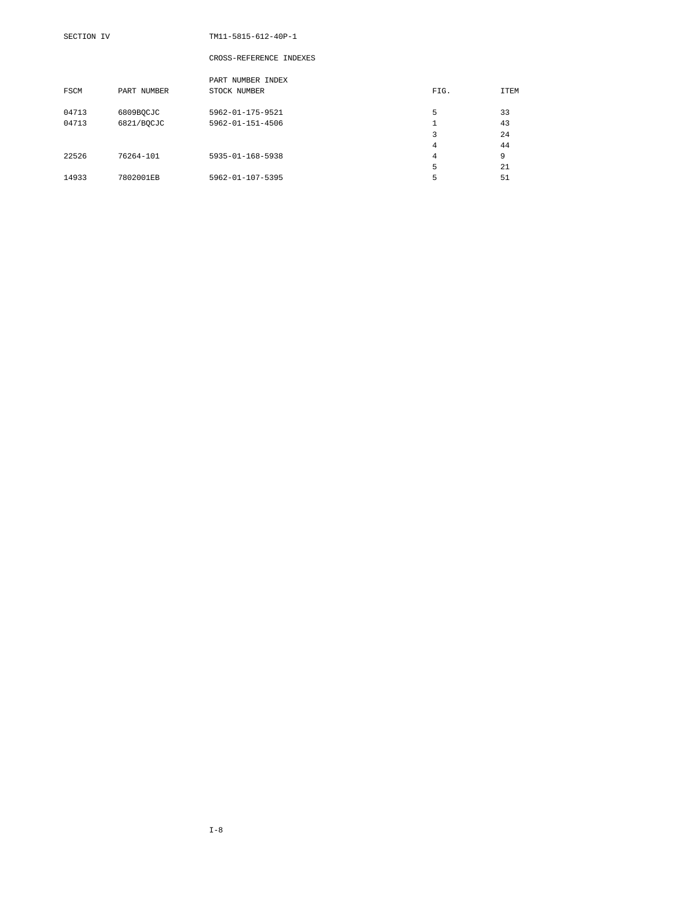## CROSS-REFERENCE INDEXES

### PART NUMBER INDEX

| FSCM | PART NUMBER | STOCK NUMBER | FIG. | ITEM |
|---|---|---|---|---|
| 04713 | 6809BQCJC | 5962-01-175-9521 | 5 | 33 |
| 04713 | 6821/BQCJC | 5962-01-151-4506 | 1 | 43 |
| | | | 3 | 24 |
| | | | 4 | 44 |
| 22526 | 76264-101 | 5935-01-168-5938 | 4 | 9 |
| | | | 5 | 21 |
| 14933 | 7802001EB | 5962-01-107-5395 | 5 | 51 |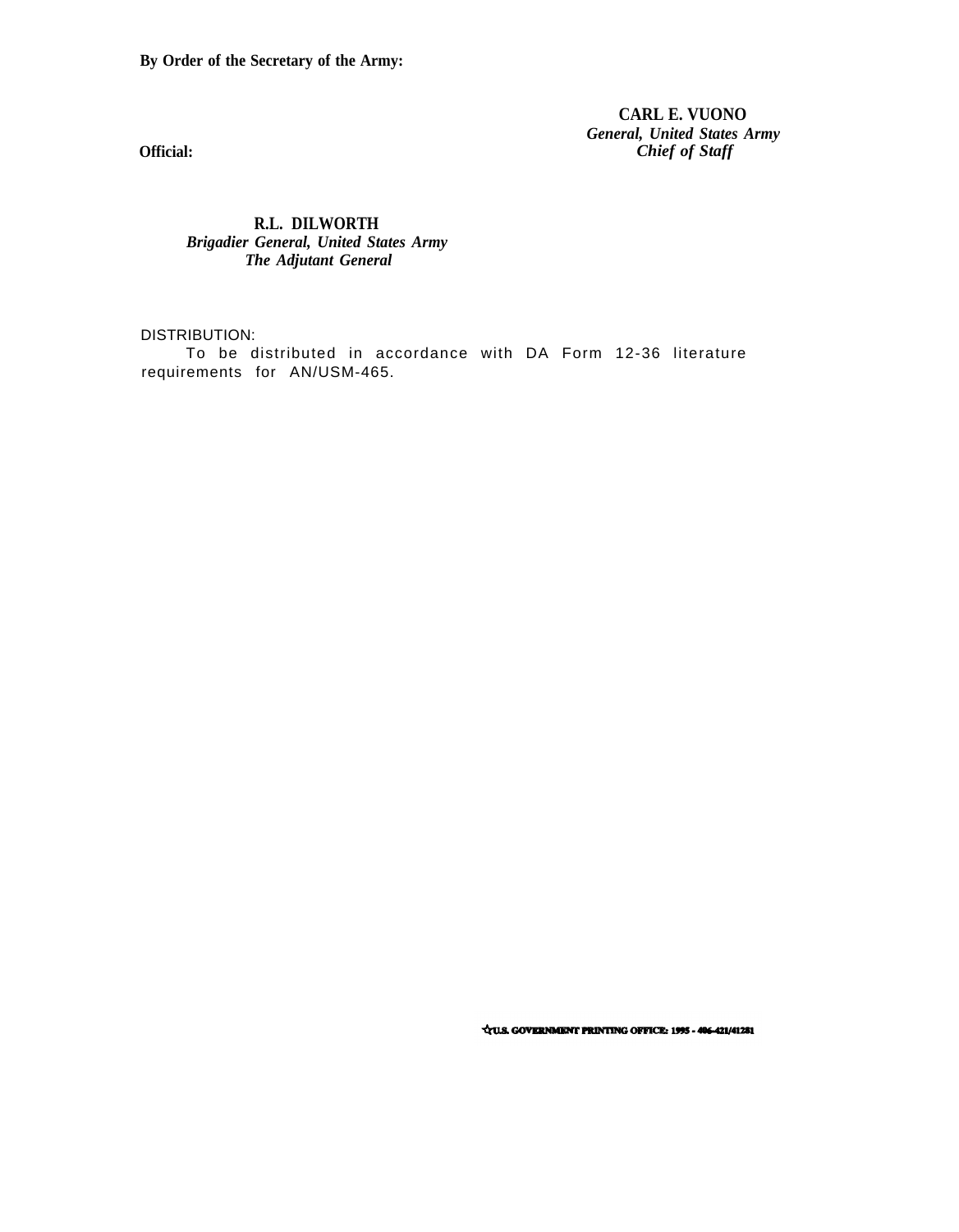**By Order of the Secretary of the Army:**

**CARL E. VUONO**
*General, United States Army*
*Chief of Staff*

**Official:**

**R.L. DILWORTH**
*Brigadier General, United States Army*
*The Adjutant General*

DISTRIBUTION:
To be distributed in accordance with DA Form 12-36 literature requirements for AN/USM-465.

☆U.S. GOVERNMENT PRINTING OFFICE: 1995 - 406-421/41281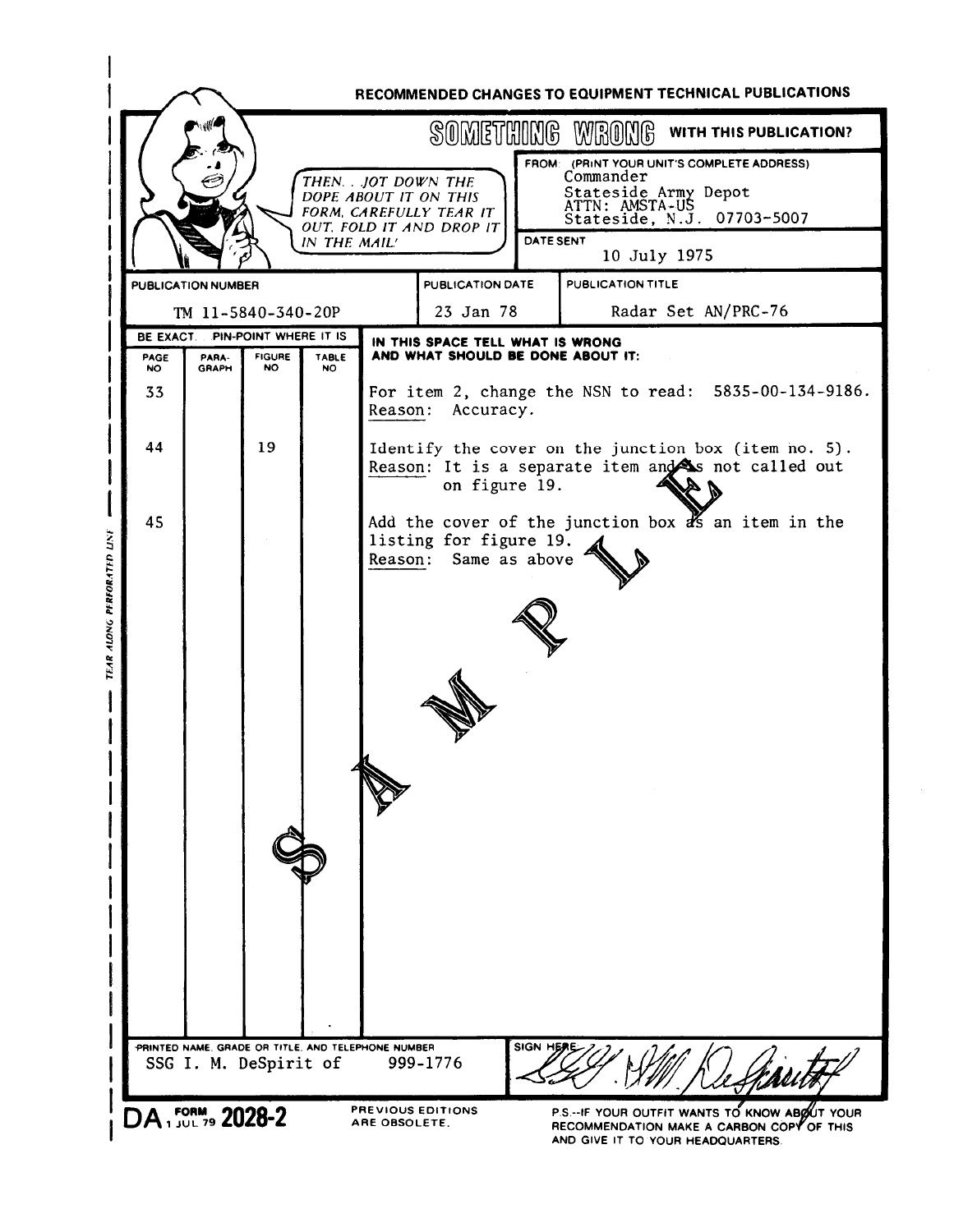## RECOMMENDED CHANGES TO EQUIPMENT TECHNICAL PUBLICATIONS

### SOMETHING WRONG WITH THIS PUBLICATION?

THEN. . JOT DOWN THE DOPE ABOUT IT ON THIS FORM, CAREFULLY TEAR IT OUT, FOLD IT AND DROP IT IN THE MAIL!

FROM: (PRINT YOUR UNIT'S COMPLETE ADDRESS)
Commander
Stateside Army Depot
ATTN: AMSTA-US
Stateside, N.J. 07703-5007

DATE SENT
10 July 1975

| PUBLICATION NUMBER | PUBLICATION DATE | PUBLICATION TITLE |
|---|---|---|
| TM 11-5840-340-20P | 23 Jan 78 | Radar Set AN/PRC-76 |

BE EXACT. PIN-POINT WHERE IT IS

| PAGE NO | PARA-GRAPH | FIGURE NO | TABLE NO | IN THIS SPACE TELL WHAT IS WRONG AND WHAT SHOULD BE DONE ABOUT IT: |
|---|---|---|---|---|
| 33 | | | | For item 2, change the NSN to read: 5835-00-134-9186. Reason: Accuracy. |
| 44 | | 19 | | Identify the cover on the junction box (item no. 5). Reason: It is a separate item and is not called out on figure 19. |
| 45 | | | | Add the cover of the junction box as an item in the listing for figure 19. Reason: Same as above |

SAMPLE

PRINTED NAME, GRADE OR TITLE, AND TELEPHONE NUMBER
SSG I. M. DeSpirit of 999-1776

SIGN HERE: SSG I.M. DeSpirit

DA FORM 2028-2, 1 JUL 79

PREVIOUS EDITIONS ARE OBSOLETE.

P.S.--IF YOUR OUTFIT WANTS TO KNOW ABOUT YOUR RECOMMENDATION MAKE A CARBON COPY OF THIS AND GIVE IT TO YOUR HEADQUARTERS.

TEAR ALONG PERFORATED LINE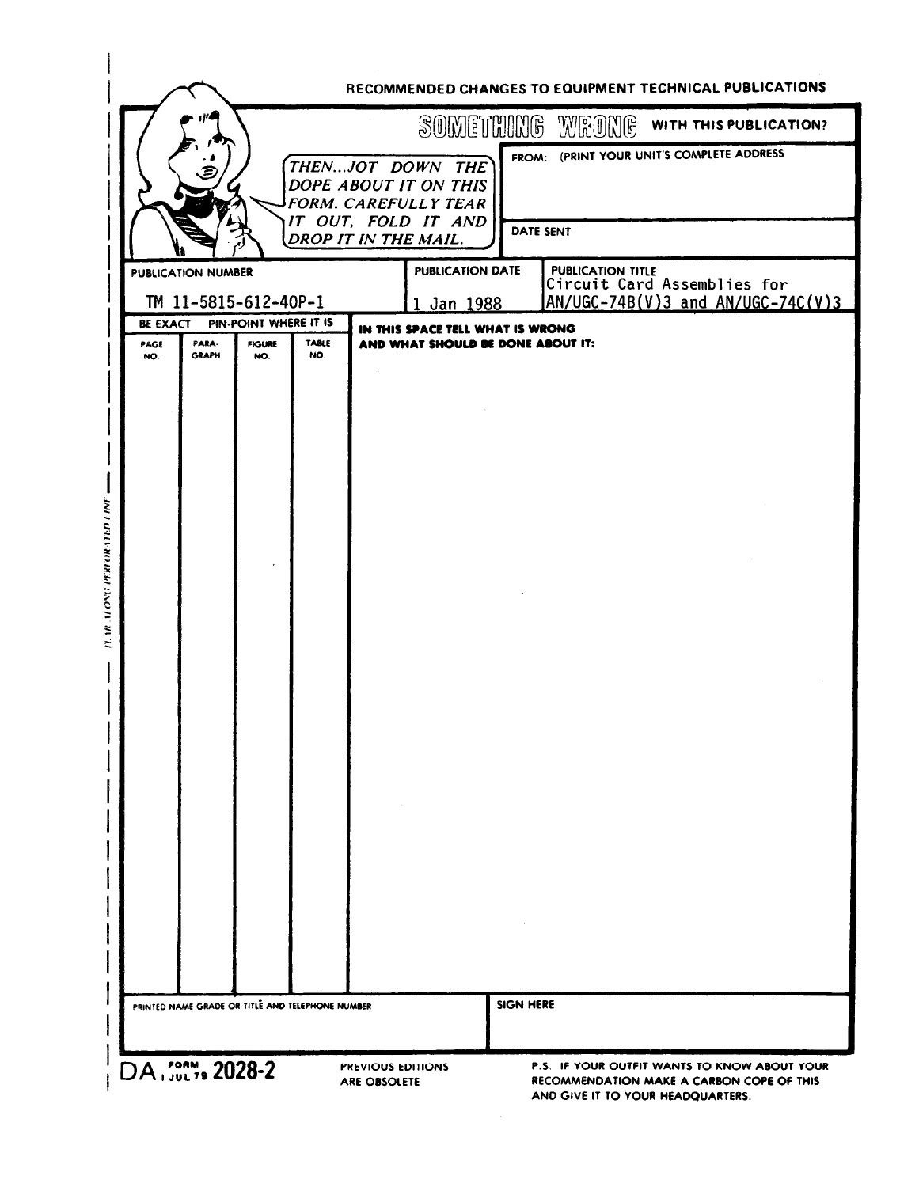RECOMMENDED CHANGES TO EQUIPMENT TECHNICAL PUBLICATIONS

**SOMETHING WRONG** WITH THIS PUBLICATION?

*THEN...JOT DOWN THE DOPE ABOUT IT ON THIS FORM. CAREFULLY TEAR IT OUT, FOLD IT AND DROP IT IN THE MAIL.*

FROM: (PRINT YOUR UNIT'S COMPLETE ADDRESS

DATE SENT

| PUBLICATION NUMBER | PUBLICATION DATE | PUBLICATION TITLE |
|---|---|---|
| TM 11-5815-612-40P-1 | 1 Jan 1988 | Circuit Card Assemblies for AN/UGC-74B(V)3 and AN/UGC-74C(V)3 |

| BE EXACT PIN-POINT WHERE IT IS | | | | IN THIS SPACE TELL WHAT IS WRONG AND WHAT SHOULD BE DONE ABOUT IT: |
|---|---|---|---|---|
| PAGE NO. | PARA-GRAPH | FIGURE NO. | TABLE NO. | |
| | | | | |

| PRINTED NAME GRADE OR TITLE AND TELEPHONE NUMBER | SIGN HERE |
|---|---|
| | |

DA FORM 1 JUL 79 2028-2

PREVIOUS EDITIONS ARE OBSOLETE

P.S. IF YOUR OUTFIT WANTS TO KNOW ABOUT YOUR RECOMMENDATION MAKE A CARBON COPE OF THIS AND GIVE IT TO YOUR HEADQUARTERS.

TEAR ALONG PERFORATED LINE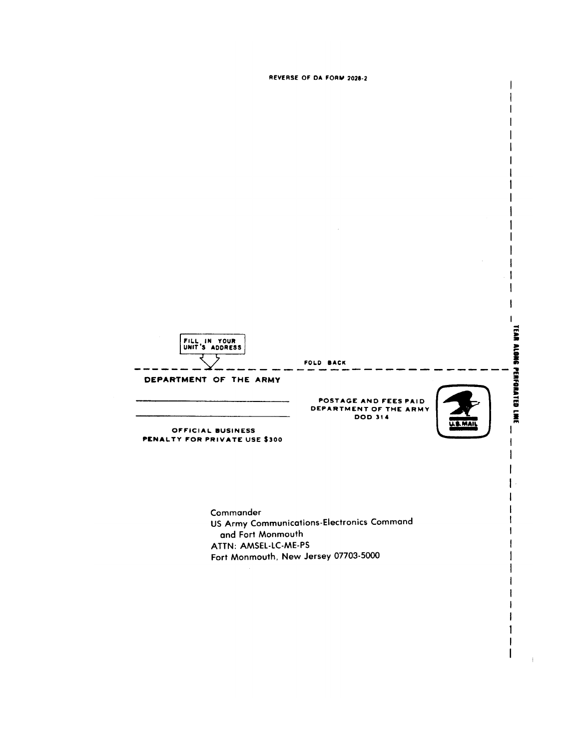REVERSE OF DA FORM 2028-2

FILL IN YOUR UNIT'S ADDRESS

FOLD BACK

TEAR ALONG PERFORATED LINE

DEPARTMENT OF THE ARMY

\_\_\_\_\_\_\_\_\_\_\_\_\_\_\_\_\_\_\_\_\_\_\_\_\_\_\_\_

\_\_\_\_\_\_\_\_\_\_\_\_\_\_\_\_\_\_\_\_\_\_\_\_\_\_\_\_

OFFICIAL BUSINESS
PENALTY FOR PRIVATE USE $300

POSTAGE AND FEES PAID
DEPARTMENT OF THE ARMY
DOD 314

U.S. MAIL

Commander
US Army Communications-Electronics Command
and Fort Monmouth
ATTN: AMSEL-LC-ME-PS
Fort Monmouth, New Jersey 07703-5000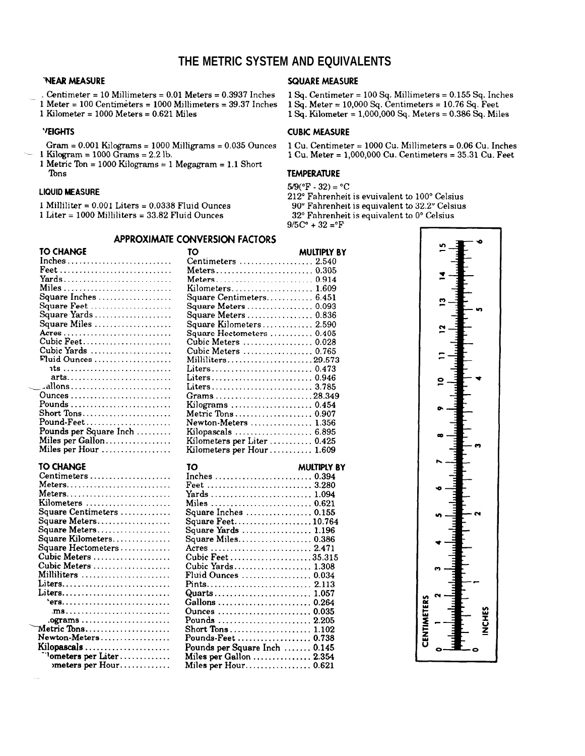# THE METRIC SYSTEM AND EQUIVALENTS

### LINEAR MEASURE

1 Centimeter = 10 Millimeters = 0.01 Meters = 0.3937 Inches
1 Meter = 100 Centimeters = 1000 Millimeters = 39.37 Inches
1 Kilometer = 1000 Meters = 0.621 Miles

### WEIGHTS

1 Gram = 0.001 Kilograms = 1000 Milligrams = 0.035 Ounces
1 Kilogram = 1000 Grams = 2.2 lb.
1 Metric Ton = 1000 Kilograms = 1 Megagram = 1.1 Short Tons

### LIQUID MEASURE

1 Milliliter = 0.001 Liters = 0.0338 Fluid Ounces
1 Liter = 1000 Milliliters = 33.82 Fluid Ounces

### SQUARE MEASURE

1 Sq. Centimeter = 100 Sq. Millimeters = 0.155 Sq. Inches
1 Sq. Meter = 10,000 Sq. Centimeters = 10.76 Sq. Feet
1 Sq. Kilometer = 1,000,000 Sq. Meters = 0.386 Sq. Miles

### CUBIC MEASURE

1 Cu. Centimeter = 1000 Cu. Millimeters = 0.06 Cu. Inches
1 Cu. Meter = 1,000,000 Cu. Centimeters = 35.31 Cu. Feet

### TEMPERATURE

$5/9(°F - 32) = °C$
212° Fahrenheit is evuivalent to 100° Celsius
90° Fahrenheit is equivalent to 32.2° Celsius
32° Fahrenheit is equivalent to 0° Celsius
$9/5C° + 32 = °F$

## APPROXIMATE CONVERSION FACTORS

| TO CHANGE | TO | MULTIPLY BY |
|---|---|---|
| Inches | Centimeters | 2.540 |
| Feet | Meters | 0.305 |
| Yards | Meters | 0.914 |
| Miles | Kilometers | 1.609 |
| Square Inches | Square Centimeters | 6.451 |
| Square Feet | Square Meters | 0.093 |
| Square Yards | Square Meters | 0.836 |
| Square Miles | Square Kilometers | 2.590 |
| Acres | Square Hectometers | 0.405 |
| Cubic Feet | Cubic Meters | 0.028 |
| Cubic Yards | Cubic Meters | 0.765 |
| Fluid Ounces | Milliliters | 29.573 |
| Pints | Liters | 0.473 |
| Quarts | Liters | 0.946 |
| Gallons | Liters | 3.785 |
| Ounces | Grams | 28.349 |
| Pounds | Kilograms | 0.454 |
| Short Tons | Metric Tons | 0.907 |
| Pound-Feet | Newton-Meters | 1.356 |
| Pounds per Square Inch | Kilopascals | 6.895 |
| Miles per Gallon | Kilometers per Liter | 0.425 |
| Miles per Hour | Kilometers per Hour | 1.609 |

| TO CHANGE | TO | MULTIPLY BY |
|---|---|---|
| Centimeters | Inches | 0.394 |
| Meters | Feet | 3.280 |
| Meters | Yards | 1.094 |
| Kilometers | Miles | 0.621 |
| Square Centimeters | Square Inches | 0.155 |
| Square Meters | Square Feet | 10.764 |
| Square Meters | Square Yards | 1.196 |
| Square Kilometers | Square Miles | 0.386 |
| Square Hectometers | Acres | 2.471 |
| Cubic Meters | Cubic Feet | 35.315 |
| Cubic Meters | Cubic Yards | 1.308 |
| Milliliters | Fluid Ounces | 0.034 |
| Liters | Pints | 2.113 |
| Liters | Quarts | 1.057 |
| Liters | Gallons | 0.264 |
| Grams | Ounces | 0.035 |
| Kilograms | Pounds | 2.205 |
| Metric Tons | Short Tons | 1.102 |
| Newton-Meters | Pounds-Feet | 0.738 |
| Kilopascals | Pounds per Square Inch | 0.145 |
| Kilometers per Liter | Miles per Gallon | 2.354 |
| Kilometers per Hour | Miles per Hour | 0.621 |

CENTIMETERS 0 1 2 3 4 5 6 7 8 9 10 11 12 13 14 15
INCHES 0 1 2 3 4 5 6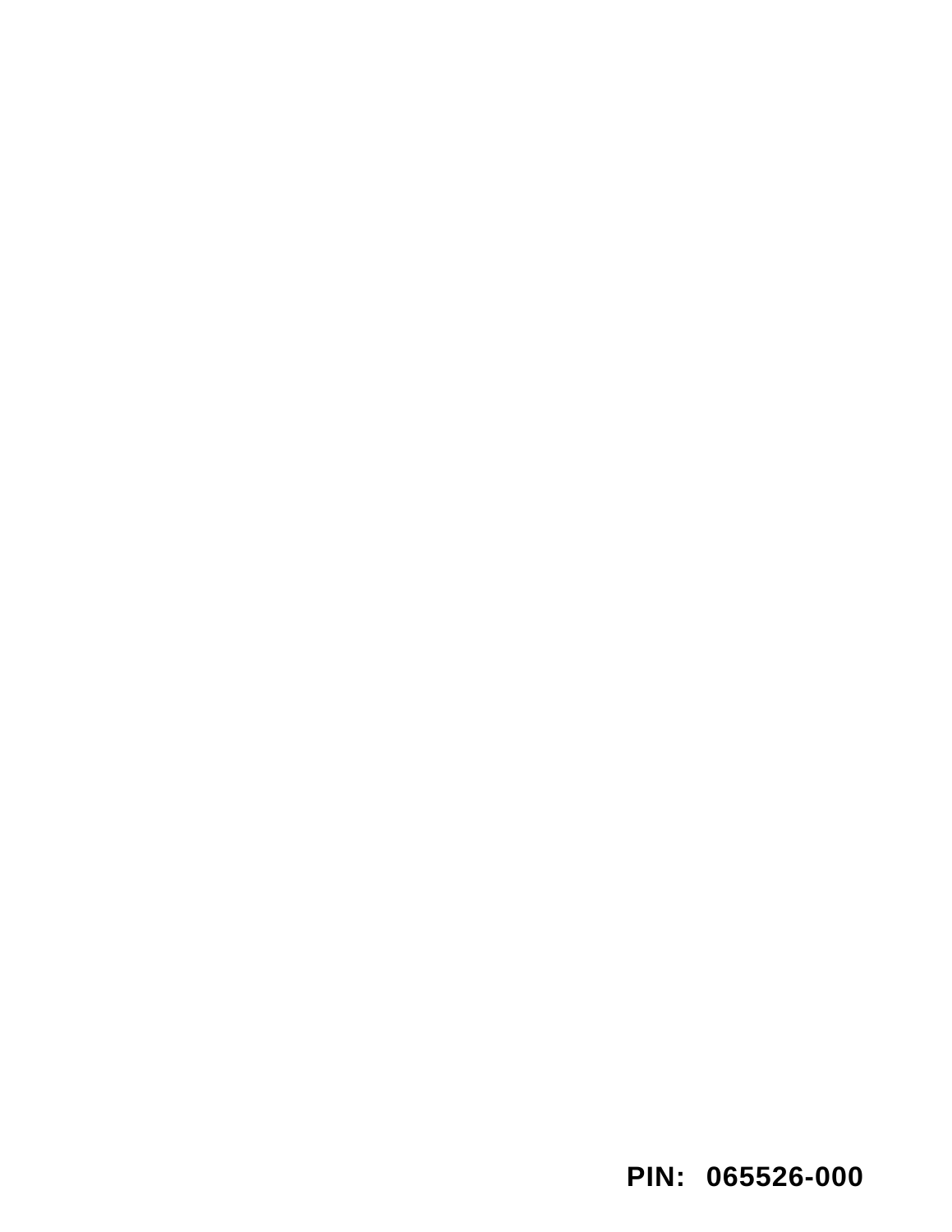**PIN: 065526-000**